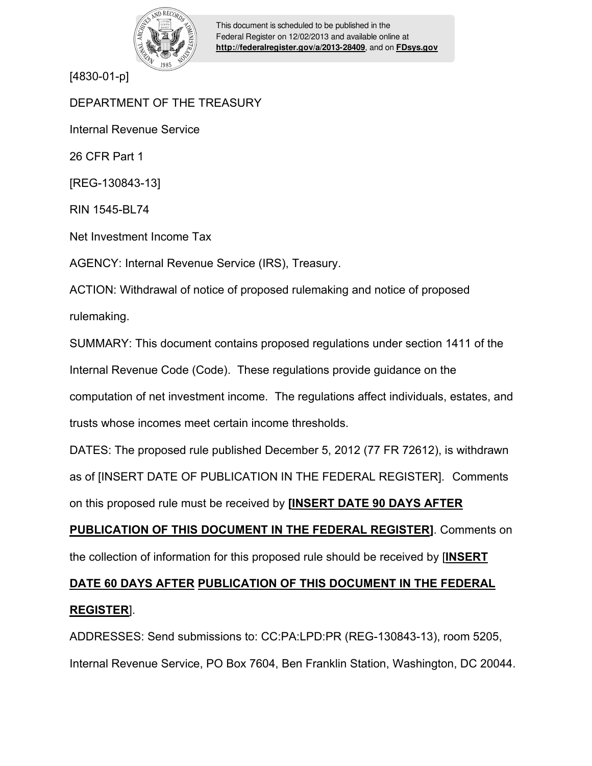This document is scheduled to be published in the Federal Register on 12/02/2013 and available online at **http://federalregister.gov/a/2013-28409**, and on **FDsys.gov**

[4830-01-p]

DEPARTMENT OF THE TREASURY

Internal Revenue Service

26 CFR Part 1

[REG-130843-13]

RIN 1545-BL74

Net Investment Income Tax

AGENCY: Internal Revenue Service (IRS), Treasury.

ACTION: Withdrawal of notice of proposed rulemaking and notice of proposed rulemaking.

SUMMARY: This document contains proposed regulations under section 1411 of the Internal Revenue Code (Code). These regulations provide guidance on the computation of net investment income. The regulations affect individuals, estates, and trusts whose incomes meet certain income thresholds.

DATES: The proposed rule published December 5, 2012 (77 FR 72612), is withdrawn as of [INSERT DATE OF PUBLICATION IN THE FEDERAL REGISTER]. Comments on this proposed rule must be received by **[INSERT DATE 90 DAYS AFTER PUBLICATION OF THIS DOCUMENT IN THE FEDERAL REGISTER]**. Comments on the collection of information for this proposed rule should be received by [**INSERT DATE 60 DAYS AFTER PUBLICATION OF THIS DOCUMENT IN THE FEDERAL REGISTER**].

ADDRESSES: Send submissions to: CC:PA:LPD:PR (REG-130843-13), room 5205, Internal Revenue Service, PO Box 7604, Ben Franklin Station, Washington, DC 20044.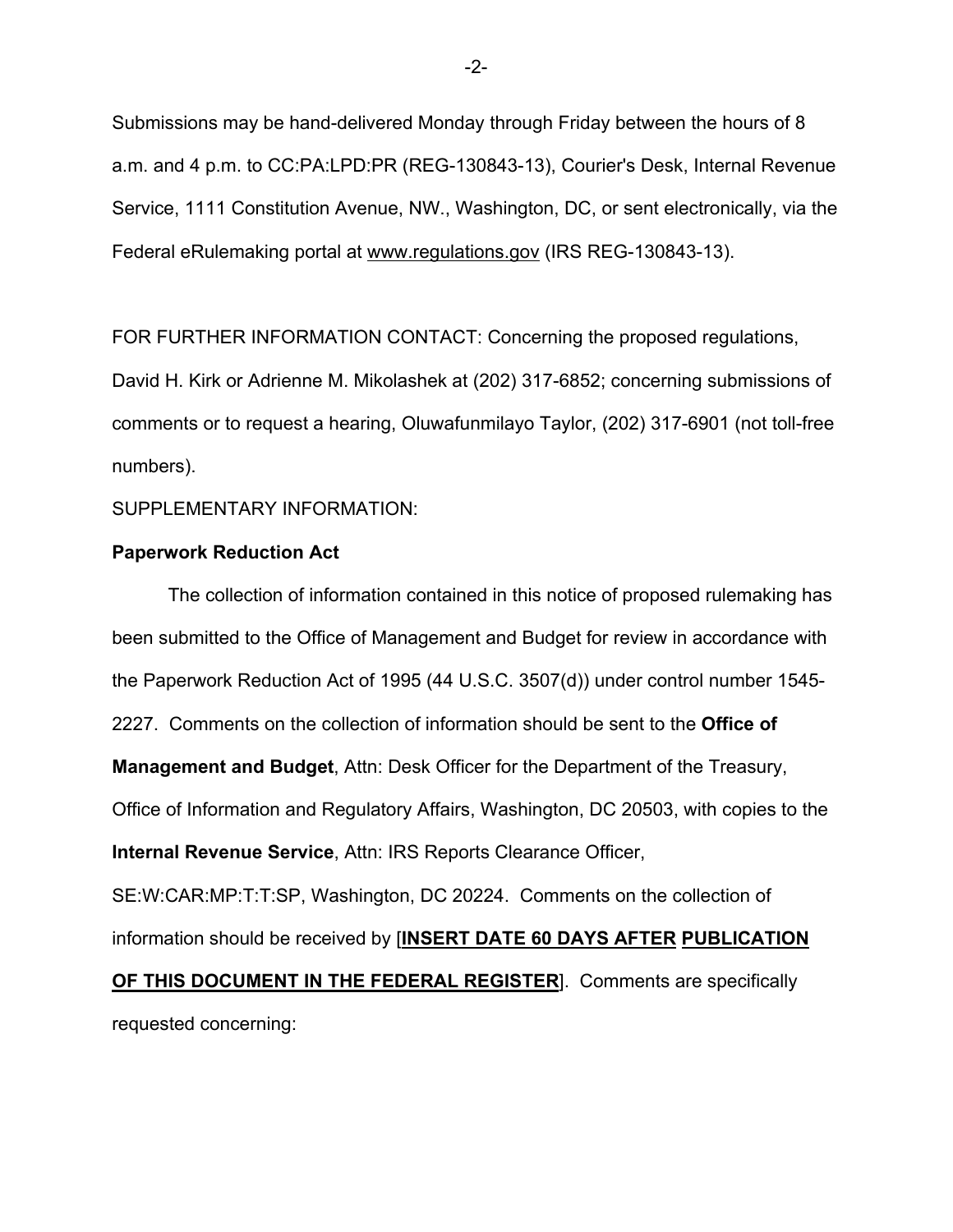Submissions may be hand-delivered Monday through Friday between the hours of 8 a.m. and 4 p.m. to CC:PA:LPD:PR (REG-130843-13), Courier's Desk, Internal Revenue Service, 1111 Constitution Avenue, NW., Washington, DC, or sent electronically, via the Federal eRulemaking portal at www.regulations.gov (IRS REG-130843-13).

FOR FURTHER INFORMATION CONTACT: Concerning the proposed regulations, David H. Kirk or Adrienne M. Mikolashek at (202) 317-6852; concerning submissions of comments or to request a hearing, Oluwafunmilayo Taylor, (202) 317-6901 (not toll-free numbers).

SUPPLEMENTARY INFORMATION:

**Paperwork Reduction Act**

The collection of information contained in this notice of proposed rulemaking has been submitted to the Office of Management and Budget for review in accordance with the Paperwork Reduction Act of 1995 (44 U.S.C. 3507(d)) under control number 1545-2227. Comments on the collection of information should be sent to the **Office of Management and Budget**, Attn: Desk Officer for the Department of the Treasury, Office of Information and Regulatory Affairs, Washington, DC 20503, with copies to the **Internal Revenue Service**, Attn: IRS Reports Clearance Officer, SE:W:CAR:MP:T:T:SP, Washington, DC 20224. Comments on the collection of information should be received by [**INSERT DATE 60 DAYS AFTER PUBLICATION OF THIS DOCUMENT IN THE FEDERAL REGISTER**]. Comments are specifically requested concerning: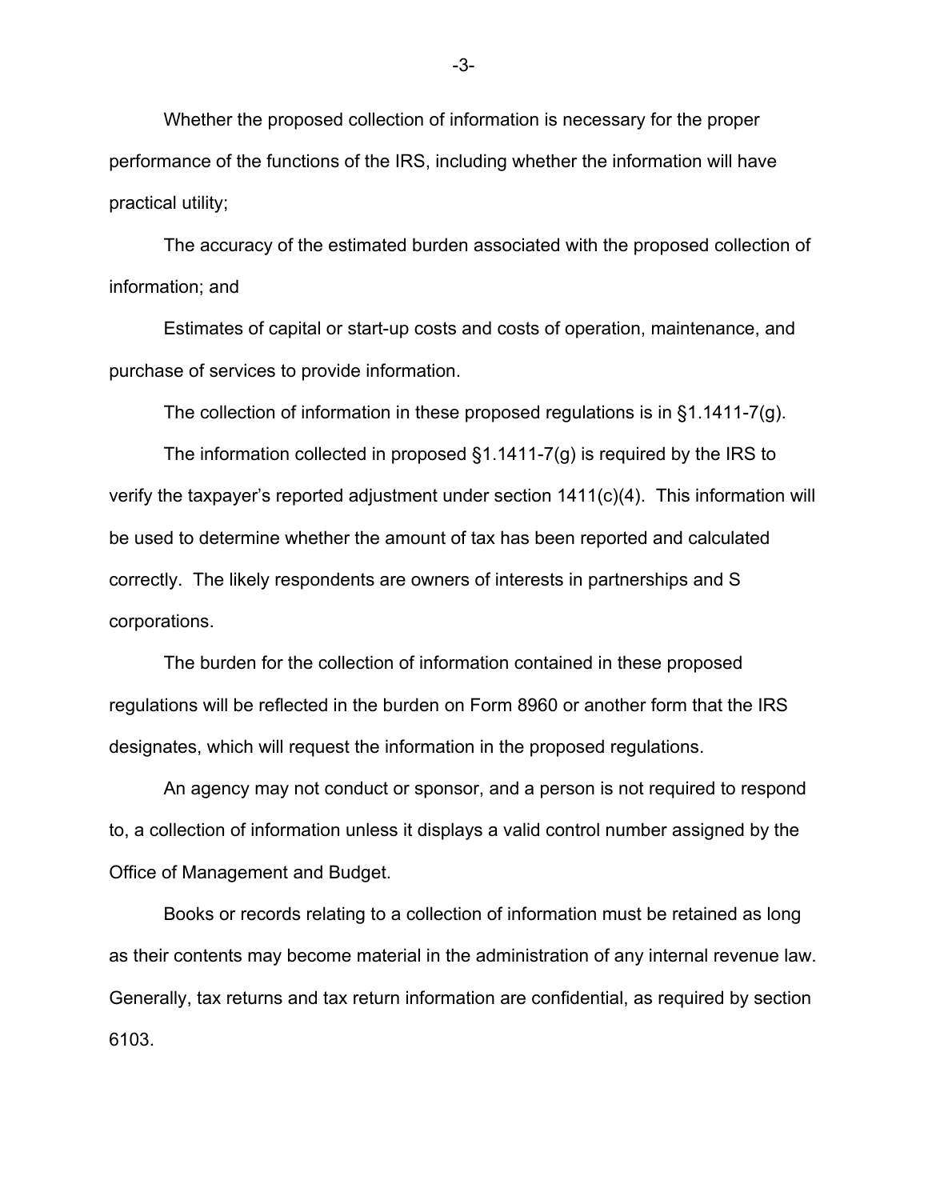Whether the proposed collection of information is necessary for the proper performance of the functions of the IRS, including whether the information will have practical utility;

The accuracy of the estimated burden associated with the proposed collection of information; and

Estimates of capital or start-up costs and costs of operation, maintenance, and purchase of services to provide information.

The collection of information in these proposed regulations is in §1.1411-7(g).

The information collected in proposed §1.1411-7(g) is required by the IRS to verify the taxpayer's reported adjustment under section 1411(c)(4). This information will be used to determine whether the amount of tax has been reported and calculated correctly. The likely respondents are owners of interests in partnerships and S corporations.

The burden for the collection of information contained in these proposed regulations will be reflected in the burden on Form 8960 or another form that the IRS designates, which will request the information in the proposed regulations.

An agency may not conduct or sponsor, and a person is not required to respond to, a collection of information unless it displays a valid control number assigned by the Office of Management and Budget.

Books or records relating to a collection of information must be retained as long as their contents may become material in the administration of any internal revenue law. Generally, tax returns and tax return information are confidential, as required by section 6103.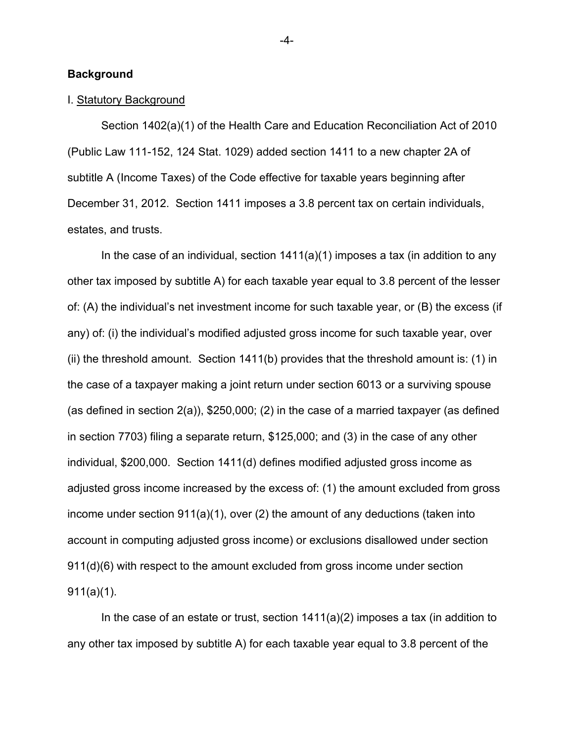**Background**

I. Statutory Background

Section 1402(a)(1) of the Health Care and Education Reconciliation Act of 2010 (Public Law 111-152, 124 Stat. 1029) added section 1411 to a new chapter 2A of subtitle A (Income Taxes) of the Code effective for taxable years beginning after December 31, 2012. Section 1411 imposes a 3.8 percent tax on certain individuals, estates, and trusts.

In the case of an individual, section 1411(a)(1) imposes a tax (in addition to any other tax imposed by subtitle A) for each taxable year equal to 3.8 percent of the lesser of: (A) the individual's net investment income for such taxable year, or (B) the excess (if any) of: (i) the individual's modified adjusted gross income for such taxable year, over (ii) the threshold amount. Section 1411(b) provides that the threshold amount is: (1) in the case of a taxpayer making a joint return under section 6013 or a surviving spouse (as defined in section 2(a)), $250,000; (2) in the case of a married taxpayer (as defined in section 7703) filing a separate return, $125,000; and (3) in the case of any other individual, $200,000. Section 1411(d) defines modified adjusted gross income as adjusted gross income increased by the excess of: (1) the amount excluded from gross income under section 911(a)(1), over (2) the amount of any deductions (taken into account in computing adjusted gross income) or exclusions disallowed under section 911(d)(6) with respect to the amount excluded from gross income under section 911(a)(1).

In the case of an estate or trust, section 1411(a)(2) imposes a tax (in addition to any other tax imposed by subtitle A) for each taxable year equal to 3.8 percent of the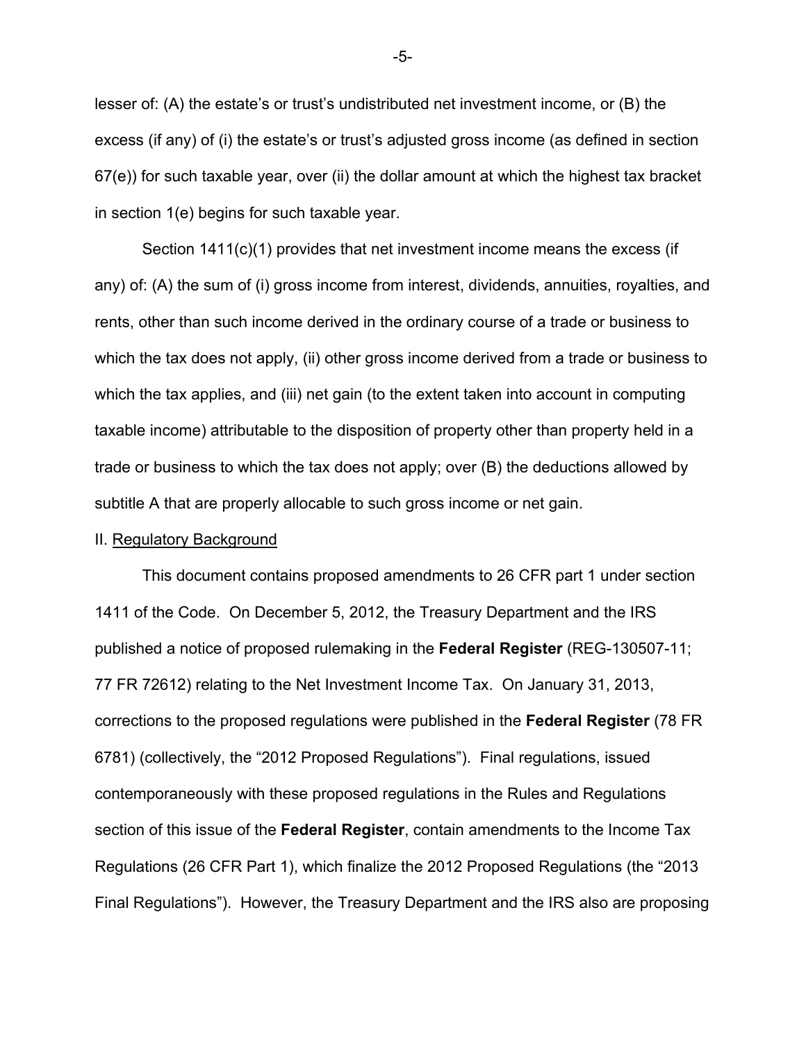lesser of: (A) the estate's or trust's undistributed net investment income, or (B) the excess (if any) of (i) the estate's or trust's adjusted gross income (as defined in section 67(e)) for such taxable year, over (ii) the dollar amount at which the highest tax bracket in section 1(e) begins for such taxable year.

Section 1411(c)(1) provides that net investment income means the excess (if any) of: (A) the sum of (i) gross income from interest, dividends, annuities, royalties, and rents, other than such income derived in the ordinary course of a trade or business to which the tax does not apply, (ii) other gross income derived from a trade or business to which the tax applies, and (iii) net gain (to the extent taken into account in computing taxable income) attributable to the disposition of property other than property held in a trade or business to which the tax does not apply; over (B) the deductions allowed by subtitle A that are properly allocable to such gross income or net gain.

II. Regulatory Background

This document contains proposed amendments to 26 CFR part 1 under section 1411 of the Code. On December 5, 2012, the Treasury Department and the IRS published a notice of proposed rulemaking in the **Federal Register** (REG-130507-11; 77 FR 72612) relating to the Net Investment Income Tax. On January 31, 2013, corrections to the proposed regulations were published in the **Federal Register** (78 FR 6781) (collectively, the "2012 Proposed Regulations"). Final regulations, issued contemporaneously with these proposed regulations in the Rules and Regulations section of this issue of the **Federal Register**, contain amendments to the Income Tax Regulations (26 CFR Part 1), which finalize the 2012 Proposed Regulations (the "2013 Final Regulations"). However, the Treasury Department and the IRS also are proposing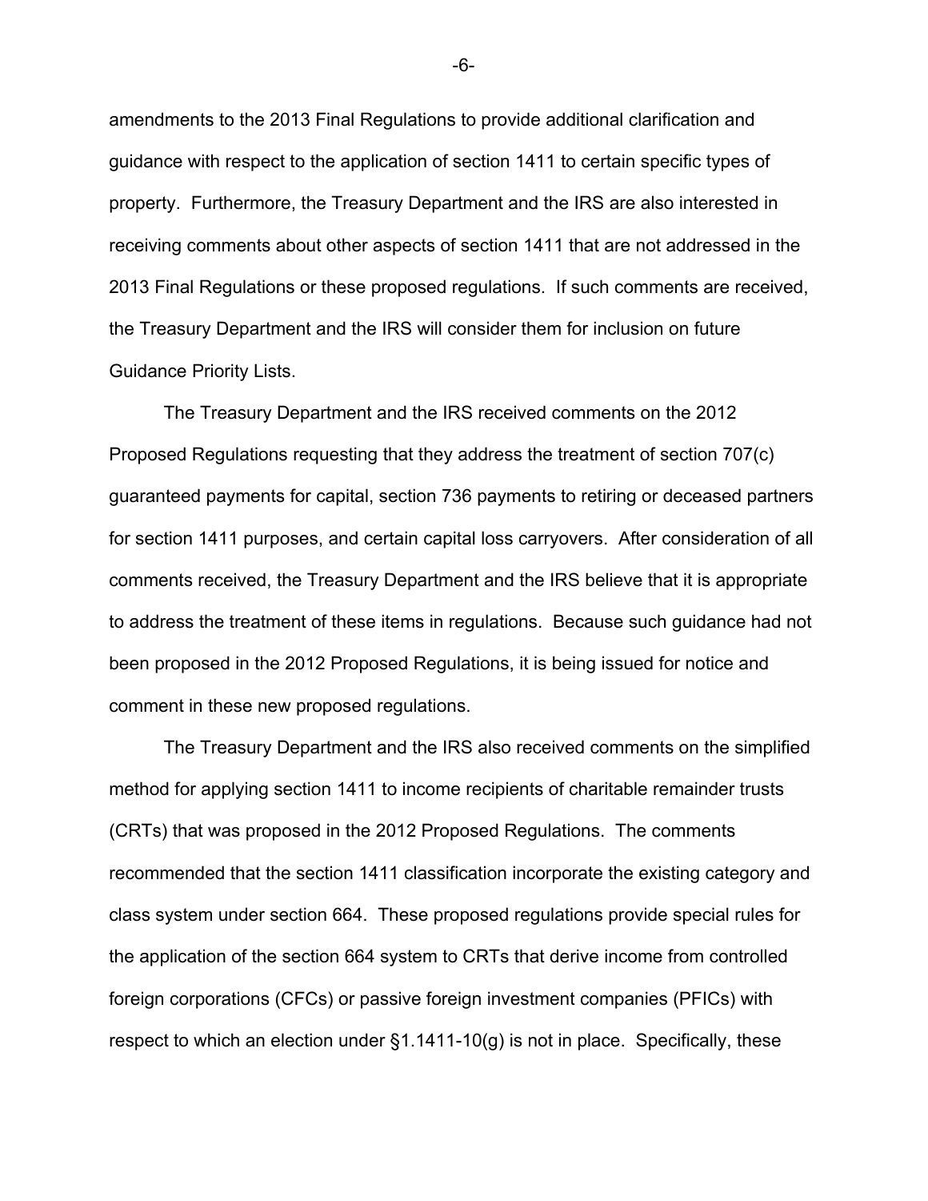amendments to the 2013 Final Regulations to provide additional clarification and guidance with respect to the application of section 1411 to certain specific types of property. Furthermore, the Treasury Department and the IRS are also interested in receiving comments about other aspects of section 1411 that are not addressed in the 2013 Final Regulations or these proposed regulations. If such comments are received, the Treasury Department and the IRS will consider them for inclusion on future Guidance Priority Lists.

The Treasury Department and the IRS received comments on the 2012 Proposed Regulations requesting that they address the treatment of section 707(c) guaranteed payments for capital, section 736 payments to retiring or deceased partners for section 1411 purposes, and certain capital loss carryovers. After consideration of all comments received, the Treasury Department and the IRS believe that it is appropriate to address the treatment of these items in regulations. Because such guidance had not been proposed in the 2012 Proposed Regulations, it is being issued for notice and comment in these new proposed regulations.

The Treasury Department and the IRS also received comments on the simplified method for applying section 1411 to income recipients of charitable remainder trusts (CRTs) that was proposed in the 2012 Proposed Regulations. The comments recommended that the section 1411 classification incorporate the existing category and class system under section 664. These proposed regulations provide special rules for the application of the section 664 system to CRTs that derive income from controlled foreign corporations (CFCs) or passive foreign investment companies (PFICs) with respect to which an election under §1.1411-10(g) is not in place. Specifically, these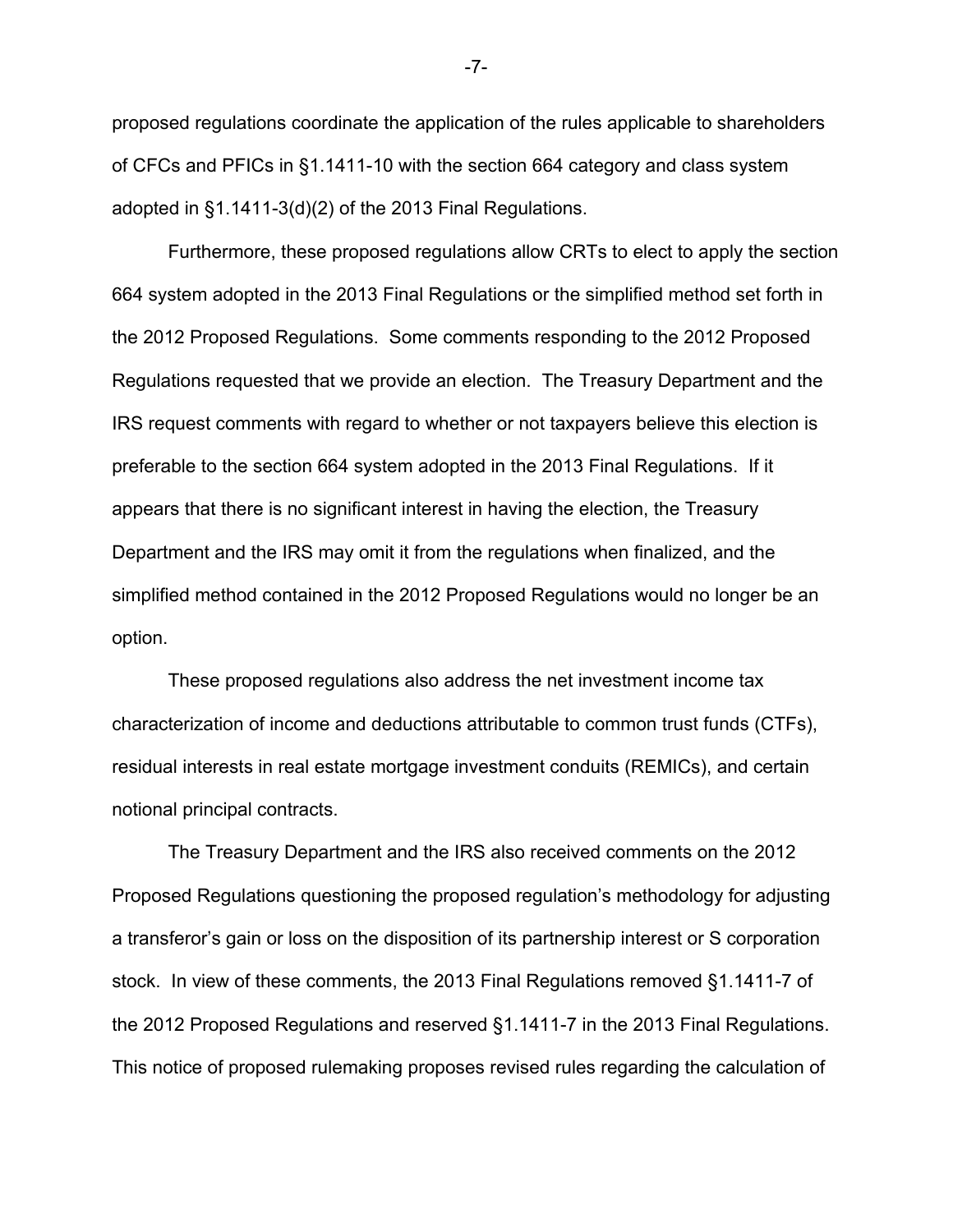proposed regulations coordinate the application of the rules applicable to shareholders of CFCs and PFICs in §1.1411-10 with the section 664 category and class system adopted in §1.1411-3(d)(2) of the 2013 Final Regulations.

Furthermore, these proposed regulations allow CRTs to elect to apply the section 664 system adopted in the 2013 Final Regulations or the simplified method set forth in the 2012 Proposed Regulations. Some comments responding to the 2012 Proposed Regulations requested that we provide an election. The Treasury Department and the IRS request comments with regard to whether or not taxpayers believe this election is preferable to the section 664 system adopted in the 2013 Final Regulations. If it appears that there is no significant interest in having the election, the Treasury Department and the IRS may omit it from the regulations when finalized, and the simplified method contained in the 2012 Proposed Regulations would no longer be an option.

These proposed regulations also address the net investment income tax characterization of income and deductions attributable to common trust funds (CTFs), residual interests in real estate mortgage investment conduits (REMICs), and certain notional principal contracts.

The Treasury Department and the IRS also received comments on the 2012 Proposed Regulations questioning the proposed regulation's methodology for adjusting a transferor's gain or loss on the disposition of its partnership interest or S corporation stock. In view of these comments, the 2013 Final Regulations removed §1.1411-7 of the 2012 Proposed Regulations and reserved §1.1411-7 in the 2013 Final Regulations. This notice of proposed rulemaking proposes revised rules regarding the calculation of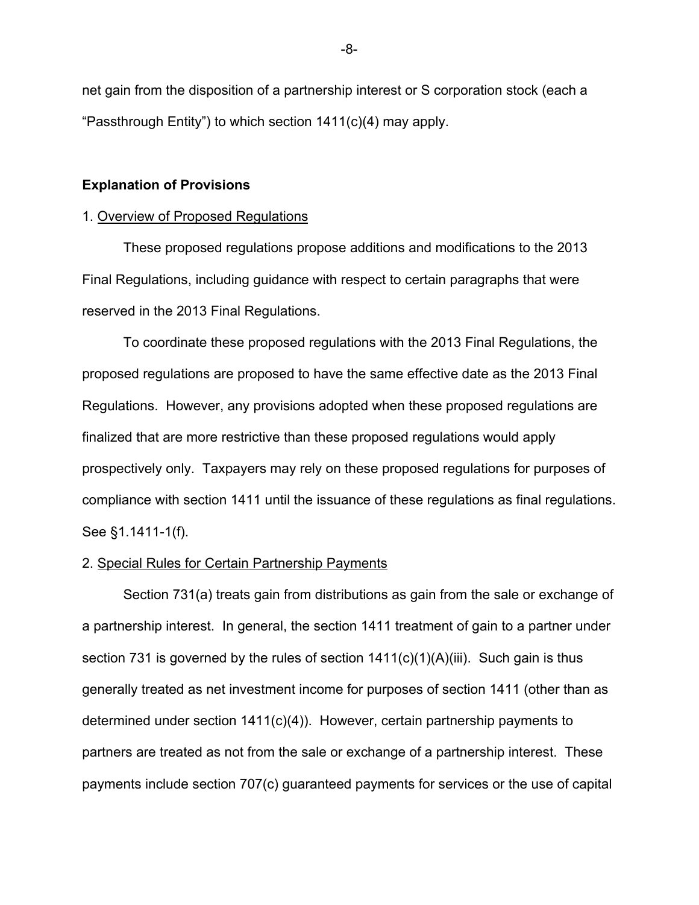net gain from the disposition of a partnership interest or S corporation stock (each a "Passthrough Entity") to which section 1411(c)(4) may apply.

## Explanation of Provisions

### 1. Overview of Proposed Regulations

These proposed regulations propose additions and modifications to the 2013 Final Regulations, including guidance with respect to certain paragraphs that were reserved in the 2013 Final Regulations.

To coordinate these proposed regulations with the 2013 Final Regulations, the proposed regulations are proposed to have the same effective date as the 2013 Final Regulations. However, any provisions adopted when these proposed regulations are finalized that are more restrictive than these proposed regulations would apply prospectively only. Taxpayers may rely on these proposed regulations for purposes of compliance with section 1411 until the issuance of these regulations as final regulations. See §1.1411-1(f).

### 2. Special Rules for Certain Partnership Payments

Section 731(a) treats gain from distributions as gain from the sale or exchange of a partnership interest. In general, the section 1411 treatment of gain to a partner under section 731 is governed by the rules of section 1411(c)(1)(A)(iii). Such gain is thus generally treated as net investment income for purposes of section 1411 (other than as determined under section 1411(c)(4)). However, certain partnership payments to partners are treated as not from the sale or exchange of a partnership interest. These payments include section 707(c) guaranteed payments for services or the use of capital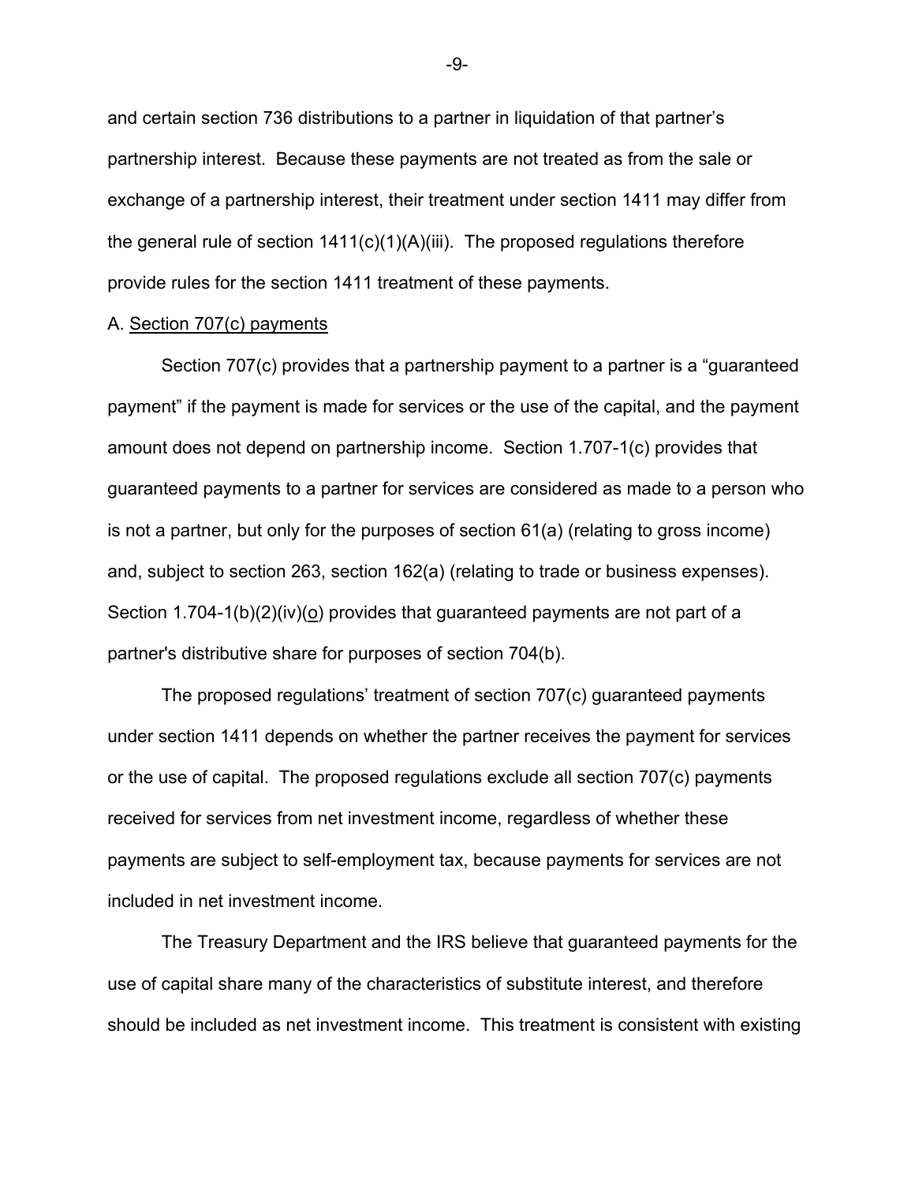and certain section 736 distributions to a partner in liquidation of that partner's partnership interest. Because these payments are not treated as from the sale or exchange of a partnership interest, their treatment under section 1411 may differ from the general rule of section 1411(c)(1)(A)(iii). The proposed regulations therefore provide rules for the section 1411 treatment of these payments.

A. Section 707(c) payments

Section 707(c) provides that a partnership payment to a partner is a "guaranteed payment" if the payment is made for services or the use of the capital, and the payment amount does not depend on partnership income. Section 1.707-1(c) provides that guaranteed payments to a partner for services are considered as made to a person who is not a partner, but only for the purposes of section 61(a) (relating to gross income) and, subject to section 263, section 162(a) (relating to trade or business expenses). Section 1.704-1(b)(2)(iv)(o) provides that guaranteed payments are not part of a partner's distributive share for purposes of section 704(b).

The proposed regulations' treatment of section 707(c) guaranteed payments under section 1411 depends on whether the partner receives the payment for services or the use of capital. The proposed regulations exclude all section 707(c) payments received for services from net investment income, regardless of whether these payments are subject to self-employment tax, because payments for services are not included in net investment income.

The Treasury Department and the IRS believe that guaranteed payments for the use of capital share many of the characteristics of substitute interest, and therefore should be included as net investment income. This treatment is consistent with existing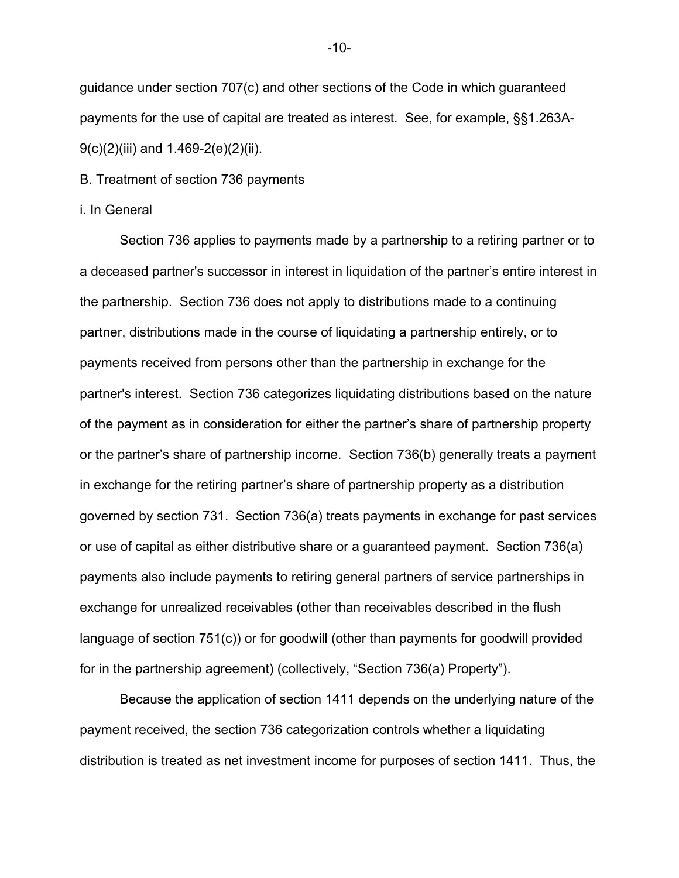guidance under section 707(c) and other sections of the Code in which guaranteed payments for the use of capital are treated as interest. See, for example, §§1.263A-9(c)(2)(iii) and 1.469-2(e)(2)(ii).

B. <u>Treatment of section 736 payments</u>

i. In General

Section 736 applies to payments made by a partnership to a retiring partner or to a deceased partner's successor in interest in liquidation of the partner's entire interest in the partnership. Section 736 does not apply to distributions made to a continuing partner, distributions made in the course of liquidating a partnership entirely, or to payments received from persons other than the partnership in exchange for the partner's interest. Section 736 categorizes liquidating distributions based on the nature of the payment as in consideration for either the partner's share of partnership property or the partner's share of partnership income. Section 736(b) generally treats a payment in exchange for the retiring partner's share of partnership property as a distribution governed by section 731. Section 736(a) treats payments in exchange for past services or use of capital as either distributive share or a guaranteed payment. Section 736(a) payments also include payments to retiring general partners of service partnerships in exchange for unrealized receivables (other than receivables described in the flush language of section 751(c)) or for goodwill (other than payments for goodwill provided for in the partnership agreement) (collectively, "Section 736(a) Property").

Because the application of section 1411 depends on the underlying nature of the payment received, the section 736 categorization controls whether a liquidating distribution is treated as net investment income for purposes of section 1411. Thus, the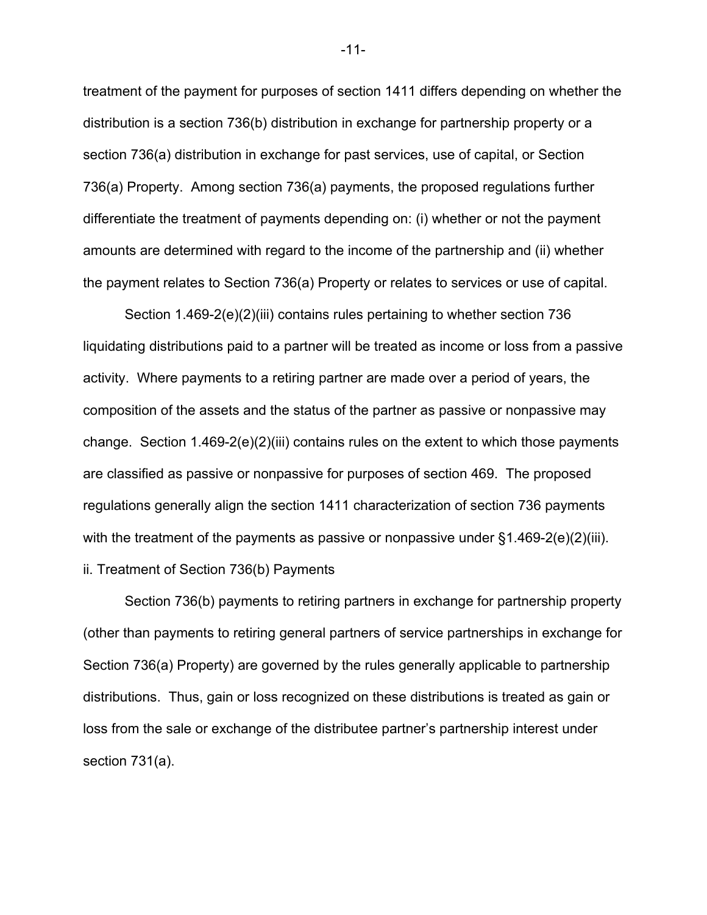treatment of the payment for purposes of section 1411 differs depending on whether the distribution is a section 736(b) distribution in exchange for partnership property or a section 736(a) distribution in exchange for past services, use of capital, or Section 736(a) Property. Among section 736(a) payments, the proposed regulations further differentiate the treatment of payments depending on: (i) whether or not the payment amounts are determined with regard to the income of the partnership and (ii) whether the payment relates to Section 736(a) Property or relates to services or use of capital.

Section 1.469-2(e)(2)(iii) contains rules pertaining to whether section 736 liquidating distributions paid to a partner will be treated as income or loss from a passive activity. Where payments to a retiring partner are made over a period of years, the composition of the assets and the status of the partner as passive or nonpassive may change. Section 1.469-2(e)(2)(iii) contains rules on the extent to which those payments are classified as passive or nonpassive for purposes of section 469. The proposed regulations generally align the section 1411 characterization of section 736 payments with the treatment of the payments as passive or nonpassive under §1.469-2(e)(2)(iii).

ii. Treatment of Section 736(b) Payments

Section 736(b) payments to retiring partners in exchange for partnership property (other than payments to retiring general partners of service partnerships in exchange for Section 736(a) Property) are governed by the rules generally applicable to partnership distributions. Thus, gain or loss recognized on these distributions is treated as gain or loss from the sale or exchange of the distributee partner's partnership interest under section 731(a).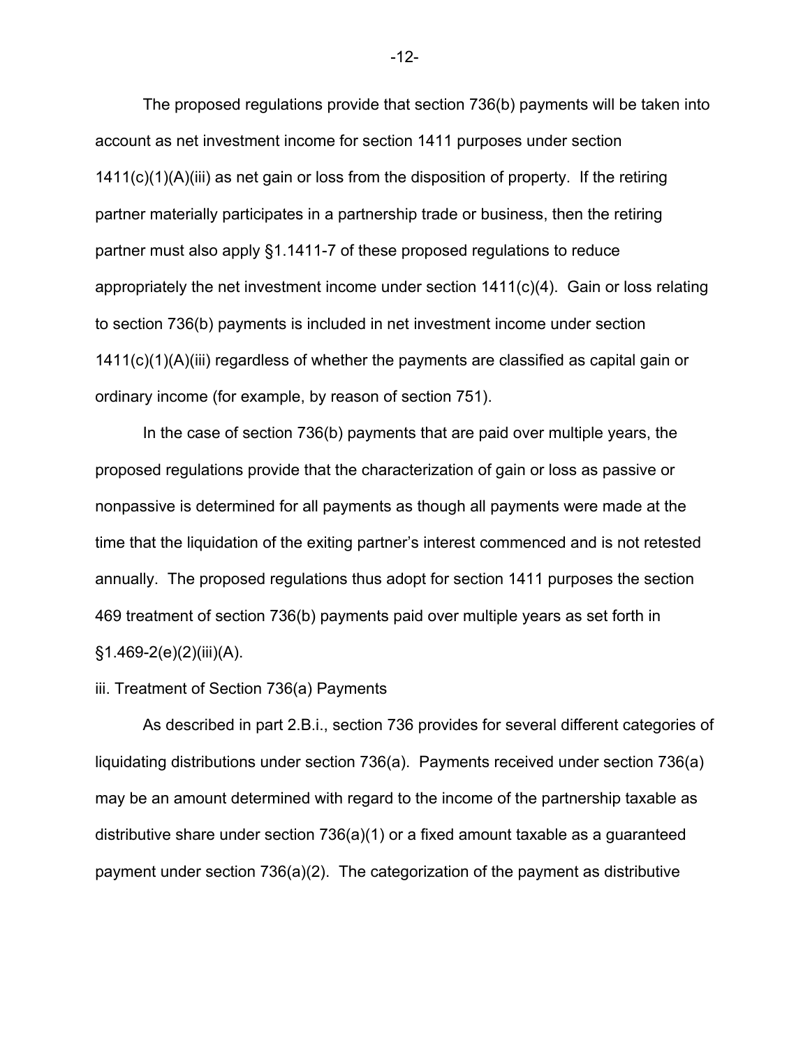The proposed regulations provide that section 736(b) payments will be taken into account as net investment income for section 1411 purposes under section 1411(c)(1)(A)(iii) as net gain or loss from the disposition of property. If the retiring partner materially participates in a partnership trade or business, then the retiring partner must also apply §1.1411-7 of these proposed regulations to reduce appropriately the net investment income under section 1411(c)(4). Gain or loss relating to section 736(b) payments is included in net investment income under section 1411(c)(1)(A)(iii) regardless of whether the payments are classified as capital gain or ordinary income (for example, by reason of section 751).

In the case of section 736(b) payments that are paid over multiple years, the proposed regulations provide that the characterization of gain or loss as passive or nonpassive is determined for all payments as though all payments were made at the time that the liquidation of the exiting partner's interest commenced and is not retested annually. The proposed regulations thus adopt for section 1411 purposes the section 469 treatment of section 736(b) payments paid over multiple years as set forth in §1.469-2(e)(2)(iii)(A).

iii. Treatment of Section 736(a) Payments

As described in part 2.B.i., section 736 provides for several different categories of liquidating distributions under section 736(a). Payments received under section 736(a) may be an amount determined with regard to the income of the partnership taxable as distributive share under section 736(a)(1) or a fixed amount taxable as a guaranteed payment under section 736(a)(2). The categorization of the payment as distributive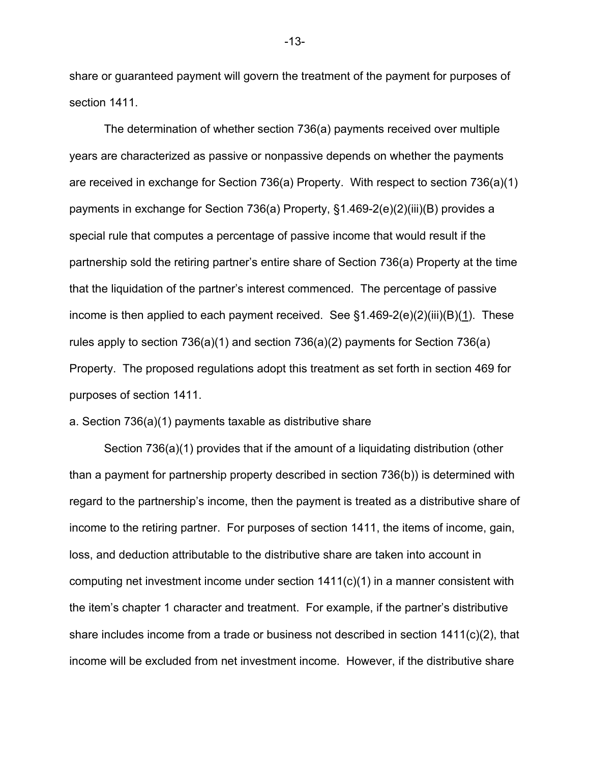share or guaranteed payment will govern the treatment of the payment for purposes of section 1411.

The determination of whether section 736(a) payments received over multiple years are characterized as passive or nonpassive depends on whether the payments are received in exchange for Section 736(a) Property. With respect to section 736(a)(1) payments in exchange for Section 736(a) Property, §1.469-2(e)(2)(iii)(B) provides a special rule that computes a percentage of passive income that would result if the partnership sold the retiring partner's entire share of Section 736(a) Property at the time that the liquidation of the partner's interest commenced. The percentage of passive income is then applied to each payment received. See §1.469-2(e)(2)(iii)(B)(1). These rules apply to section 736(a)(1) and section 736(a)(2) payments for Section 736(a) Property. The proposed regulations adopt this treatment as set forth in section 469 for purposes of section 1411.

a. Section 736(a)(1) payments taxable as distributive share

Section 736(a)(1) provides that if the amount of a liquidating distribution (other than a payment for partnership property described in section 736(b)) is determined with regard to the partnership's income, then the payment is treated as a distributive share of income to the retiring partner. For purposes of section 1411, the items of income, gain, loss, and deduction attributable to the distributive share are taken into account in computing net investment income under section 1411(c)(1) in a manner consistent with the item's chapter 1 character and treatment. For example, if the partner's distributive share includes income from a trade or business not described in section 1411(c)(2), that income will be excluded from net investment income. However, if the distributive share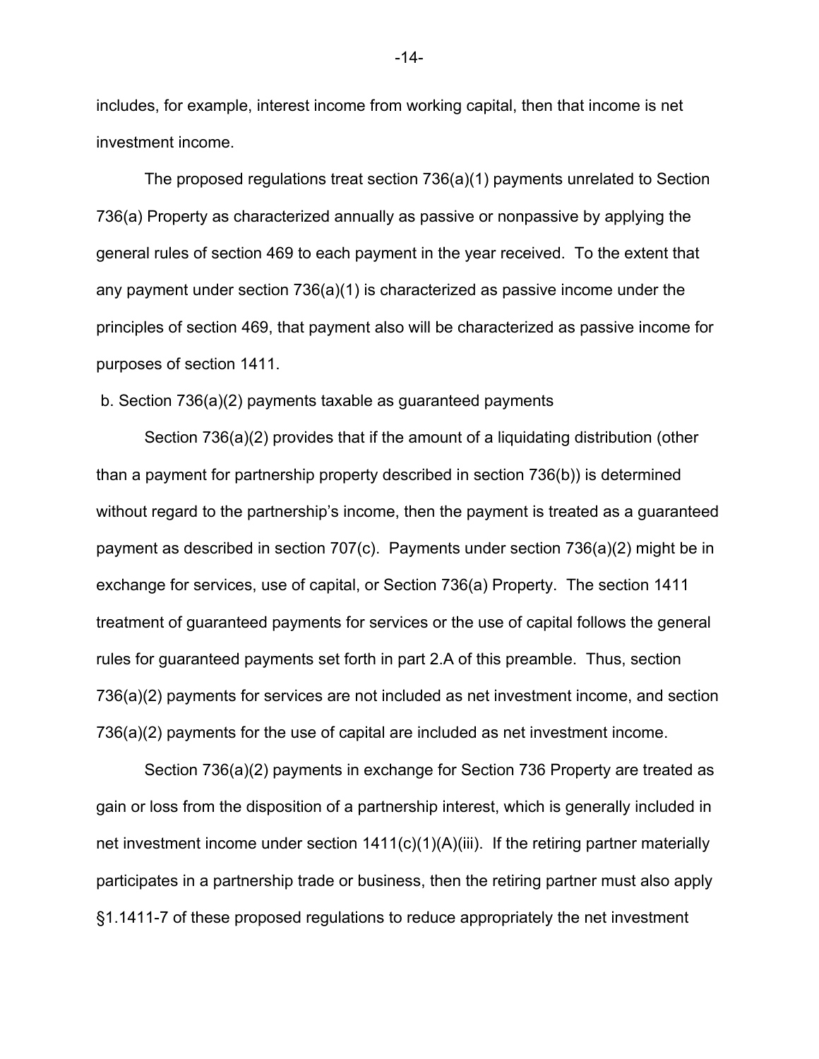includes, for example, interest income from working capital, then that income is net investment income.

The proposed regulations treat section 736(a)(1) payments unrelated to Section 736(a) Property as characterized annually as passive or nonpassive by applying the general rules of section 469 to each payment in the year received. To the extent that any payment under section 736(a)(1) is characterized as passive income under the principles of section 469, that payment also will be characterized as passive income for purposes of section 1411.

b. Section 736(a)(2) payments taxable as guaranteed payments

Section 736(a)(2) provides that if the amount of a liquidating distribution (other than a payment for partnership property described in section 736(b)) is determined without regard to the partnership's income, then the payment is treated as a guaranteed payment as described in section 707(c). Payments under section 736(a)(2) might be in exchange for services, use of capital, or Section 736(a) Property. The section 1411 treatment of guaranteed payments for services or the use of capital follows the general rules for guaranteed payments set forth in part 2.A of this preamble. Thus, section 736(a)(2) payments for services are not included as net investment income, and section 736(a)(2) payments for the use of capital are included as net investment income.

Section 736(a)(2) payments in exchange for Section 736 Property are treated as gain or loss from the disposition of a partnership interest, which is generally included in net investment income under section 1411(c)(1)(A)(iii). If the retiring partner materially participates in a partnership trade or business, then the retiring partner must also apply §1.1411-7 of these proposed regulations to reduce appropriately the net investment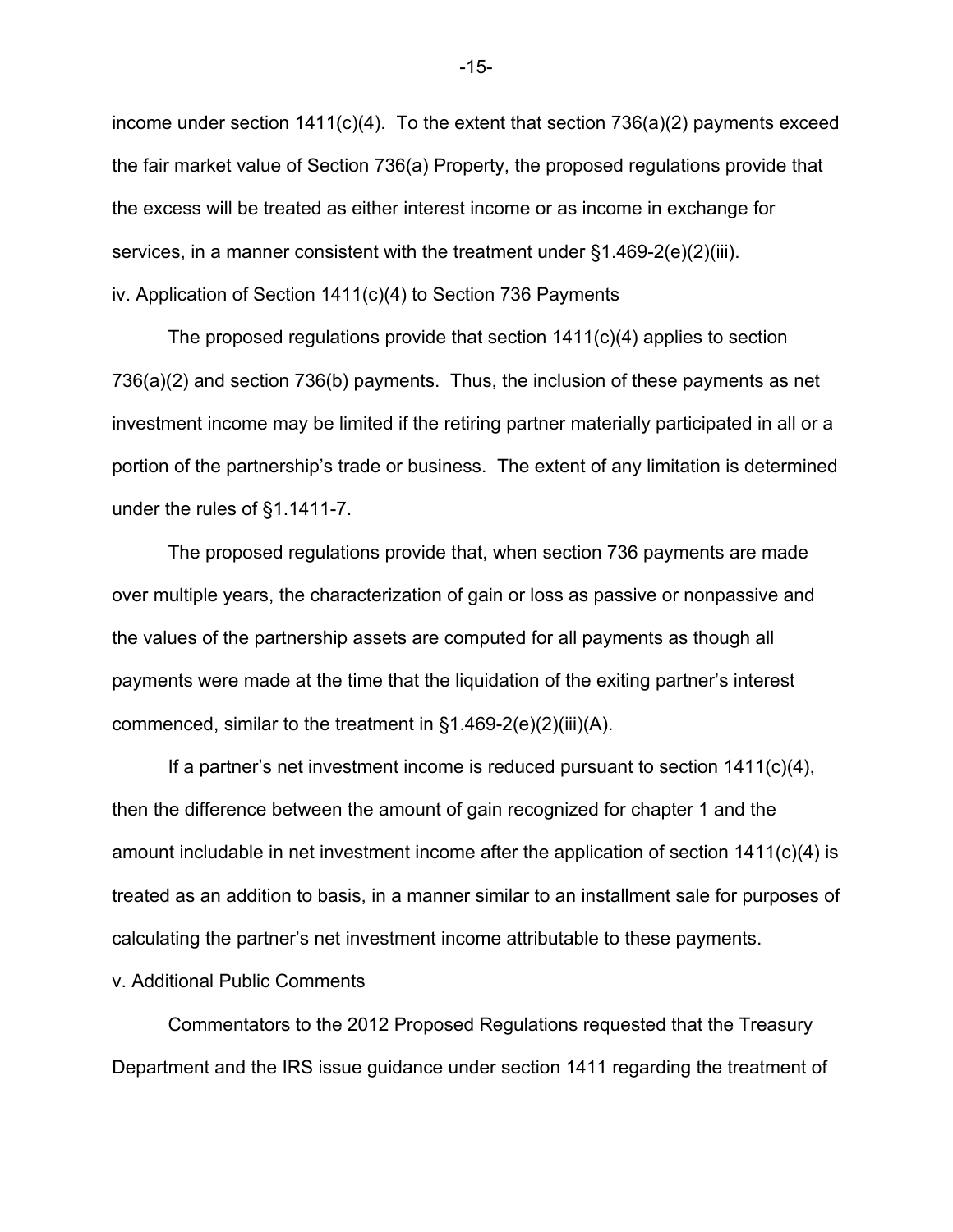income under section 1411(c)(4). To the extent that section 736(a)(2) payments exceed the fair market value of Section 736(a) Property, the proposed regulations provide that the excess will be treated as either interest income or as income in exchange for services, in a manner consistent with the treatment under §1.469-2(e)(2)(iii).

iv. Application of Section 1411(c)(4) to Section 736 Payments

The proposed regulations provide that section 1411(c)(4) applies to section 736(a)(2) and section 736(b) payments. Thus, the inclusion of these payments as net investment income may be limited if the retiring partner materially participated in all or a portion of the partnership's trade or business. The extent of any limitation is determined under the rules of §1.1411-7.

The proposed regulations provide that, when section 736 payments are made over multiple years, the characterization of gain or loss as passive or nonpassive and the values of the partnership assets are computed for all payments as though all payments were made at the time that the liquidation of the exiting partner's interest commenced, similar to the treatment in §1.469-2(e)(2)(iii)(A).

If a partner's net investment income is reduced pursuant to section 1411(c)(4), then the difference between the amount of gain recognized for chapter 1 and the amount includable in net investment income after the application of section 1411(c)(4) is treated as an addition to basis, in a manner similar to an installment sale for purposes of calculating the partner's net investment income attributable to these payments.

v. Additional Public Comments

Commentators to the 2012 Proposed Regulations requested that the Treasury Department and the IRS issue guidance under section 1411 regarding the treatment of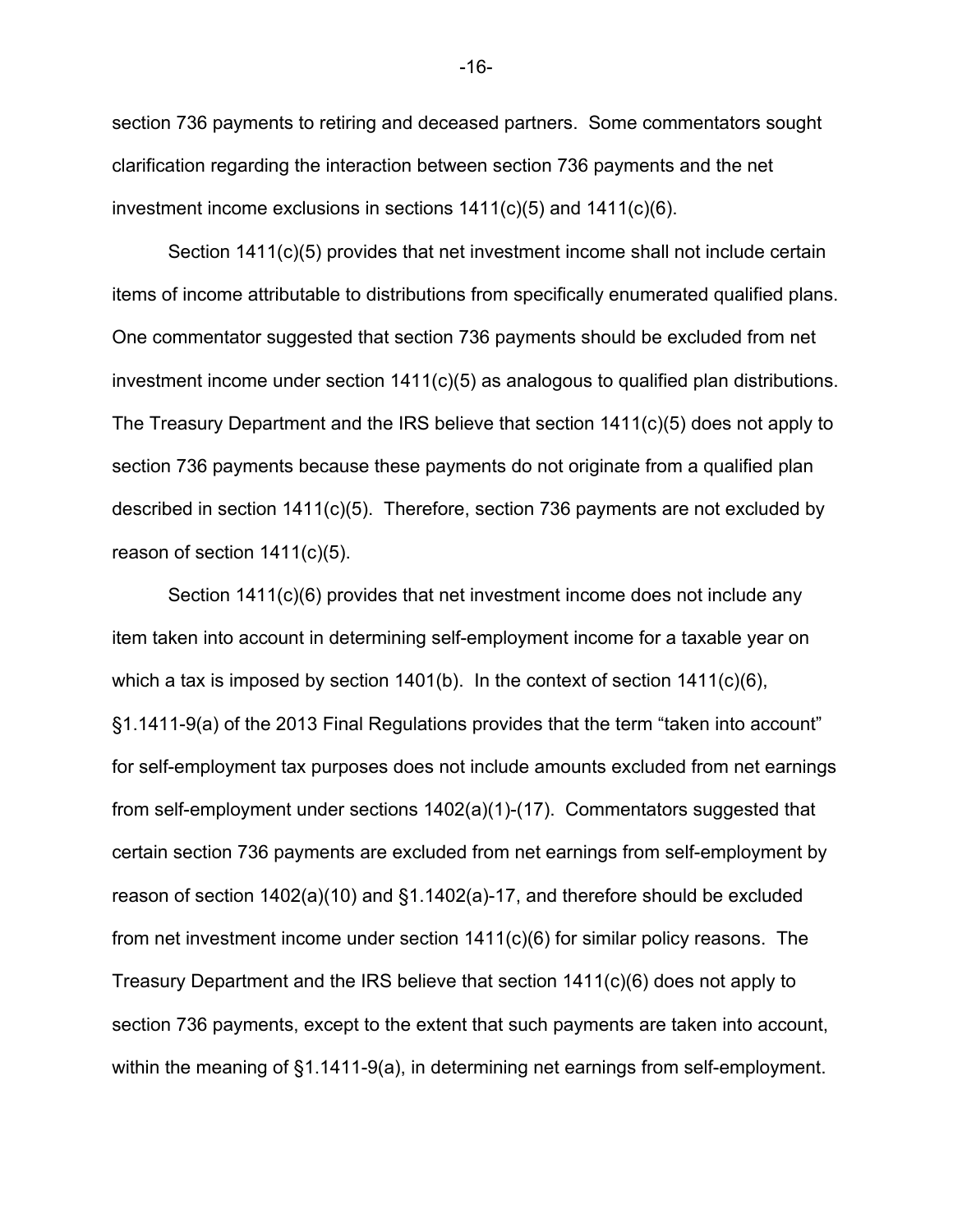section 736 payments to retiring and deceased partners. Some commentators sought clarification regarding the interaction between section 736 payments and the net investment income exclusions in sections 1411(c)(5) and 1411(c)(6).

Section 1411(c)(5) provides that net investment income shall not include certain items of income attributable to distributions from specifically enumerated qualified plans. One commentator suggested that section 736 payments should be excluded from net investment income under section 1411(c)(5) as analogous to qualified plan distributions. The Treasury Department and the IRS believe that section 1411(c)(5) does not apply to section 736 payments because these payments do not originate from a qualified plan described in section 1411(c)(5). Therefore, section 736 payments are not excluded by reason of section 1411(c)(5).

Section 1411(c)(6) provides that net investment income does not include any item taken into account in determining self-employment income for a taxable year on which a tax is imposed by section 1401(b). In the context of section 1411(c)(6), §1.1411-9(a) of the 2013 Final Regulations provides that the term "taken into account" for self-employment tax purposes does not include amounts excluded from net earnings from self-employment under sections 1402(a)(1)-(17). Commentators suggested that certain section 736 payments are excluded from net earnings from self-employment by reason of section 1402(a)(10) and §1.1402(a)-17, and therefore should be excluded from net investment income under section 1411(c)(6) for similar policy reasons. The Treasury Department and the IRS believe that section 1411(c)(6) does not apply to section 736 payments, except to the extent that such payments are taken into account, within the meaning of §1.1411-9(a), in determining net earnings from self-employment.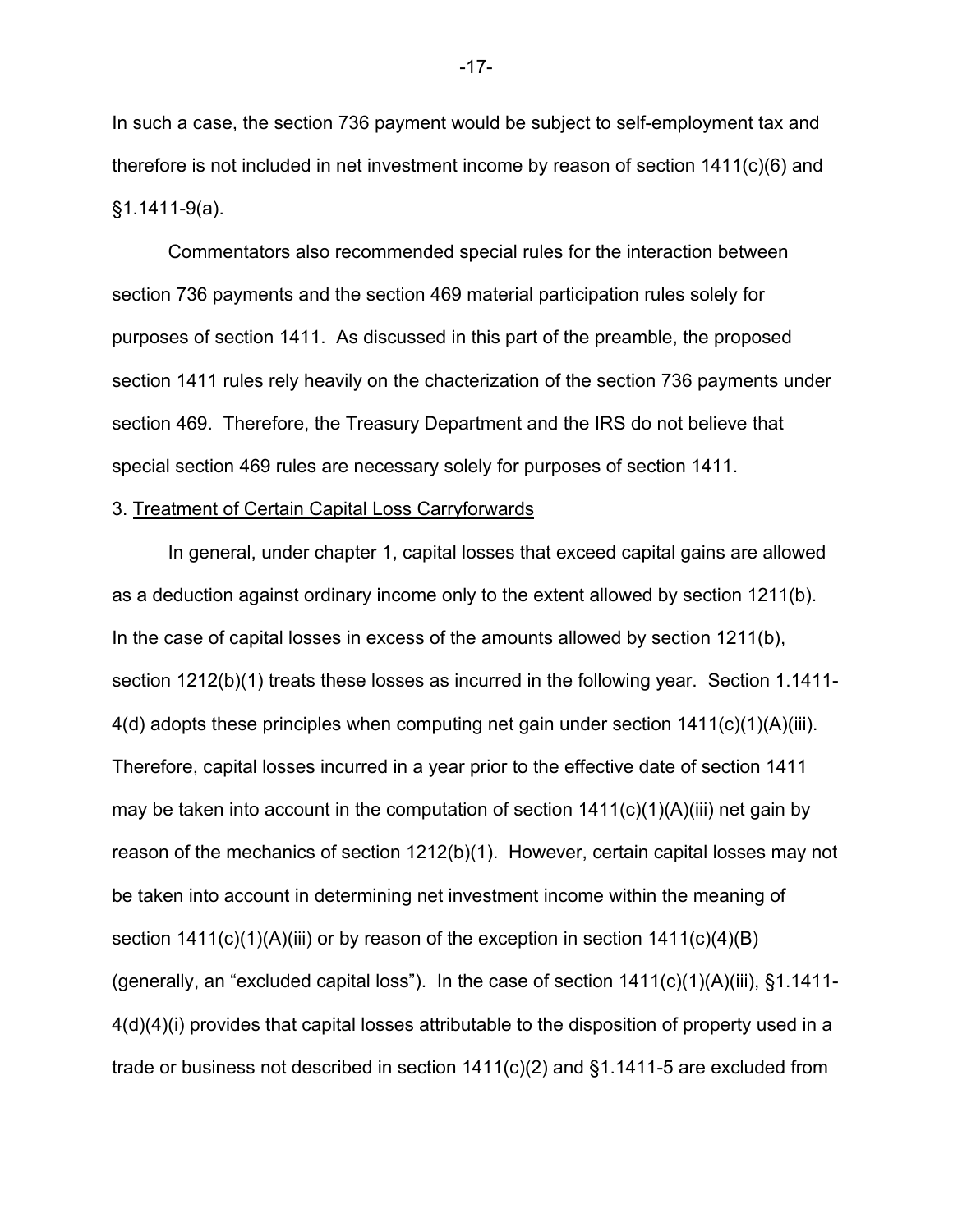In such a case, the section 736 payment would be subject to self-employment tax and therefore is not included in net investment income by reason of section 1411(c)(6) and §1.1411-9(a).

Commentators also recommended special rules for the interaction between section 736 payments and the section 469 material participation rules solely for purposes of section 1411. As discussed in this part of the preamble, the proposed section 1411 rules rely heavily on the chacterization of the section 736 payments under section 469. Therefore, the Treasury Department and the IRS do not believe that special section 469 rules are necessary solely for purposes of section 1411.

3. Treatment of Certain Capital Loss Carryforwards

In general, under chapter 1, capital losses that exceed capital gains are allowed as a deduction against ordinary income only to the extent allowed by section 1211(b). In the case of capital losses in excess of the amounts allowed by section 1211(b), section 1212(b)(1) treats these losses as incurred in the following year. Section 1.1411-4(d) adopts these principles when computing net gain under section 1411(c)(1)(A)(iii). Therefore, capital losses incurred in a year prior to the effective date of section 1411 may be taken into account in the computation of section 1411(c)(1)(A)(iii) net gain by reason of the mechanics of section 1212(b)(1). However, certain capital losses may not be taken into account in determining net investment income within the meaning of section 1411(c)(1)(A)(iii) or by reason of the exception in section 1411(c)(4)(B) (generally, an "excluded capital loss"). In the case of section 1411(c)(1)(A)(iii), §1.1411-4(d)(4)(i) provides that capital losses attributable to the disposition of property used in a trade or business not described in section 1411(c)(2) and §1.1411-5 are excluded from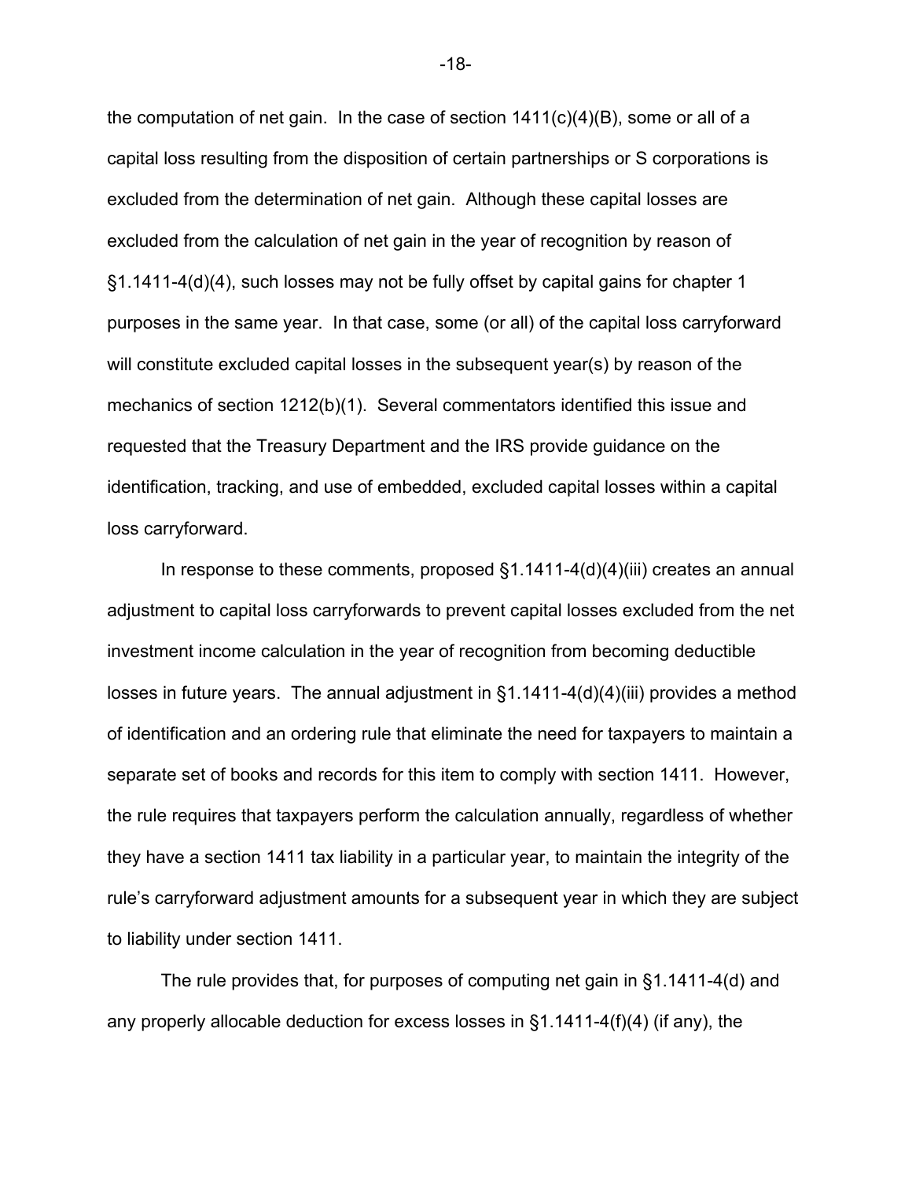the computation of net gain. In the case of section 1411(c)(4)(B), some or all of a capital loss resulting from the disposition of certain partnerships or S corporations is excluded from the determination of net gain. Although these capital losses are excluded from the calculation of net gain in the year of recognition by reason of §1.1411-4(d)(4), such losses may not be fully offset by capital gains for chapter 1 purposes in the same year. In that case, some (or all) of the capital loss carryforward will constitute excluded capital losses in the subsequent year(s) by reason of the mechanics of section 1212(b)(1). Several commentators identified this issue and requested that the Treasury Department and the IRS provide guidance on the identification, tracking, and use of embedded, excluded capital losses within a capital loss carryforward.

In response to these comments, proposed §1.1411-4(d)(4)(iii) creates an annual adjustment to capital loss carryforwards to prevent capital losses excluded from the net investment income calculation in the year of recognition from becoming deductible losses in future years. The annual adjustment in §1.1411-4(d)(4)(iii) provides a method of identification and an ordering rule that eliminate the need for taxpayers to maintain a separate set of books and records for this item to comply with section 1411. However, the rule requires that taxpayers perform the calculation annually, regardless of whether they have a section 1411 tax liability in a particular year, to maintain the integrity of the rule's carryforward adjustment amounts for a subsequent year in which they are subject to liability under section 1411.

The rule provides that, for purposes of computing net gain in §1.1411-4(d) and any properly allocable deduction for excess losses in §1.1411-4(f)(4) (if any), the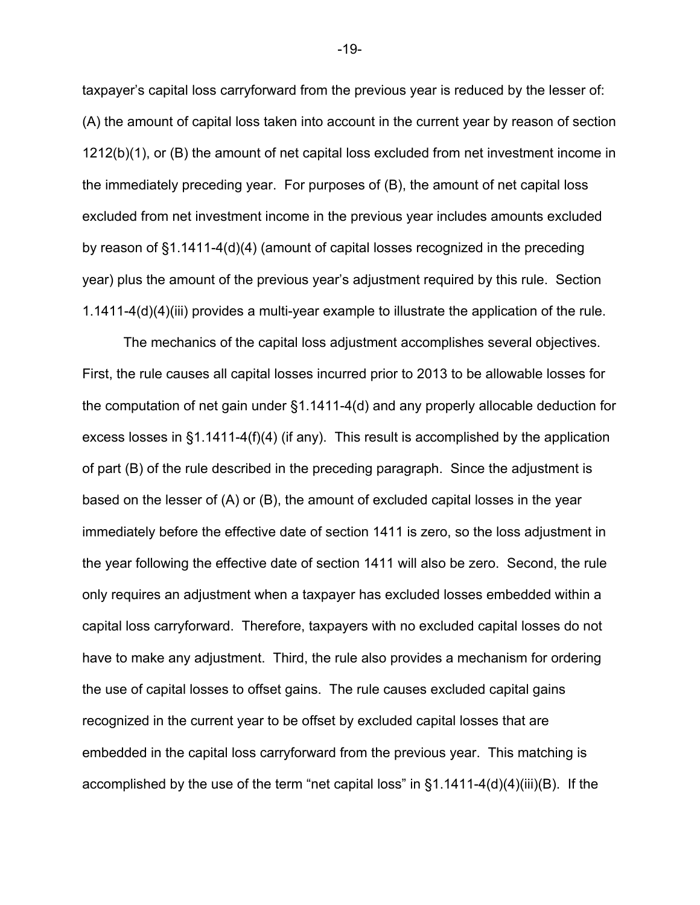taxpayer's capital loss carryforward from the previous year is reduced by the lesser of: (A) the amount of capital loss taken into account in the current year by reason of section 1212(b)(1), or (B) the amount of net capital loss excluded from net investment income in the immediately preceding year. For purposes of (B), the amount of net capital loss excluded from net investment income in the previous year includes amounts excluded by reason of §1.1411-4(d)(4) (amount of capital losses recognized in the preceding year) plus the amount of the previous year's adjustment required by this rule. Section 1.1411-4(d)(4)(iii) provides a multi-year example to illustrate the application of the rule.

The mechanics of the capital loss adjustment accomplishes several objectives. First, the rule causes all capital losses incurred prior to 2013 to be allowable losses for the computation of net gain under §1.1411-4(d) and any properly allocable deduction for excess losses in §1.1411-4(f)(4) (if any). This result is accomplished by the application of part (B) of the rule described in the preceding paragraph. Since the adjustment is based on the lesser of (A) or (B), the amount of excluded capital losses in the year immediately before the effective date of section 1411 is zero, so the loss adjustment in the year following the effective date of section 1411 will also be zero. Second, the rule only requires an adjustment when a taxpayer has excluded losses embedded within a capital loss carryforward. Therefore, taxpayers with no excluded capital losses do not have to make any adjustment. Third, the rule also provides a mechanism for ordering the use of capital losses to offset gains. The rule causes excluded capital gains recognized in the current year to be offset by excluded capital losses that are embedded in the capital loss carryforward from the previous year. This matching is accomplished by the use of the term "net capital loss" in §1.1411-4(d)(4)(iii)(B). If the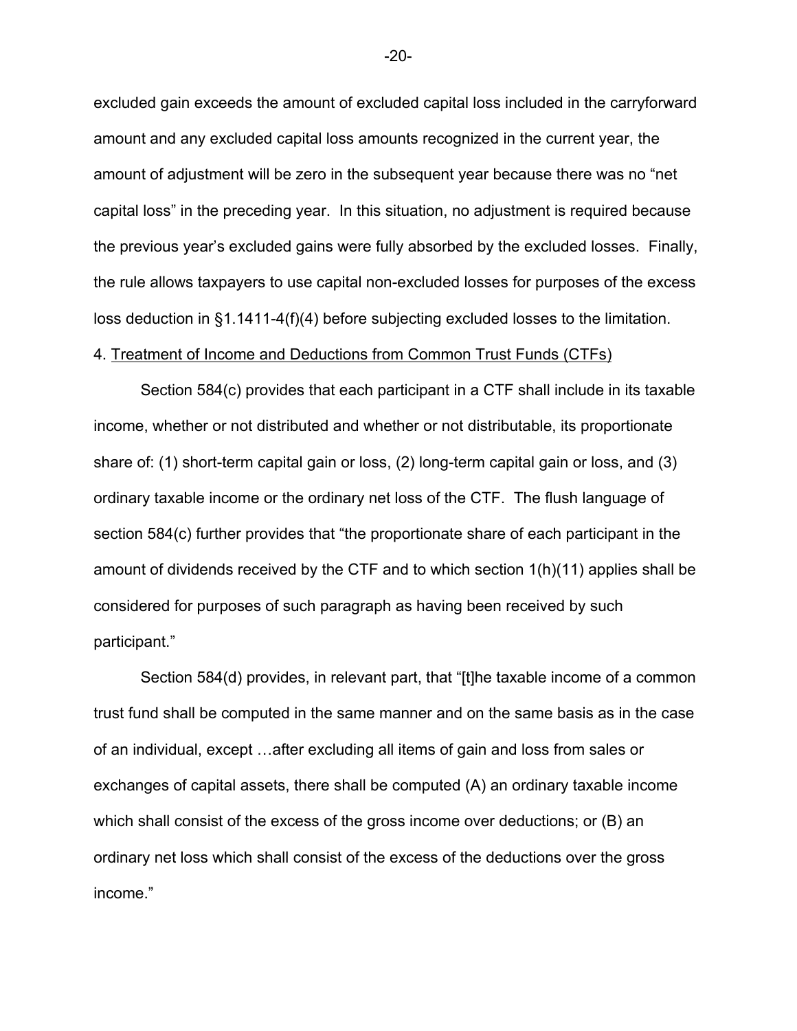excluded gain exceeds the amount of excluded capital loss included in the carryforward amount and any excluded capital loss amounts recognized in the current year, the amount of adjustment will be zero in the subsequent year because there was no "net capital loss" in the preceding year. In this situation, no adjustment is required because the previous year's excluded gains were fully absorbed by the excluded losses. Finally, the rule allows taxpayers to use capital non-excluded losses for purposes of the excess loss deduction in §1.1411-4(f)(4) before subjecting excluded losses to the limitation.

4. Treatment of Income and Deductions from Common Trust Funds (CTFs)

Section 584(c) provides that each participant in a CTF shall include in its taxable income, whether or not distributed and whether or not distributable, its proportionate share of: (1) short-term capital gain or loss, (2) long-term capital gain or loss, and (3) ordinary taxable income or the ordinary net loss of the CTF. The flush language of section 584(c) further provides that "the proportionate share of each participant in the amount of dividends received by the CTF and to which section 1(h)(11) applies shall be considered for purposes of such paragraph as having been received by such participant."

Section 584(d) provides, in relevant part, that "[t]he taxable income of a common trust fund shall be computed in the same manner and on the same basis as in the case of an individual, except …after excluding all items of gain and loss from sales or exchanges of capital assets, there shall be computed (A) an ordinary taxable income which shall consist of the excess of the gross income over deductions; or (B) an ordinary net loss which shall consist of the excess of the deductions over the gross income."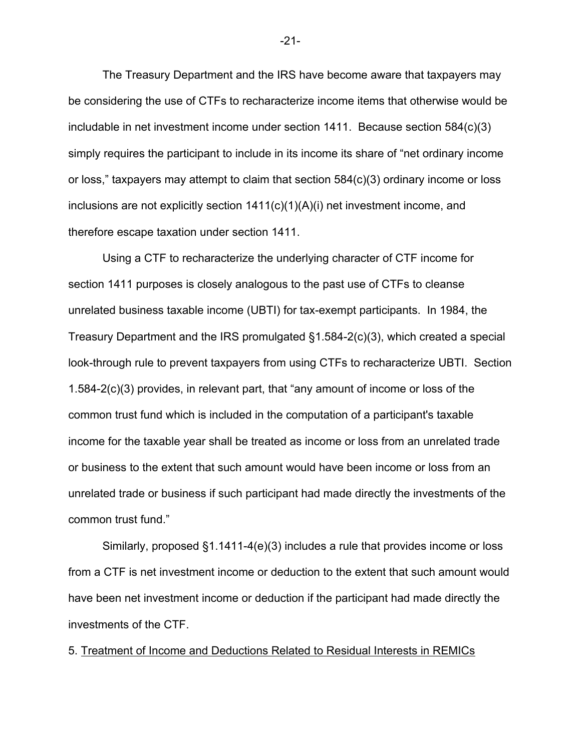The Treasury Department and the IRS have become aware that taxpayers may be considering the use of CTFs to recharacterize income items that otherwise would be includable in net investment income under section 1411. Because section 584(c)(3) simply requires the participant to include in its income its share of "net ordinary income or loss," taxpayers may attempt to claim that section 584(c)(3) ordinary income or loss inclusions are not explicitly section 1411(c)(1)(A)(i) net investment income, and therefore escape taxation under section 1411.

Using a CTF to recharacterize the underlying character of CTF income for section 1411 purposes is closely analogous to the past use of CTFs to cleanse unrelated business taxable income (UBTI) for tax-exempt participants. In 1984, the Treasury Department and the IRS promulgated §1.584-2(c)(3), which created a special look-through rule to prevent taxpayers from using CTFs to recharacterize UBTI. Section 1.584-2(c)(3) provides, in relevant part, that "any amount of income or loss of the common trust fund which is included in the computation of a participant's taxable income for the taxable year shall be treated as income or loss from an unrelated trade or business to the extent that such amount would have been income or loss from an unrelated trade or business if such participant had made directly the investments of the common trust fund."

Similarly, proposed §1.1411-4(e)(3) includes a rule that provides income or loss from a CTF is net investment income or deduction to the extent that such amount would have been net investment income or deduction if the participant had made directly the investments of the CTF.

5. <u>Treatment of Income and Deductions Related to Residual Interests in REMICs</u>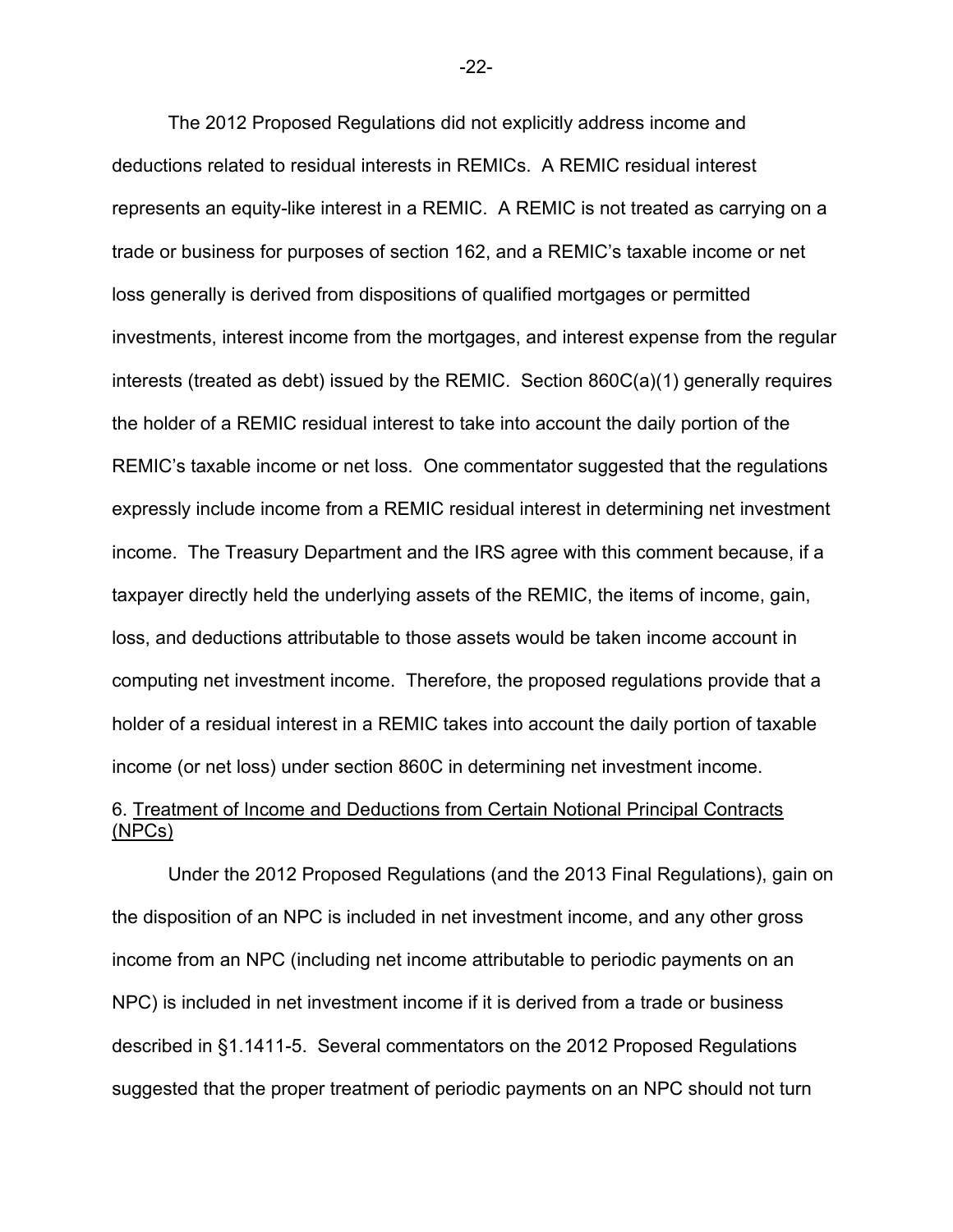The 2012 Proposed Regulations did not explicitly address income and deductions related to residual interests in REMICs. A REMIC residual interest represents an equity-like interest in a REMIC. A REMIC is not treated as carrying on a trade or business for purposes of section 162, and a REMIC's taxable income or net loss generally is derived from dispositions of qualified mortgages or permitted investments, interest income from the mortgages, and interest expense from the regular interests (treated as debt) issued by the REMIC. Section 860C(a)(1) generally requires the holder of a REMIC residual interest to take into account the daily portion of the REMIC's taxable income or net loss. One commentator suggested that the regulations expressly include income from a REMIC residual interest in determining net investment income. The Treasury Department and the IRS agree with this comment because, if a taxpayer directly held the underlying assets of the REMIC, the items of income, gain, loss, and deductions attributable to those assets would be taken income account in computing net investment income. Therefore, the proposed regulations provide that a holder of a residual interest in a REMIC takes into account the daily portion of taxable income (or net loss) under section 860C in determining net investment income.

6. <u>Treatment of Income and Deductions from Certain Notional Principal Contracts (NPCs)</u>

Under the 2012 Proposed Regulations (and the 2013 Final Regulations), gain on the disposition of an NPC is included in net investment income, and any other gross income from an NPC (including net income attributable to periodic payments on an NPC) is included in net investment income if it is derived from a trade or business described in §1.1411-5. Several commentators on the 2012 Proposed Regulations suggested that the proper treatment of periodic payments on an NPC should not turn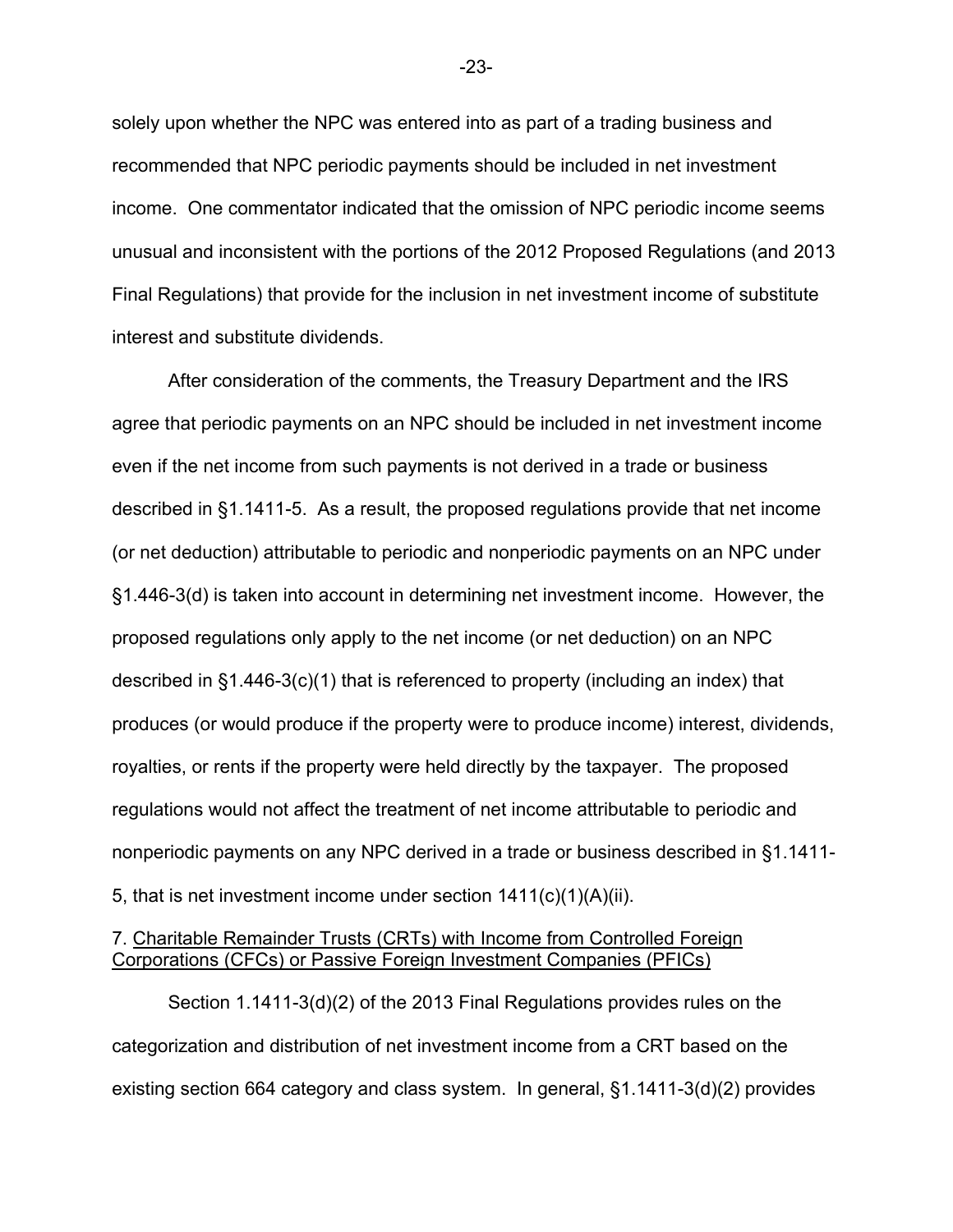solely upon whether the NPC was entered into as part of a trading business and recommended that NPC periodic payments should be included in net investment income. One commentator indicated that the omission of NPC periodic income seems unusual and inconsistent with the portions of the 2012 Proposed Regulations (and 2013 Final Regulations) that provide for the inclusion in net investment income of substitute interest and substitute dividends.

After consideration of the comments, the Treasury Department and the IRS agree that periodic payments on an NPC should be included in net investment income even if the net income from such payments is not derived in a trade or business described in §1.1411-5. As a result, the proposed regulations provide that net income (or net deduction) attributable to periodic and nonperiodic payments on an NPC under §1.446-3(d) is taken into account in determining net investment income. However, the proposed regulations only apply to the net income (or net deduction) on an NPC described in §1.446-3(c)(1) that is referenced to property (including an index) that produces (or would produce if the property were to produce income) interest, dividends, royalties, or rents if the property were held directly by the taxpayer. The proposed regulations would not affect the treatment of net income attributable to periodic and nonperiodic payments on any NPC derived in a trade or business described in §1.1411-5, that is net investment income under section 1411(c)(1)(A)(ii).

7. Charitable Remainder Trusts (CRTs) with Income from Controlled Foreign Corporations (CFCs) or Passive Foreign Investment Companies (PFICs)

Section 1.1411-3(d)(2) of the 2013 Final Regulations provides rules on the categorization and distribution of net investment income from a CRT based on the existing section 664 category and class system. In general, §1.1411-3(d)(2) provides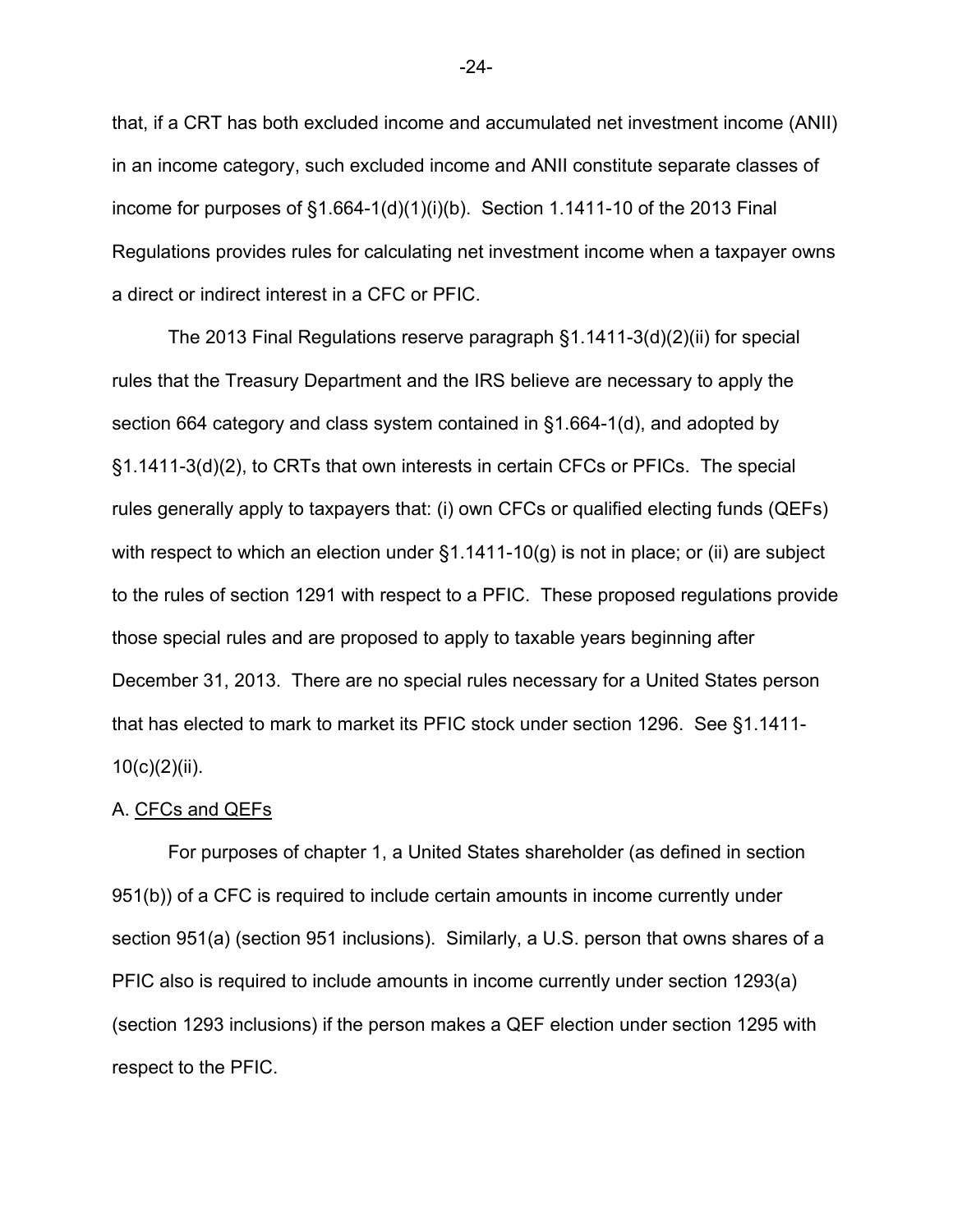that, if a CRT has both excluded income and accumulated net investment income (ANII) in an income category, such excluded income and ANII constitute separate classes of income for purposes of §1.664-1(d)(1)(i)(b). Section 1.1411-10 of the 2013 Final Regulations provides rules for calculating net investment income when a taxpayer owns a direct or indirect interest in a CFC or PFIC.

The 2013 Final Regulations reserve paragraph §1.1411-3(d)(2)(ii) for special rules that the Treasury Department and the IRS believe are necessary to apply the section 664 category and class system contained in §1.664-1(d), and adopted by §1.1411-3(d)(2), to CRTs that own interests in certain CFCs or PFICs. The special rules generally apply to taxpayers that: (i) own CFCs or qualified electing funds (QEFs) with respect to which an election under §1.1411-10(g) is not in place; or (ii) are subject to the rules of section 1291 with respect to a PFIC. These proposed regulations provide those special rules and are proposed to apply to taxable years beginning after December 31, 2013. There are no special rules necessary for a United States person that has elected to mark to market its PFIC stock under section 1296. See §1.1411-10(c)(2)(ii).

A. <u>CFCs and QEFs</u>

For purposes of chapter 1, a United States shareholder (as defined in section 951(b)) of a CFC is required to include certain amounts in income currently under section 951(a) (section 951 inclusions). Similarly, a U.S. person that owns shares of a PFIC also is required to include amounts in income currently under section 1293(a) (section 1293 inclusions) if the person makes a QEF election under section 1295 with respect to the PFIC.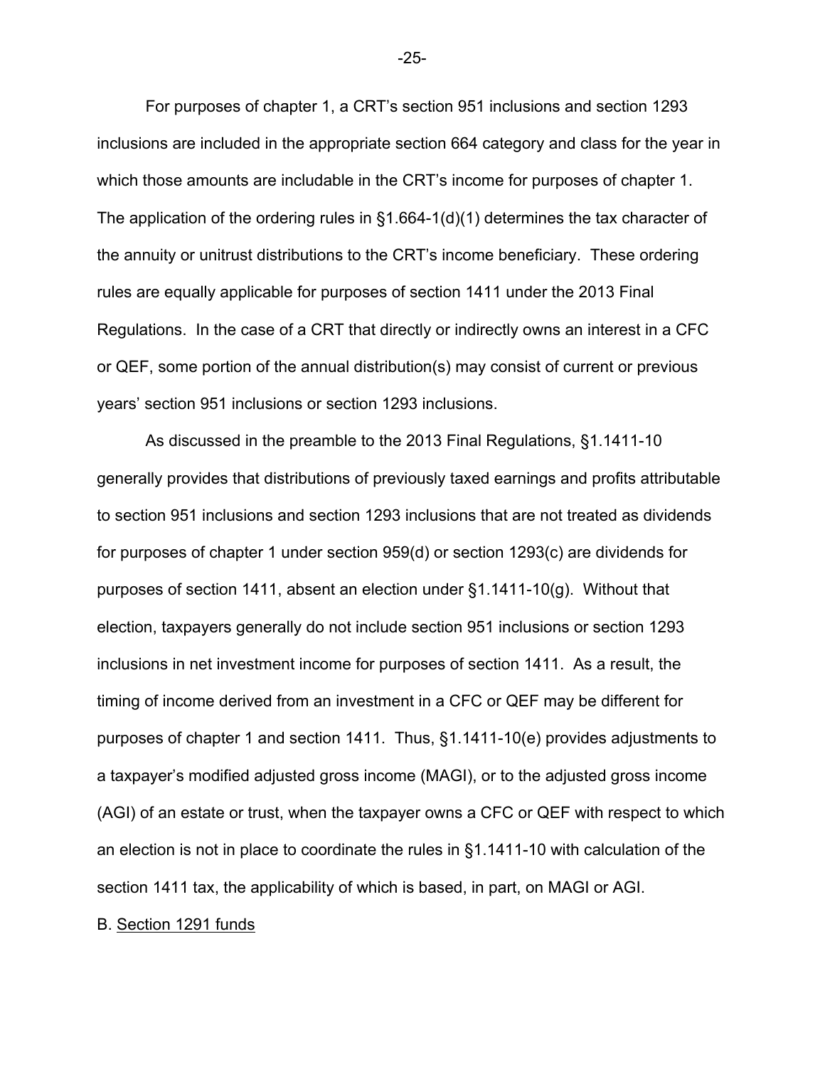For purposes of chapter 1, a CRT's section 951 inclusions and section 1293 inclusions are included in the appropriate section 664 category and class for the year in which those amounts are includable in the CRT's income for purposes of chapter 1. The application of the ordering rules in §1.664-1(d)(1) determines the tax character of the annuity or unitrust distributions to the CRT's income beneficiary. These ordering rules are equally applicable for purposes of section 1411 under the 2013 Final Regulations. In the case of a CRT that directly or indirectly owns an interest in a CFC or QEF, some portion of the annual distribution(s) may consist of current or previous years' section 951 inclusions or section 1293 inclusions.

As discussed in the preamble to the 2013 Final Regulations, §1.1411-10 generally provides that distributions of previously taxed earnings and profits attributable to section 951 inclusions and section 1293 inclusions that are not treated as dividends for purposes of chapter 1 under section 959(d) or section 1293(c) are dividends for purposes of section 1411, absent an election under §1.1411-10(g). Without that election, taxpayers generally do not include section 951 inclusions or section 1293 inclusions in net investment income for purposes of section 1411. As a result, the timing of income derived from an investment in a CFC or QEF may be different for purposes of chapter 1 and section 1411. Thus, §1.1411-10(e) provides adjustments to a taxpayer's modified adjusted gross income (MAGI), or to the adjusted gross income (AGI) of an estate or trust, when the taxpayer owns a CFC or QEF with respect to which an election is not in place to coordinate the rules in §1.1411-10 with calculation of the section 1411 tax, the applicability of which is based, in part, on MAGI or AGI.

B. Section 1291 funds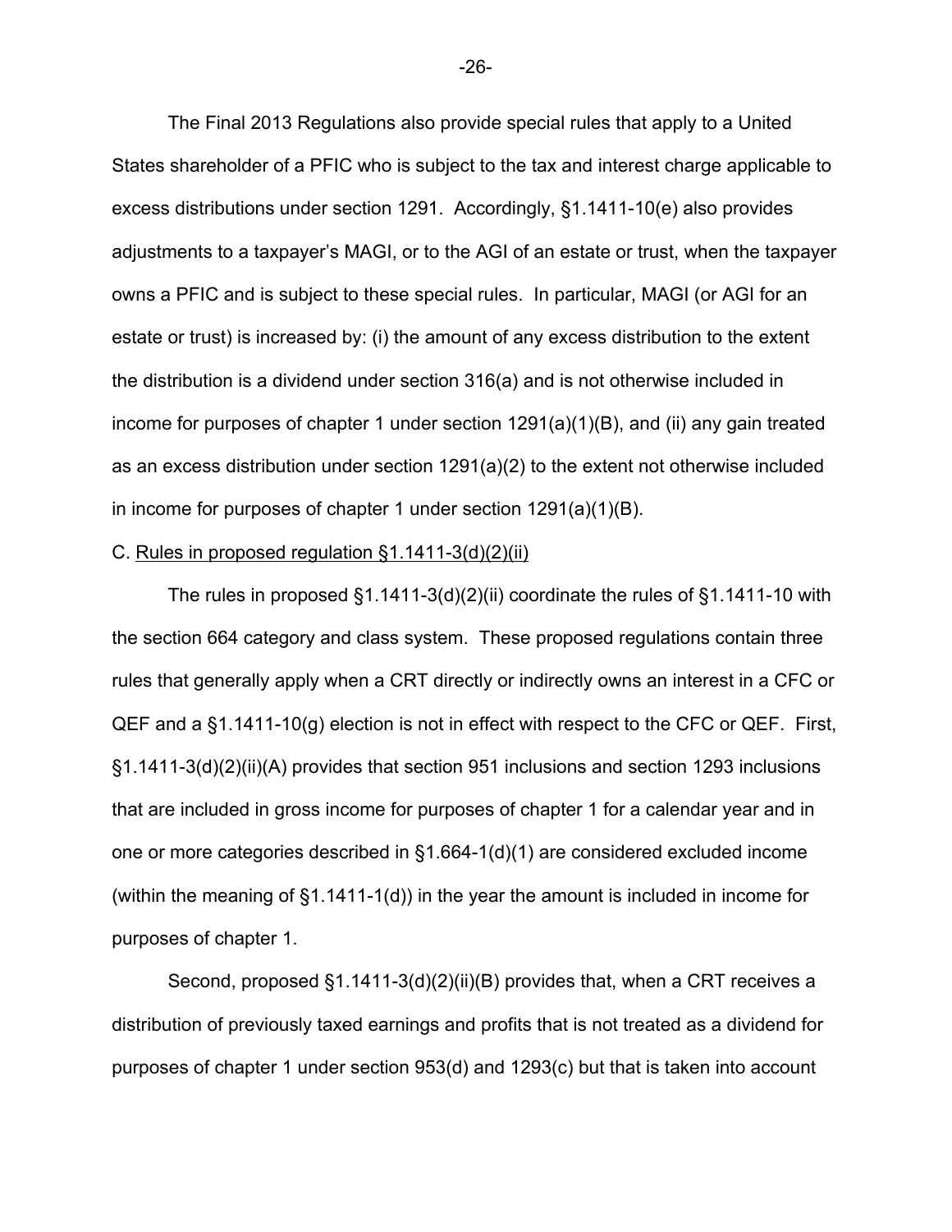The Final 2013 Regulations also provide special rules that apply to a United States shareholder of a PFIC who is subject to the tax and interest charge applicable to excess distributions under section 1291. Accordingly, §1.1411-10(e) also provides adjustments to a taxpayer's MAGI, or to the AGI of an estate or trust, when the taxpayer owns a PFIC and is subject to these special rules. In particular, MAGI (or AGI for an estate or trust) is increased by: (i) the amount of any excess distribution to the extent the distribution is a dividend under section 316(a) and is not otherwise included in income for purposes of chapter 1 under section 1291(a)(1)(B), and (ii) any gain treated as an excess distribution under section 1291(a)(2) to the extent not otherwise included in income for purposes of chapter 1 under section 1291(a)(1)(B).

C. Rules in proposed regulation §1.1411-3(d)(2)(ii)

The rules in proposed §1.1411-3(d)(2)(ii) coordinate the rules of §1.1411-10 with the section 664 category and class system. These proposed regulations contain three rules that generally apply when a CRT directly or indirectly owns an interest in a CFC or QEF and a §1.1411-10(g) election is not in effect with respect to the CFC or QEF. First, §1.1411-3(d)(2)(ii)(A) provides that section 951 inclusions and section 1293 inclusions that are included in gross income for purposes of chapter 1 for a calendar year and in one or more categories described in §1.664-1(d)(1) are considered excluded income (within the meaning of §1.1411-1(d)) in the year the amount is included in income for purposes of chapter 1.

Second, proposed §1.1411-3(d)(2)(ii)(B) provides that, when a CRT receives a distribution of previously taxed earnings and profits that is not treated as a dividend for purposes of chapter 1 under section 953(d) and 1293(c) but that is taken into account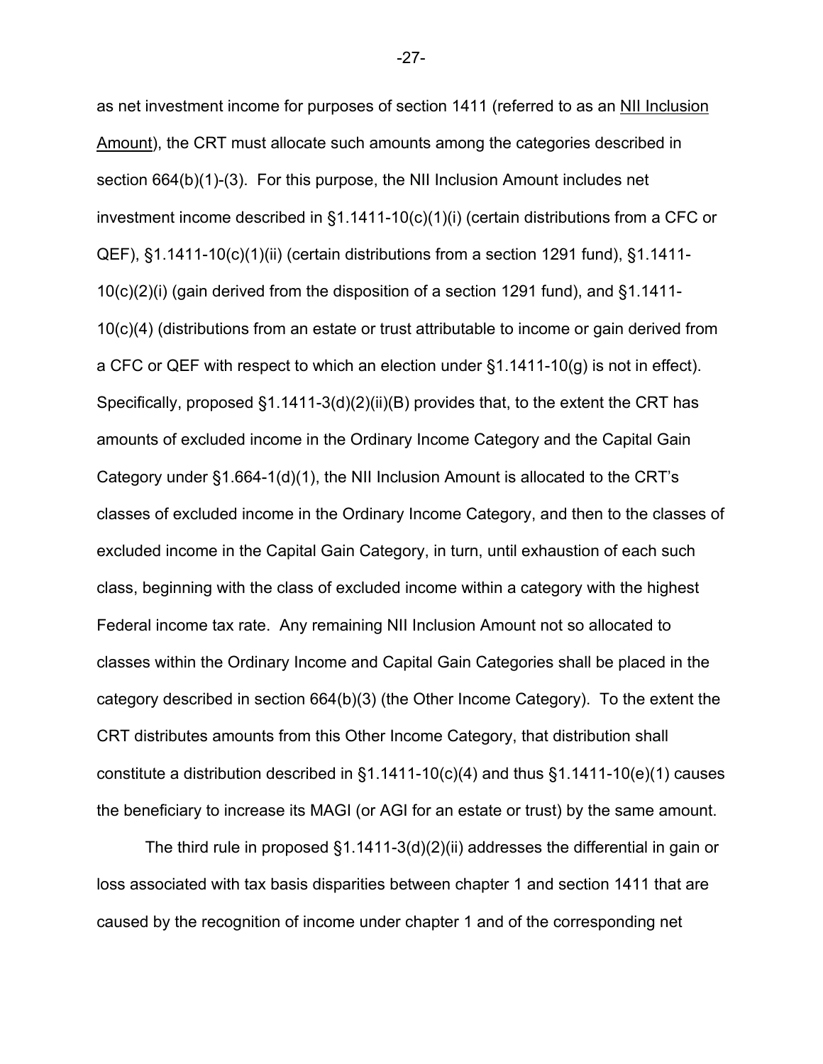as net investment income for purposes of section 1411 (referred to as an <u>NII Inclusion Amount</u>), the CRT must allocate such amounts among the categories described in section 664(b)(1)-(3). For this purpose, the NII Inclusion Amount includes net investment income described in §1.1411-10(c)(1)(i) (certain distributions from a CFC or QEF), §1.1411-10(c)(1)(ii) (certain distributions from a section 1291 fund), §1.1411-10(c)(2)(i) (gain derived from the disposition of a section 1291 fund), and §1.1411-10(c)(4) (distributions from an estate or trust attributable to income or gain derived from a CFC or QEF with respect to which an election under §1.1411-10(g) is not in effect). Specifically, proposed §1.1411-3(d)(2)(ii)(B) provides that, to the extent the CRT has amounts of excluded income in the Ordinary Income Category and the Capital Gain Category under §1.664-1(d)(1), the NII Inclusion Amount is allocated to the CRT's classes of excluded income in the Ordinary Income Category, and then to the classes of excluded income in the Capital Gain Category, in turn, until exhaustion of each such class, beginning with the class of excluded income within a category with the highest Federal income tax rate. Any remaining NII Inclusion Amount not so allocated to classes within the Ordinary Income and Capital Gain Categories shall be placed in the category described in section 664(b)(3) (the Other Income Category). To the extent the CRT distributes amounts from this Other Income Category, that distribution shall constitute a distribution described in §1.1411-10(c)(4) and thus §1.1411-10(e)(1) causes the beneficiary to increase its MAGI (or AGI for an estate or trust) by the same amount.

The third rule in proposed §1.1411-3(d)(2)(ii) addresses the differential in gain or loss associated with tax basis disparities between chapter 1 and section 1411 that are caused by the recognition of income under chapter 1 and of the corresponding net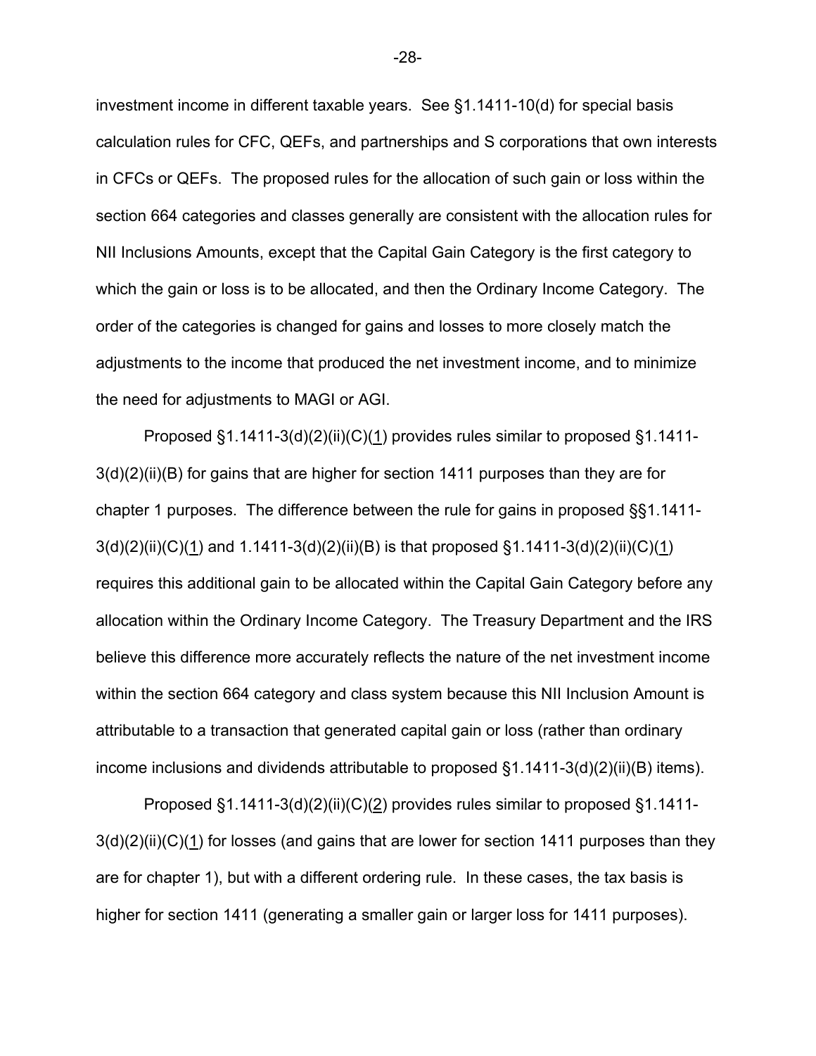investment income in different taxable years. See §1.1411-10(d) for special basis calculation rules for CFC, QEFs, and partnerships and S corporations that own interests in CFCs or QEFs. The proposed rules for the allocation of such gain or loss within the section 664 categories and classes generally are consistent with the allocation rules for NII Inclusions Amounts, except that the Capital Gain Category is the first category to which the gain or loss is to be allocated, and then the Ordinary Income Category. The order of the categories is changed for gains and losses to more closely match the adjustments to the income that produced the net investment income, and to minimize the need for adjustments to MAGI or AGI.

Proposed §1.1411-3(d)(2)(ii)(C)(1) provides rules similar to proposed §1.1411-3(d)(2)(ii)(B) for gains that are higher for section 1411 purposes than they are for chapter 1 purposes. The difference between the rule for gains in proposed §§1.1411-3(d)(2)(ii)(C)(1) and 1.1411-3(d)(2)(ii)(B) is that proposed §1.1411-3(d)(2)(ii)(C)(1) requires this additional gain to be allocated within the Capital Gain Category before any allocation within the Ordinary Income Category. The Treasury Department and the IRS believe this difference more accurately reflects the nature of the net investment income within the section 664 category and class system because this NII Inclusion Amount is attributable to a transaction that generated capital gain or loss (rather than ordinary income inclusions and dividends attributable to proposed §1.1411-3(d)(2)(ii)(B) items).

Proposed §1.1411-3(d)(2)(ii)(C)(2) provides rules similar to proposed §1.1411-3(d)(2)(ii)(C)(1) for losses (and gains that are lower for section 1411 purposes than they are for chapter 1), but with a different ordering rule. In these cases, the tax basis is higher for section 1411 (generating a smaller gain or larger loss for 1411 purposes).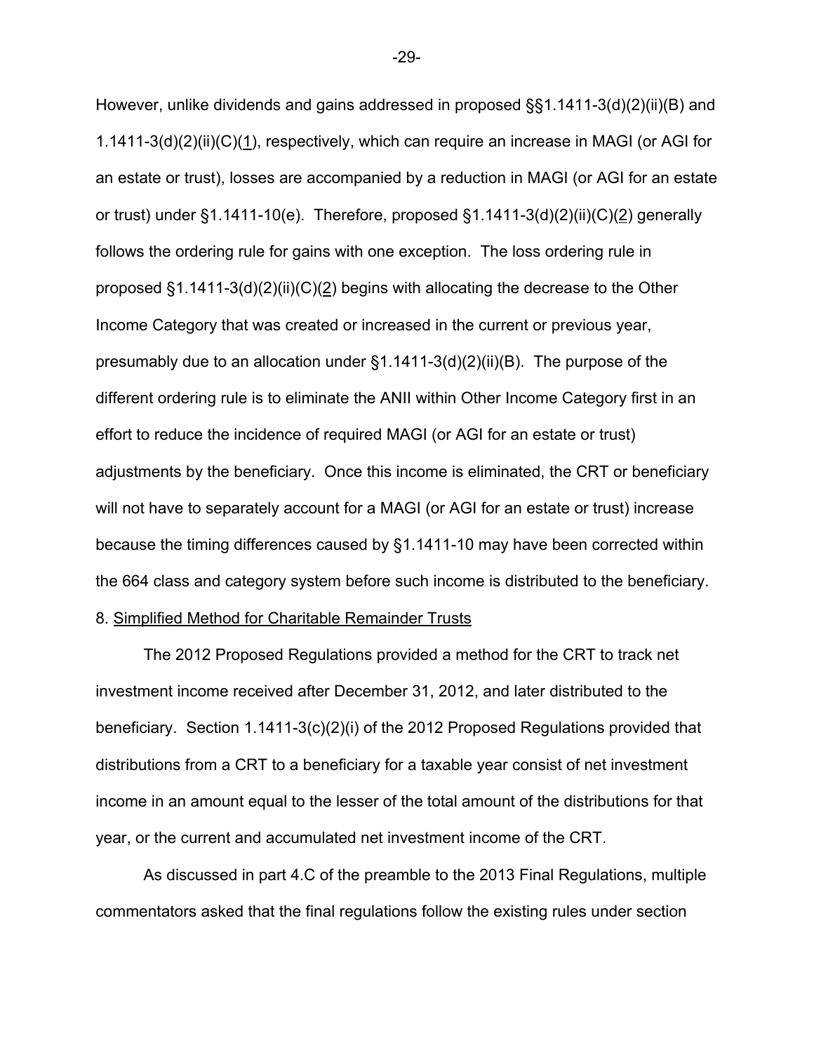However, unlike dividends and gains addressed in proposed §§1.1411-3(d)(2)(ii)(B) and 1.1411-3(d)(2)(ii)(C)(1), respectively, which can require an increase in MAGI (or AGI for an estate or trust), losses are accompanied by a reduction in MAGI (or AGI for an estate or trust) under §1.1411-10(e). Therefore, proposed §1.1411-3(d)(2)(ii)(C)(2) generally follows the ordering rule for gains with one exception. The loss ordering rule in proposed §1.1411-3(d)(2)(ii)(C)(2) begins with allocating the decrease to the Other Income Category that was created or increased in the current or previous year, presumably due to an allocation under §1.1411-3(d)(2)(ii)(B). The purpose of the different ordering rule is to eliminate the ANII within Other Income Category first in an effort to reduce the incidence of required MAGI (or AGI for an estate or trust) adjustments by the beneficiary. Once this income is eliminated, the CRT or beneficiary will not have to separately account for a MAGI (or AGI for an estate or trust) increase because the timing differences caused by §1.1411-10 may have been corrected within the 664 class and category system before such income is distributed to the beneficiary.

8. Simplified Method for Charitable Remainder Trusts

The 2012 Proposed Regulations provided a method for the CRT to track net investment income received after December 31, 2012, and later distributed to the beneficiary. Section 1.1411-3(c)(2)(i) of the 2012 Proposed Regulations provided that distributions from a CRT to a beneficiary for a taxable year consist of net investment income in an amount equal to the lesser of the total amount of the distributions for that year, or the current and accumulated net investment income of the CRT.

As discussed in part 4.C of the preamble to the 2013 Final Regulations, multiple commentators asked that the final regulations follow the existing rules under section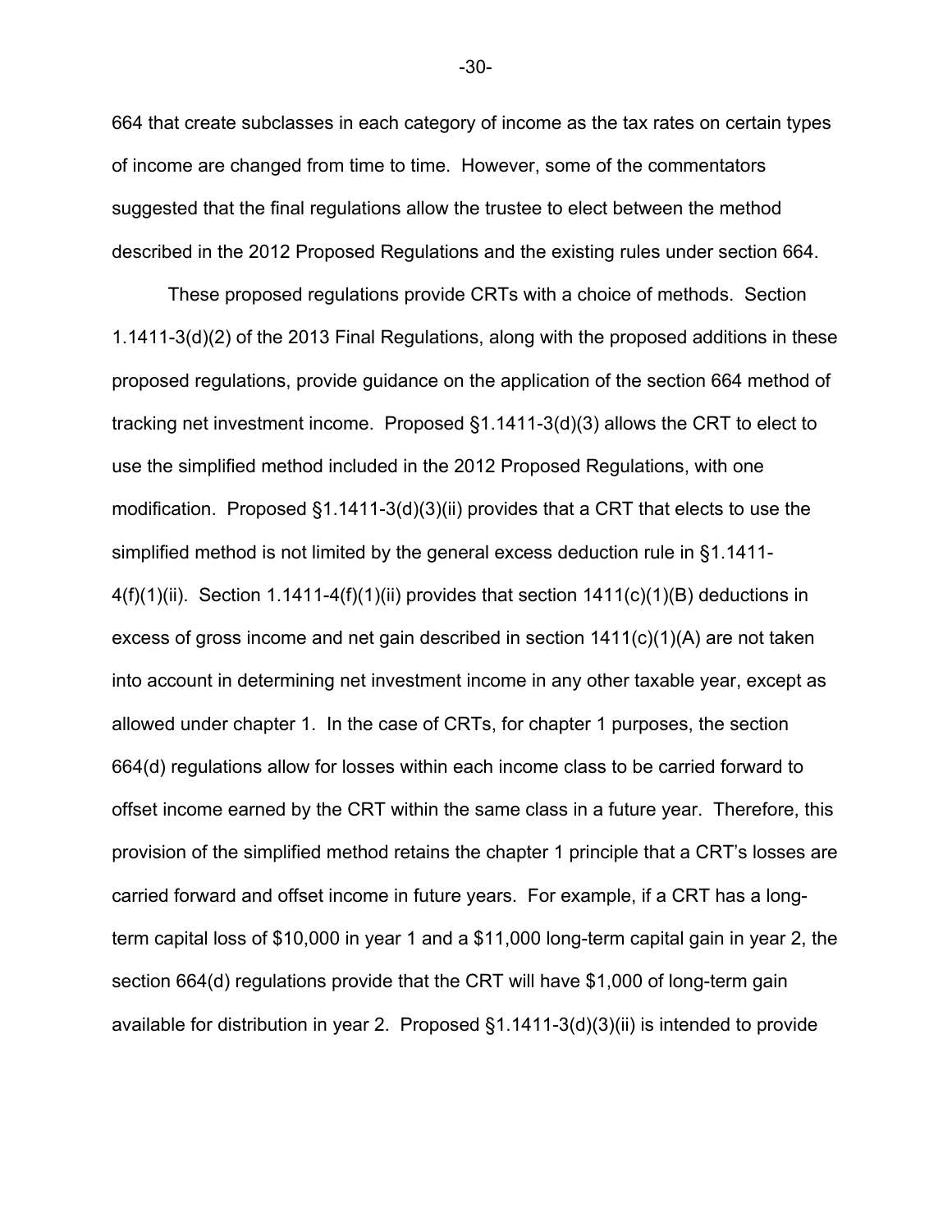664 that create subclasses in each category of income as the tax rates on certain types of income are changed from time to time. However, some of the commentators suggested that the final regulations allow the trustee to elect between the method described in the 2012 Proposed Regulations and the existing rules under section 664.

These proposed regulations provide CRTs with a choice of methods. Section 1.1411-3(d)(2) of the 2013 Final Regulations, along with the proposed additions in these proposed regulations, provide guidance on the application of the section 664 method of tracking net investment income. Proposed §1.1411-3(d)(3) allows the CRT to elect to use the simplified method included in the 2012 Proposed Regulations, with one modification. Proposed §1.1411-3(d)(3)(ii) provides that a CRT that elects to use the simplified method is not limited by the general excess deduction rule in §1.1411-4(f)(1)(ii). Section 1.1411-4(f)(1)(ii) provides that section 1411(c)(1)(B) deductions in excess of gross income and net gain described in section 1411(c)(1)(A) are not taken into account in determining net investment income in any other taxable year, except as allowed under chapter 1. In the case of CRTs, for chapter 1 purposes, the section 664(d) regulations allow for losses within each income class to be carried forward to offset income earned by the CRT within the same class in a future year. Therefore, this provision of the simplified method retains the chapter 1 principle that a CRT's losses are carried forward and offset income in future years. For example, if a CRT has a long-term capital loss of $10,000 in year 1 and a $11,000 long-term capital gain in year 2, the section 664(d) regulations provide that the CRT will have $1,000 of long-term gain available for distribution in year 2. Proposed §1.1411-3(d)(3)(ii) is intended to provide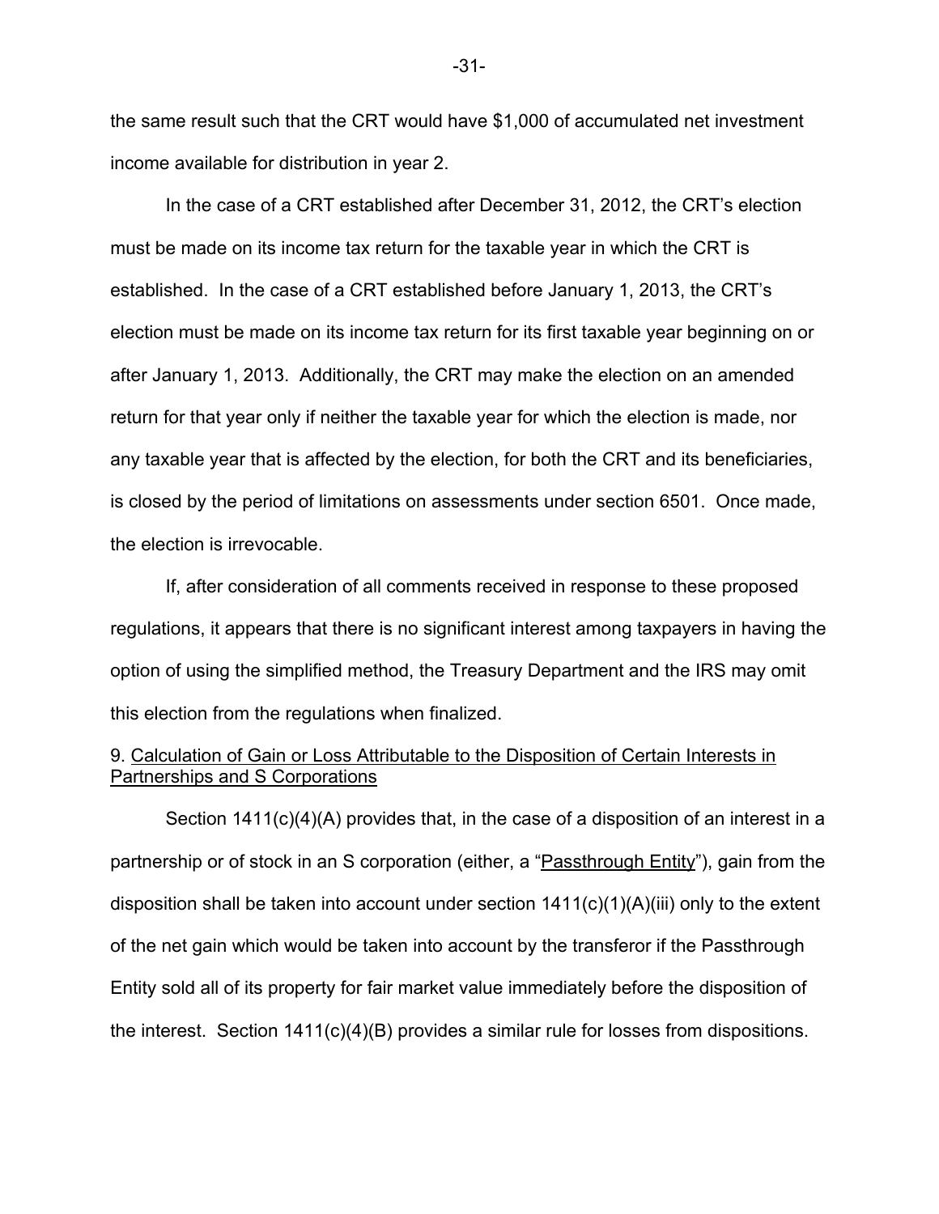the same result such that the CRT would have $1,000 of accumulated net investment income available for distribution in year 2.

In the case of a CRT established after December 31, 2012, the CRT's election must be made on its income tax return for the taxable year in which the CRT is established. In the case of a CRT established before January 1, 2013, the CRT's election must be made on its income tax return for its first taxable year beginning on or after January 1, 2013. Additionally, the CRT may make the election on an amended return for that year only if neither the taxable year for which the election is made, nor any taxable year that is affected by the election, for both the CRT and its beneficiaries, is closed by the period of limitations on assessments under section 6501. Once made, the election is irrevocable.

If, after consideration of all comments received in response to these proposed regulations, it appears that there is no significant interest among taxpayers in having the option of using the simplified method, the Treasury Department and the IRS may omit this election from the regulations when finalized.

9. Calculation of Gain or Loss Attributable to the Disposition of Certain Interests in Partnerships and S Corporations

Section 1411(c)(4)(A) provides that, in the case of a disposition of an interest in a partnership or of stock in an S corporation (either, a "Passthrough Entity"), gain from the disposition shall be taken into account under section 1411(c)(1)(A)(iii) only to the extent of the net gain which would be taken into account by the transferor if the Passthrough Entity sold all of its property for fair market value immediately before the disposition of the interest. Section 1411(c)(4)(B) provides a similar rule for losses from dispositions.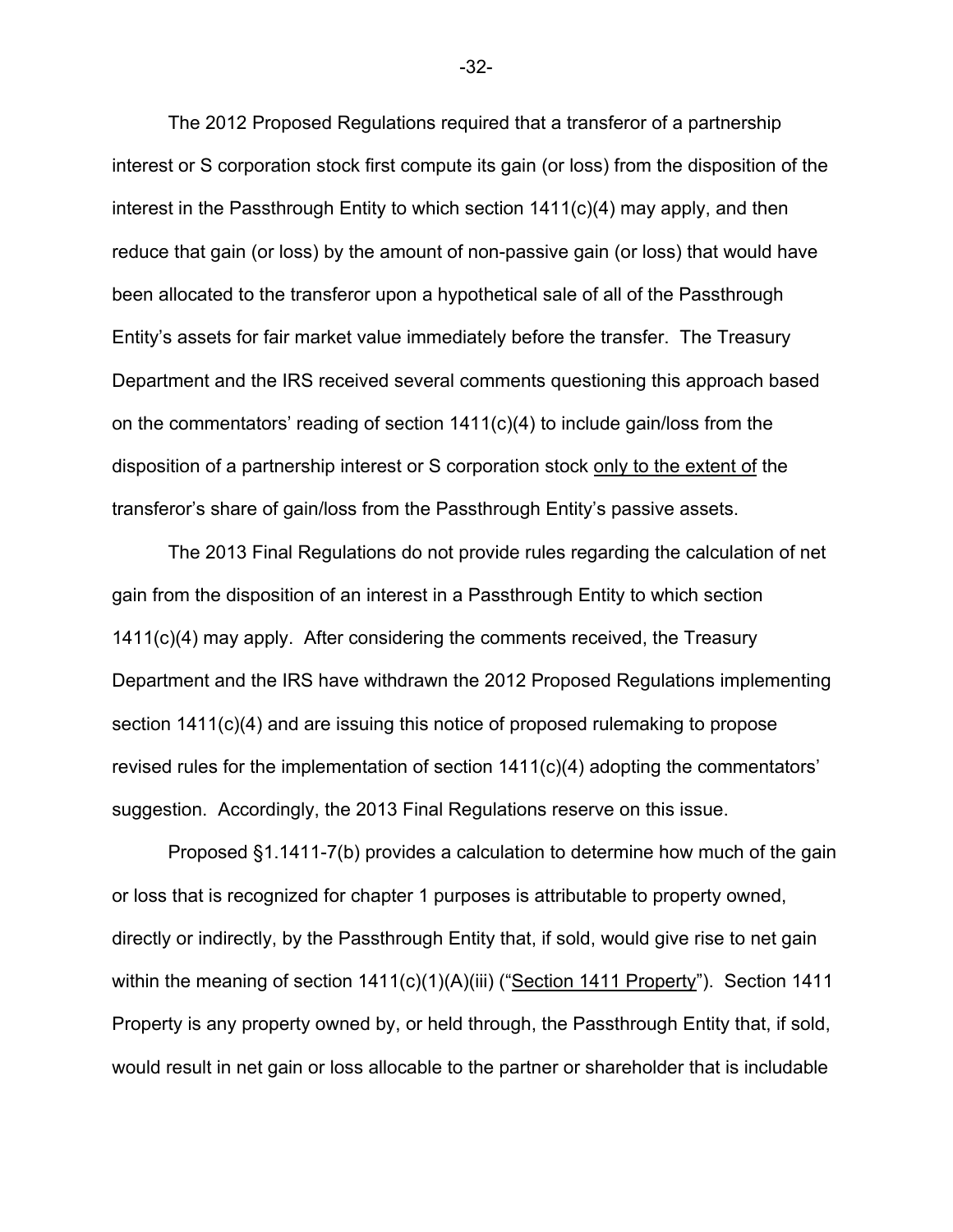The 2012 Proposed Regulations required that a transferor of a partnership interest or S corporation stock first compute its gain (or loss) from the disposition of the interest in the Passthrough Entity to which section 1411(c)(4) may apply, and then reduce that gain (or loss) by the amount of non-passive gain (or loss) that would have been allocated to the transferor upon a hypothetical sale of all of the Passthrough Entity's assets for fair market value immediately before the transfer. The Treasury Department and the IRS received several comments questioning this approach based on the commentators' reading of section 1411(c)(4) to include gain/loss from the disposition of a partnership interest or S corporation stock only to the extent of the transferor's share of gain/loss from the Passthrough Entity's passive assets.

The 2013 Final Regulations do not provide rules regarding the calculation of net gain from the disposition of an interest in a Passthrough Entity to which section 1411(c)(4) may apply. After considering the comments received, the Treasury Department and the IRS have withdrawn the 2012 Proposed Regulations implementing section 1411(c)(4) and are issuing this notice of proposed rulemaking to propose revised rules for the implementation of section 1411(c)(4) adopting the commentators' suggestion. Accordingly, the 2013 Final Regulations reserve on this issue.

Proposed §1.1411-7(b) provides a calculation to determine how much of the gain or loss that is recognized for chapter 1 purposes is attributable to property owned, directly or indirectly, by the Passthrough Entity that, if sold, would give rise to net gain within the meaning of section 1411(c)(1)(A)(iii) ("Section 1411 Property"). Section 1411 Property is any property owned by, or held through, the Passthrough Entity that, if sold, would result in net gain or loss allocable to the partner or shareholder that is includable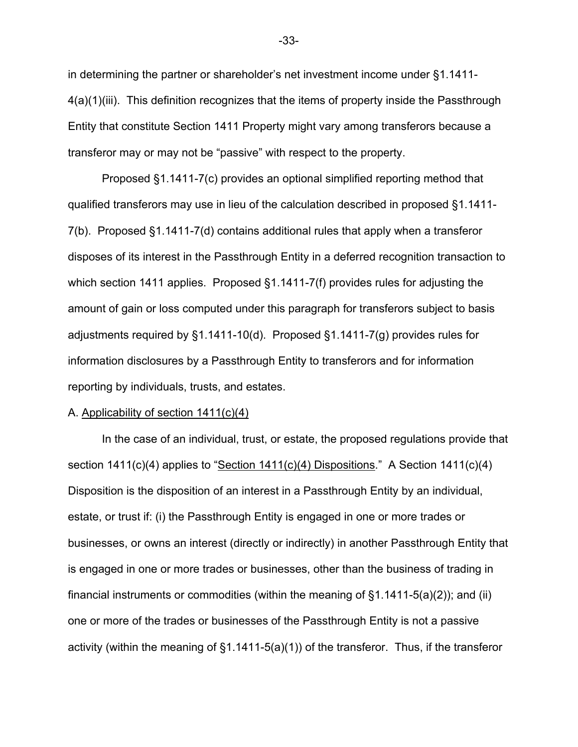in determining the partner or shareholder's net investment income under §1.1411-4(a)(1)(iii). This definition recognizes that the items of property inside the Passthrough Entity that constitute Section 1411 Property might vary among transferors because a transferor may or may not be "passive" with respect to the property.

Proposed §1.1411-7(c) provides an optional simplified reporting method that qualified transferors may use in lieu of the calculation described in proposed §1.1411-7(b). Proposed §1.1411-7(d) contains additional rules that apply when a transferor disposes of its interest in the Passthrough Entity in a deferred recognition transaction to which section 1411 applies. Proposed §1.1411-7(f) provides rules for adjusting the amount of gain or loss computed under this paragraph for transferors subject to basis adjustments required by §1.1411-10(d). Proposed §1.1411-7(g) provides rules for information disclosures by a Passthrough Entity to transferors and for information reporting by individuals, trusts, and estates.

A. <u>Applicability of section 1411(c)(4)</u>

In the case of an individual, trust, or estate, the proposed regulations provide that section 1411(c)(4) applies to "<u>Section 1411(c)(4) Dispositions</u>." A Section 1411(c)(4) Disposition is the disposition of an interest in a Passthrough Entity by an individual, estate, or trust if: (i) the Passthrough Entity is engaged in one or more trades or businesses, or owns an interest (directly or indirectly) in another Passthrough Entity that is engaged in one or more trades or businesses, other than the business of trading in financial instruments or commodities (within the meaning of §1.1411-5(a)(2)); and (ii) one or more of the trades or businesses of the Passthrough Entity is not a passive activity (within the meaning of §1.1411-5(a)(1)) of the transferor. Thus, if the transferor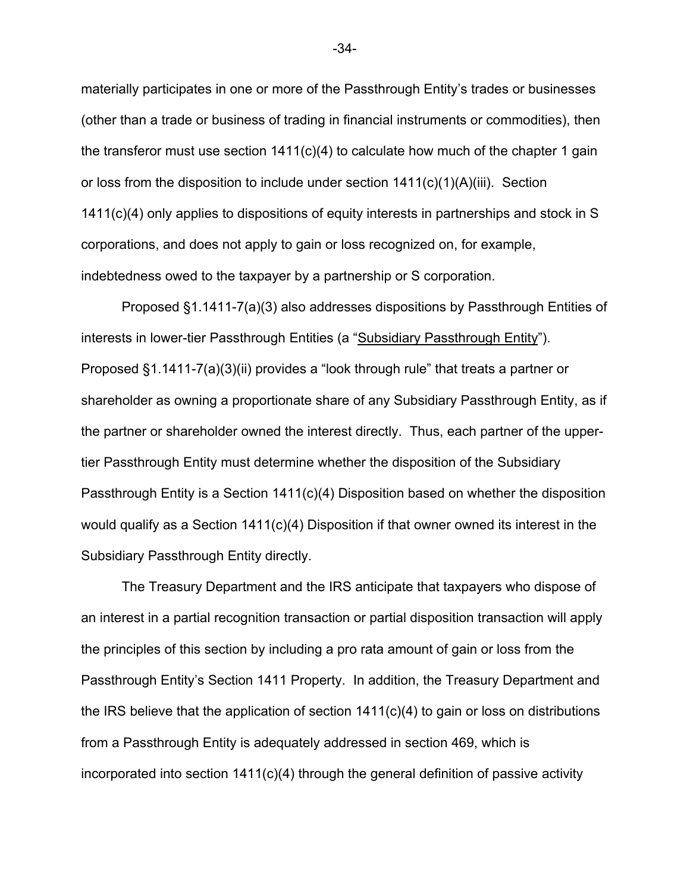materially participates in one or more of the Passthrough Entity's trades or businesses (other than a trade or business of trading in financial instruments or commodities), then the transferor must use section 1411(c)(4) to calculate how much of the chapter 1 gain or loss from the disposition to include under section 1411(c)(1)(A)(iii). Section 1411(c)(4) only applies to dispositions of equity interests in partnerships and stock in S corporations, and does not apply to gain or loss recognized on, for example, indebtedness owed to the taxpayer by a partnership or S corporation.

Proposed §1.1411-7(a)(3) also addresses dispositions by Passthrough Entities of interests in lower-tier Passthrough Entities (a "Subsidiary Passthrough Entity"). Proposed §1.1411-7(a)(3)(ii) provides a "look through rule" that treats a partner or shareholder as owning a proportionate share of any Subsidiary Passthrough Entity, as if the partner or shareholder owned the interest directly. Thus, each partner of the upper-tier Passthrough Entity must determine whether the disposition of the Subsidiary Passthrough Entity is a Section 1411(c)(4) Disposition based on whether the disposition would qualify as a Section 1411(c)(4) Disposition if that owner owned its interest in the Subsidiary Passthrough Entity directly.

The Treasury Department and the IRS anticipate that taxpayers who dispose of an interest in a partial recognition transaction or partial disposition transaction will apply the principles of this section by including a pro rata amount of gain or loss from the Passthrough Entity's Section 1411 Property. In addition, the Treasury Department and the IRS believe that the application of section 1411(c)(4) to gain or loss on distributions from a Passthrough Entity is adequately addressed in section 469, which is incorporated into section 1411(c)(4) through the general definition of passive activity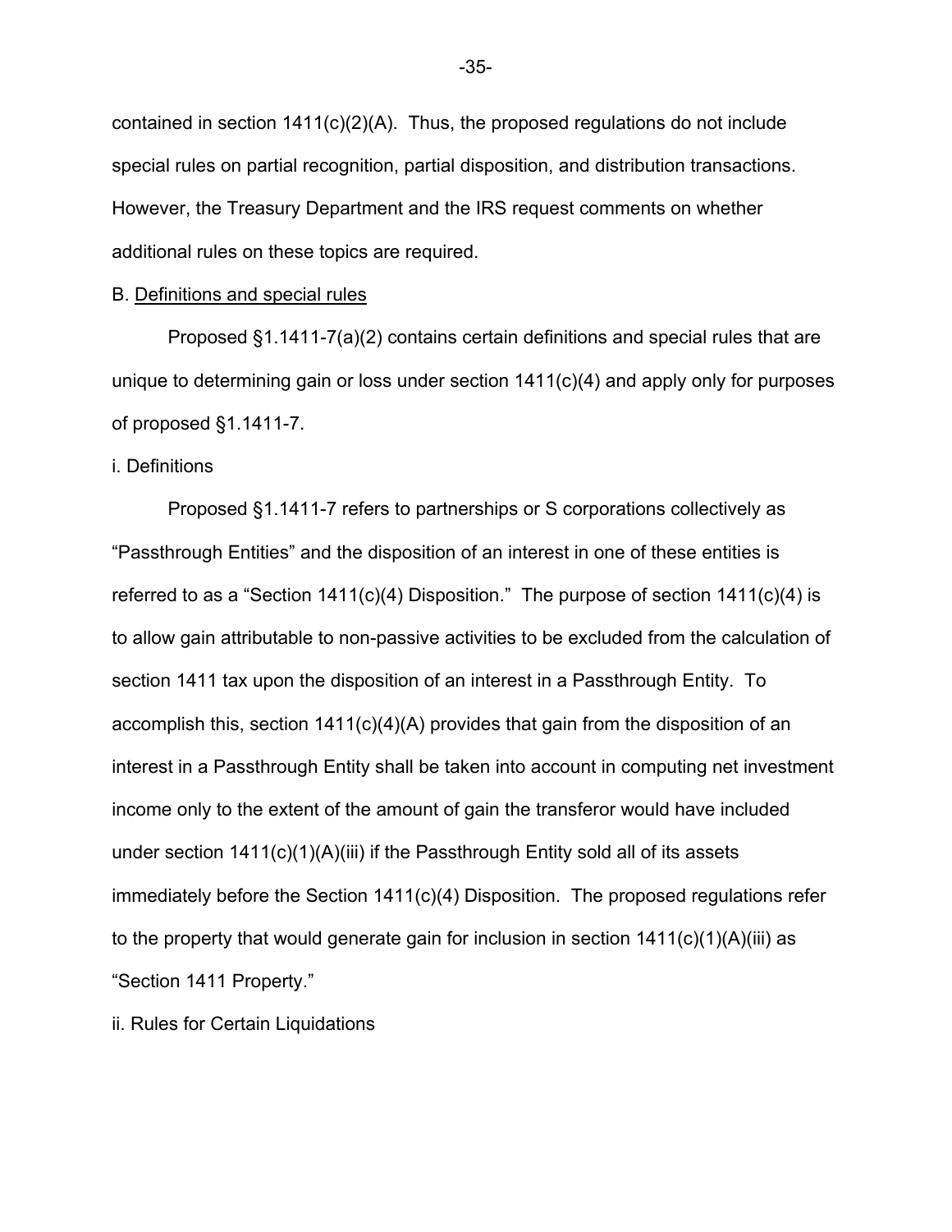contained in section 1411(c)(2)(A). Thus, the proposed regulations do not include special rules on partial recognition, partial disposition, and distribution transactions. However, the Treasury Department and the IRS request comments on whether additional rules on these topics are required.

B. Definitions and special rules

Proposed §1.1411-7(a)(2) contains certain definitions and special rules that are unique to determining gain or loss under section 1411(c)(4) and apply only for purposes of proposed §1.1411-7.

i. Definitions

Proposed §1.1411-7 refers to partnerships or S corporations collectively as "Passthrough Entities" and the disposition of an interest in one of these entities is referred to as a "Section 1411(c)(4) Disposition." The purpose of section 1411(c)(4) is to allow gain attributable to non-passive activities to be excluded from the calculation of section 1411 tax upon the disposition of an interest in a Passthrough Entity. To accomplish this, section 1411(c)(4)(A) provides that gain from the disposition of an interest in a Passthrough Entity shall be taken into account in computing net investment income only to the extent of the amount of gain the transferor would have included under section 1411(c)(1)(A)(iii) if the Passthrough Entity sold all of its assets immediately before the Section 1411(c)(4) Disposition. The proposed regulations refer to the property that would generate gain for inclusion in section 1411(c)(1)(A)(iii) as "Section 1411 Property."

ii. Rules for Certain Liquidations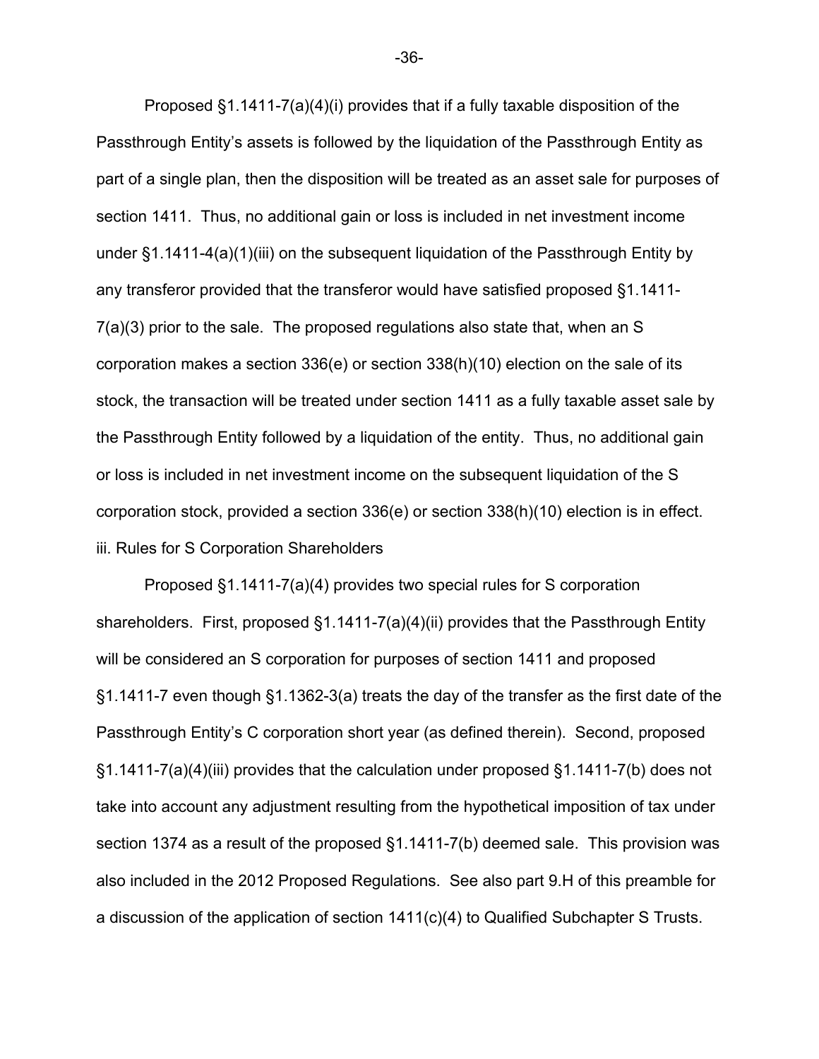Proposed §1.1411-7(a)(4)(i) provides that if a fully taxable disposition of the Passthrough Entity's assets is followed by the liquidation of the Passthrough Entity as part of a single plan, then the disposition will be treated as an asset sale for purposes of section 1411. Thus, no additional gain or loss is included in net investment income under §1.1411-4(a)(1)(iii) on the subsequent liquidation of the Passthrough Entity by any transferor provided that the transferor would have satisfied proposed §1.1411-7(a)(3) prior to the sale. The proposed regulations also state that, when an S corporation makes a section 336(e) or section 338(h)(10) election on the sale of its stock, the transaction will be treated under section 1411 as a fully taxable asset sale by the Passthrough Entity followed by a liquidation of the entity. Thus, no additional gain or loss is included in net investment income on the subsequent liquidation of the S corporation stock, provided a section 336(e) or section 338(h)(10) election is in effect.

iii. Rules for S Corporation Shareholders

Proposed §1.1411-7(a)(4) provides two special rules for S corporation shareholders. First, proposed §1.1411-7(a)(4)(ii) provides that the Passthrough Entity will be considered an S corporation for purposes of section 1411 and proposed §1.1411-7 even though §1.1362-3(a) treats the day of the transfer as the first date of the Passthrough Entity's C corporation short year (as defined therein). Second, proposed §1.1411-7(a)(4)(iii) provides that the calculation under proposed §1.1411-7(b) does not take into account any adjustment resulting from the hypothetical imposition of tax under section 1374 as a result of the proposed §1.1411-7(b) deemed sale. This provision was also included in the 2012 Proposed Regulations. See also part 9.H of this preamble for a discussion of the application of section 1411(c)(4) to Qualified Subchapter S Trusts.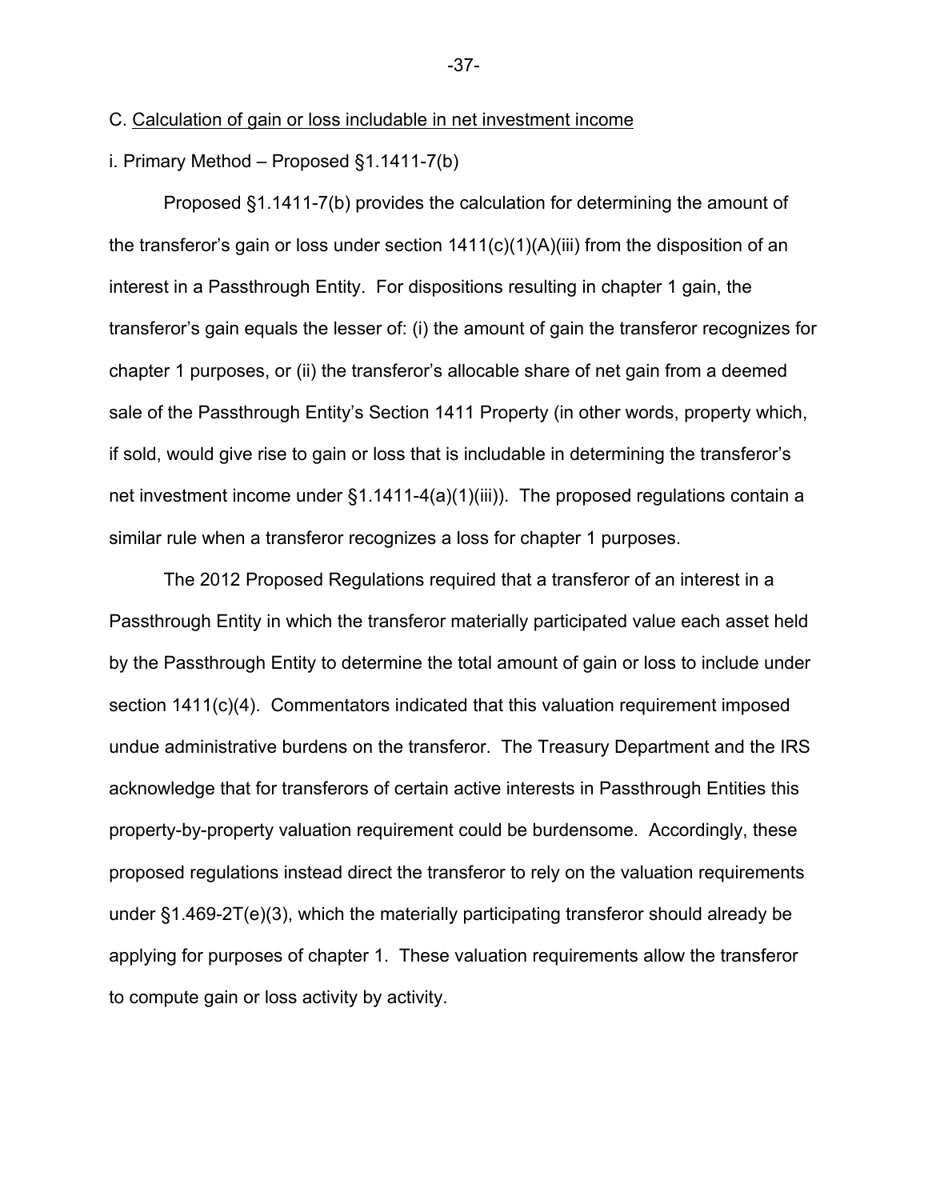C. <u>Calculation of gain or loss includable in net investment income</u>

i. Primary Method – Proposed §1.1411-7(b)

Proposed §1.1411-7(b) provides the calculation for determining the amount of the transferor's gain or loss under section 1411(c)(1)(A)(iii) from the disposition of an interest in a Passthrough Entity. For dispositions resulting in chapter 1 gain, the transferor's gain equals the lesser of: (i) the amount of gain the transferor recognizes for chapter 1 purposes, or (ii) the transferor's allocable share of net gain from a deemed sale of the Passthrough Entity's Section 1411 Property (in other words, property which, if sold, would give rise to gain or loss that is includable in determining the transferor's net investment income under §1.1411-4(a)(1)(iii)). The proposed regulations contain a similar rule when a transferor recognizes a loss for chapter 1 purposes.

The 2012 Proposed Regulations required that a transferor of an interest in a Passthrough Entity in which the transferor materially participated value each asset held by the Passthrough Entity to determine the total amount of gain or loss to include under section 1411(c)(4). Commentators indicated that this valuation requirement imposed undue administrative burdens on the transferor. The Treasury Department and the IRS acknowledge that for transferors of certain active interests in Passthrough Entities this property-by-property valuation requirement could be burdensome. Accordingly, these proposed regulations instead direct the transferor to rely on the valuation requirements under §1.469-2T(e)(3), which the materially participating transferor should already be applying for purposes of chapter 1. These valuation requirements allow the transferor to compute gain or loss activity by activity.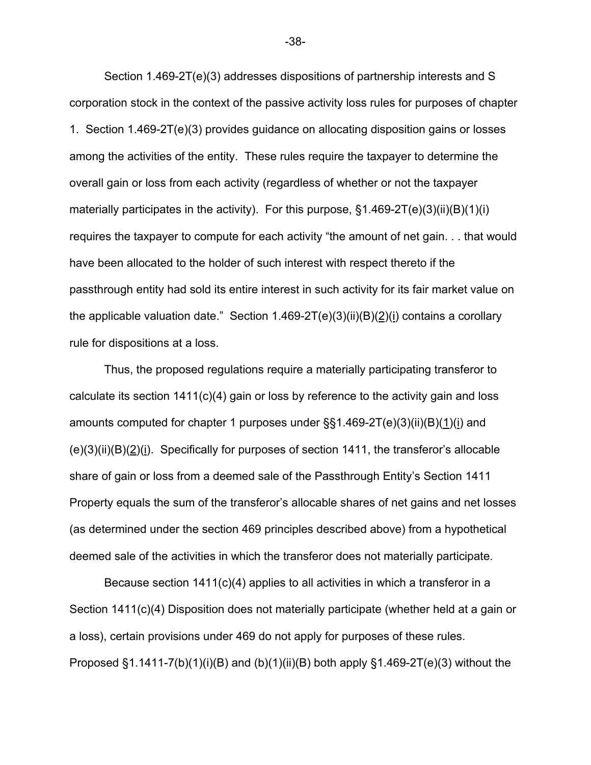Section 1.469-2T(e)(3) addresses dispositions of partnership interests and S corporation stock in the context of the passive activity loss rules for purposes of chapter 1. Section 1.469-2T(e)(3) provides guidance on allocating disposition gains or losses among the activities of the entity. These rules require the taxpayer to determine the overall gain or loss from each activity (regardless of whether or not the taxpayer materially participates in the activity). For this purpose, §1.469-2T(e)(3)(ii)(B)(1)(i) requires the taxpayer to compute for each activity "the amount of net gain. . . that would have been allocated to the holder of such interest with respect thereto if the passthrough entity had sold its entire interest in such activity for its fair market value on the applicable valuation date." Section 1.469-2T(e)(3)(ii)(B)(2)(i) contains a corollary rule for dispositions at a loss.

Thus, the proposed regulations require a materially participating transferor to calculate its section 1411(c)(4) gain or loss by reference to the activity gain and loss amounts computed for chapter 1 purposes under §§1.469-2T(e)(3)(ii)(B)(1)(i) and (e)(3)(ii)(B)(2)(i). Specifically for purposes of section 1411, the transferor's allocable share of gain or loss from a deemed sale of the Passthrough Entity's Section 1411 Property equals the sum of the transferor's allocable shares of net gains and net losses (as determined under the section 469 principles described above) from a hypothetical deemed sale of the activities in which the transferor does not materially participate.

Because section 1411(c)(4) applies to all activities in which a transferor in a Section 1411(c)(4) Disposition does not materially participate (whether held at a gain or a loss), certain provisions under 469 do not apply for purposes of these rules. Proposed §1.1411-7(b)(1)(i)(B) and (b)(1)(ii)(B) both apply §1.469-2T(e)(3) without the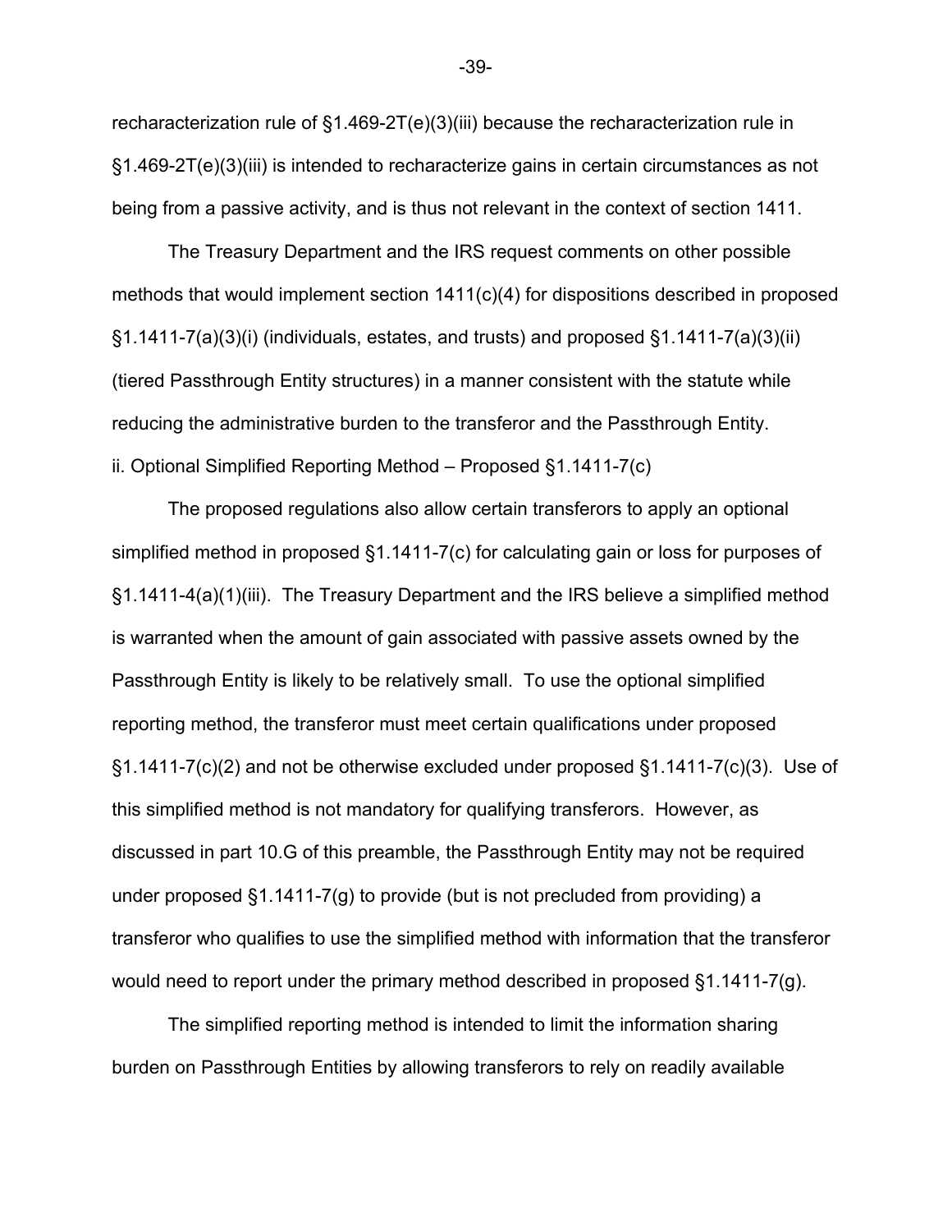recharacterization rule of §1.469-2T(e)(3)(iii) because the recharacterization rule in §1.469-2T(e)(3)(iii) is intended to recharacterize gains in certain circumstances as not being from a passive activity, and is thus not relevant in the context of section 1411.

The Treasury Department and the IRS request comments on other possible methods that would implement section 1411(c)(4) for dispositions described in proposed §1.1411-7(a)(3)(i) (individuals, estates, and trusts) and proposed §1.1411-7(a)(3)(ii) (tiered Passthrough Entity structures) in a manner consistent with the statute while reducing the administrative burden to the transferor and the Passthrough Entity.

ii. Optional Simplified Reporting Method – Proposed §1.1411-7(c)

The proposed regulations also allow certain transferors to apply an optional simplified method in proposed §1.1411-7(c) for calculating gain or loss for purposes of §1.1411-4(a)(1)(iii). The Treasury Department and the IRS believe a simplified method is warranted when the amount of gain associated with passive assets owned by the Passthrough Entity is likely to be relatively small. To use the optional simplified reporting method, the transferor must meet certain qualifications under proposed §1.1411-7(c)(2) and not be otherwise excluded under proposed §1.1411-7(c)(3). Use of this simplified method is not mandatory for qualifying transferors. However, as discussed in part 10.G of this preamble, the Passthrough Entity may not be required under proposed §1.1411-7(g) to provide (but is not precluded from providing) a transferor who qualifies to use the simplified method with information that the transferor would need to report under the primary method described in proposed §1.1411-7(g).

The simplified reporting method is intended to limit the information sharing burden on Passthrough Entities by allowing transferors to rely on readily available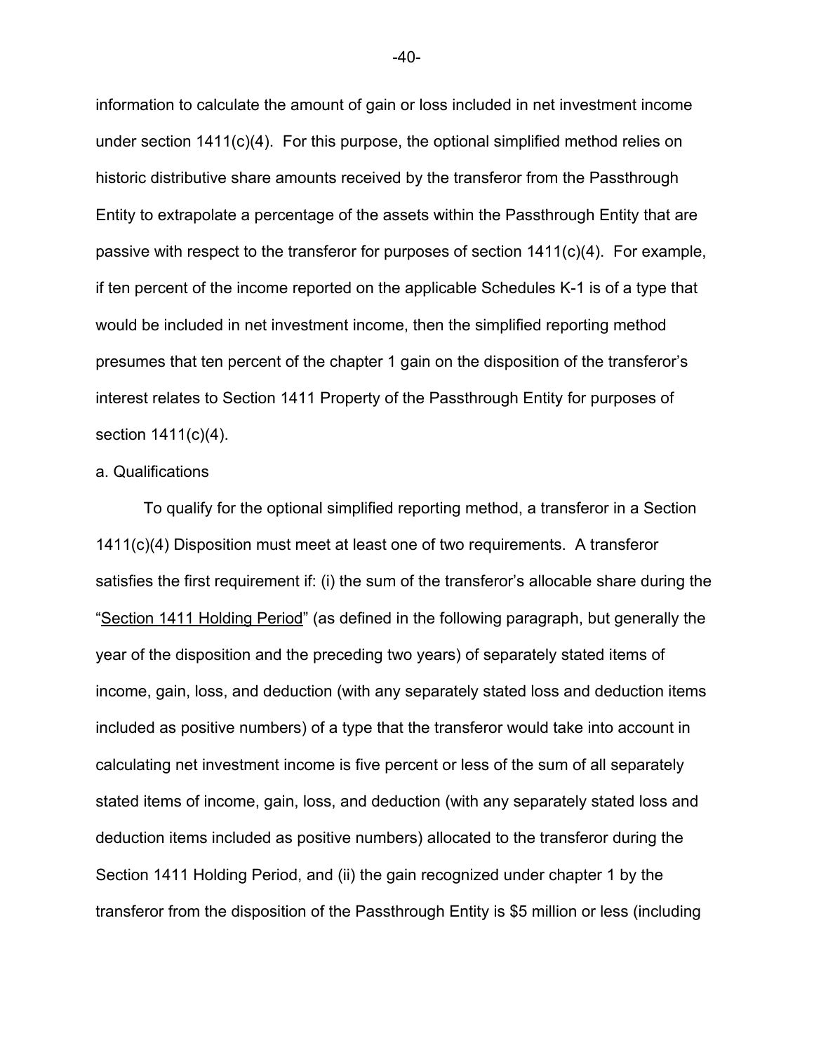information to calculate the amount of gain or loss included in net investment income under section 1411(c)(4). For this purpose, the optional simplified method relies on historic distributive share amounts received by the transferor from the Passthrough Entity to extrapolate a percentage of the assets within the Passthrough Entity that are passive with respect to the transferor for purposes of section 1411(c)(4). For example, if ten percent of the income reported on the applicable Schedules K-1 is of a type that would be included in net investment income, then the simplified reporting method presumes that ten percent of the chapter 1 gain on the disposition of the transferor's interest relates to Section 1411 Property of the Passthrough Entity for purposes of section 1411(c)(4).

a. Qualifications

To qualify for the optional simplified reporting method, a transferor in a Section 1411(c)(4) Disposition must meet at least one of two requirements. A transferor satisfies the first requirement if: (i) the sum of the transferor's allocable share during the "Section 1411 Holding Period" (as defined in the following paragraph, but generally the year of the disposition and the preceding two years) of separately stated items of income, gain, loss, and deduction (with any separately stated loss and deduction items included as positive numbers) of a type that the transferor would take into account in calculating net investment income is five percent or less of the sum of all separately stated items of income, gain, loss, and deduction (with any separately stated loss and deduction items included as positive numbers) allocated to the transferor during the Section 1411 Holding Period, and (ii) the gain recognized under chapter 1 by the transferor from the disposition of the Passthrough Entity is $5 million or less (including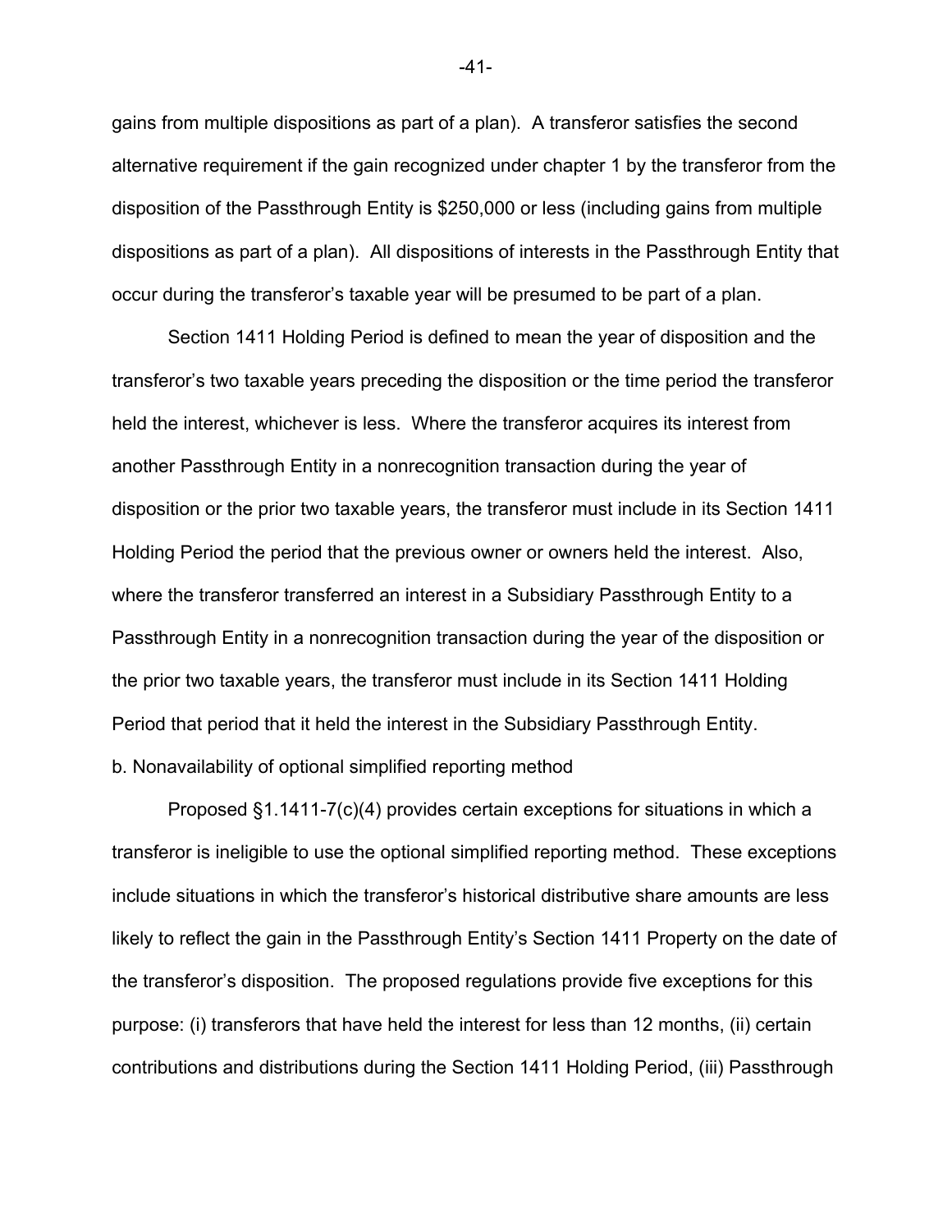gains from multiple dispositions as part of a plan). A transferor satisfies the second alternative requirement if the gain recognized under chapter 1 by the transferor from the disposition of the Passthrough Entity is $250,000 or less (including gains from multiple dispositions as part of a plan). All dispositions of interests in the Passthrough Entity that occur during the transferor's taxable year will be presumed to be part of a plan.

Section 1411 Holding Period is defined to mean the year of disposition and the transferor's two taxable years preceding the disposition or the time period the transferor held the interest, whichever is less. Where the transferor acquires its interest from another Passthrough Entity in a nonrecognition transaction during the year of disposition or the prior two taxable years, the transferor must include in its Section 1411 Holding Period the period that the previous owner or owners held the interest. Also, where the transferor transferred an interest in a Subsidiary Passthrough Entity to a Passthrough Entity in a nonrecognition transaction during the year of the disposition or the prior two taxable years, the transferor must include in its Section 1411 Holding Period that period that it held the interest in the Subsidiary Passthrough Entity.

b. Nonavailability of optional simplified reporting method

Proposed §1.1411-7(c)(4) provides certain exceptions for situations in which a transferor is ineligible to use the optional simplified reporting method. These exceptions include situations in which the transferor's historical distributive share amounts are less likely to reflect the gain in the Passthrough Entity's Section 1411 Property on the date of the transferor's disposition. The proposed regulations provide five exceptions for this purpose: (i) transferors that have held the interest for less than 12 months, (ii) certain contributions and distributions during the Section 1411 Holding Period, (iii) Passthrough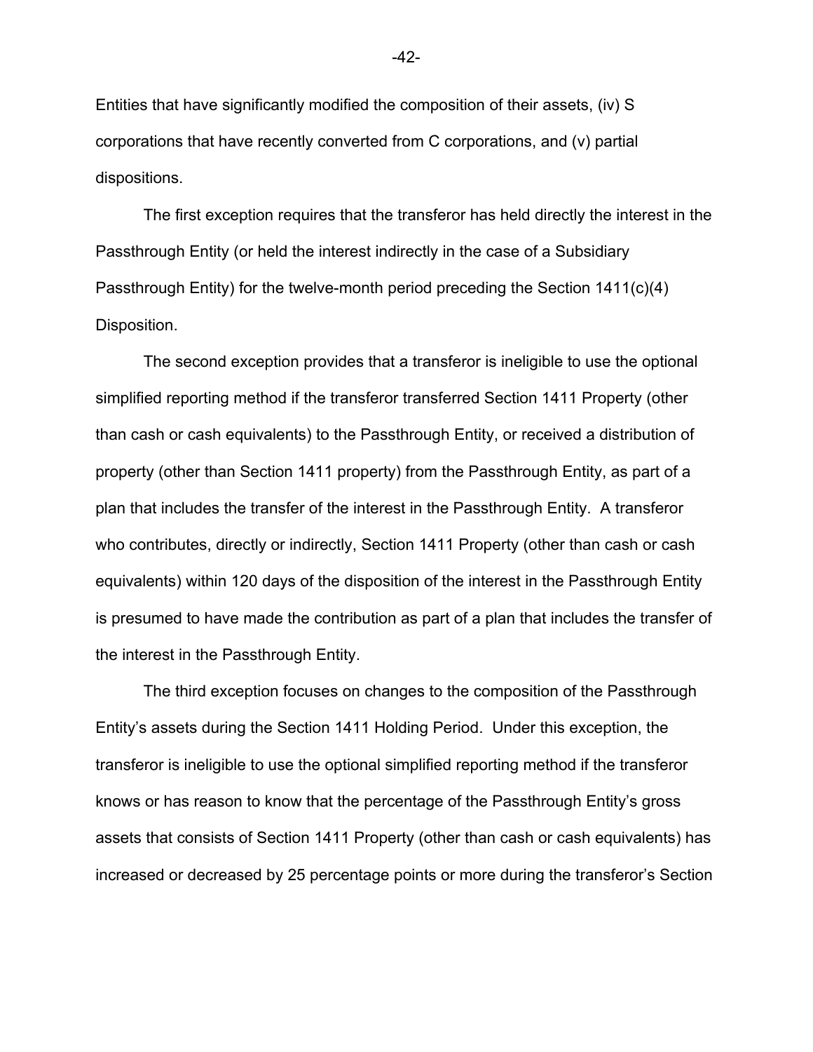Entities that have significantly modified the composition of their assets, (iv) S corporations that have recently converted from C corporations, and (v) partial dispositions.

The first exception requires that the transferor has held directly the interest in the Passthrough Entity (or held the interest indirectly in the case of a Subsidiary Passthrough Entity) for the twelve-month period preceding the Section 1411(c)(4) Disposition.

The second exception provides that a transferor is ineligible to use the optional simplified reporting method if the transferor transferred Section 1411 Property (other than cash or cash equivalents) to the Passthrough Entity, or received a distribution of property (other than Section 1411 property) from the Passthrough Entity, as part of a plan that includes the transfer of the interest in the Passthrough Entity. A transferor who contributes, directly or indirectly, Section 1411 Property (other than cash or cash equivalents) within 120 days of the disposition of the interest in the Passthrough Entity is presumed to have made the contribution as part of a plan that includes the transfer of the interest in the Passthrough Entity.

The third exception focuses on changes to the composition of the Passthrough Entity's assets during the Section 1411 Holding Period. Under this exception, the transferor is ineligible to use the optional simplified reporting method if the transferor knows or has reason to know that the percentage of the Passthrough Entity's gross assets that consists of Section 1411 Property (other than cash or cash equivalents) has increased or decreased by 25 percentage points or more during the transferor's Section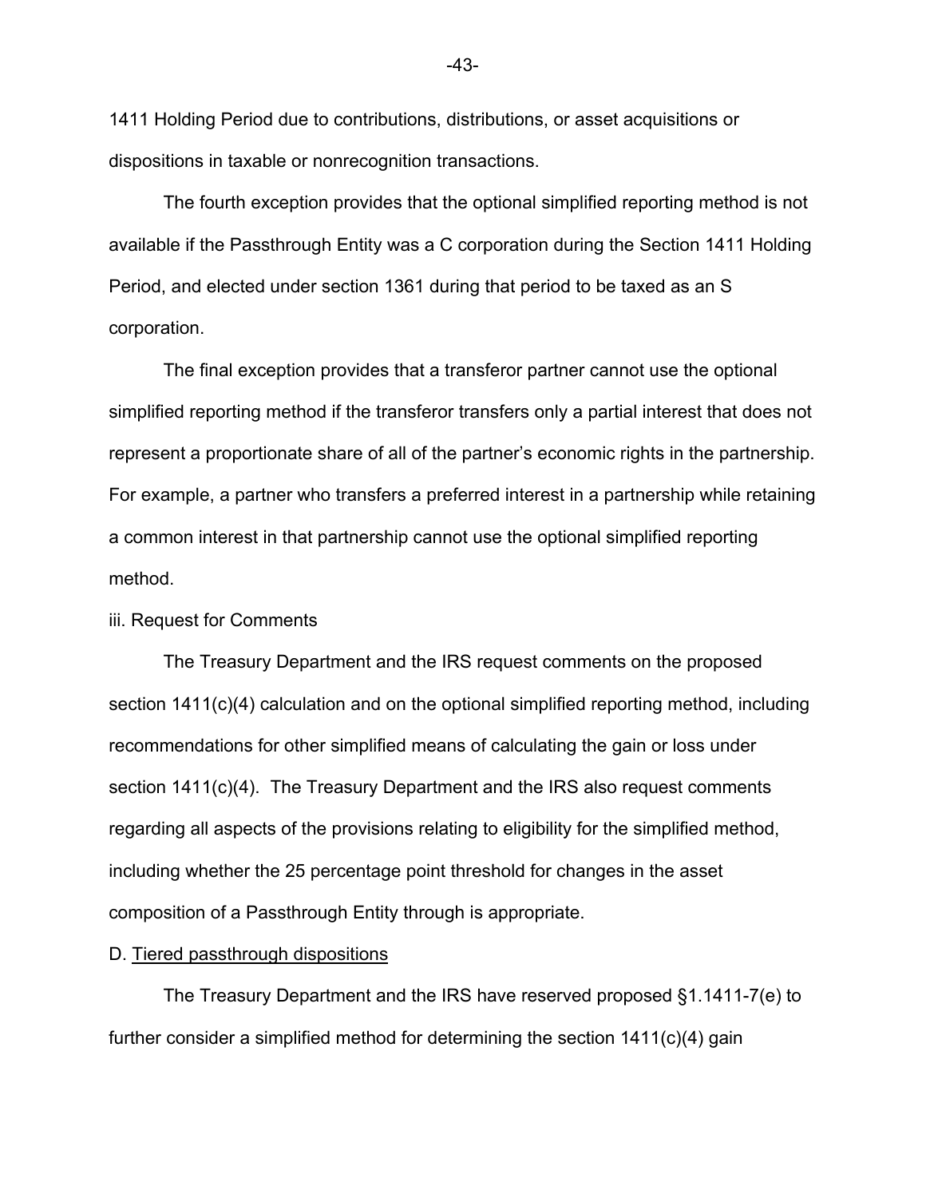1411 Holding Period due to contributions, distributions, or asset acquisitions or dispositions in taxable or nonrecognition transactions.

The fourth exception provides that the optional simplified reporting method is not available if the Passthrough Entity was a C corporation during the Section 1411 Holding Period, and elected under section 1361 during that period to be taxed as an S corporation.

The final exception provides that a transferor partner cannot use the optional simplified reporting method if the transferor transfers only a partial interest that does not represent a proportionate share of all of the partner's economic rights in the partnership. For example, a partner who transfers a preferred interest in a partnership while retaining a common interest in that partnership cannot use the optional simplified reporting method.

iii. Request for Comments

The Treasury Department and the IRS request comments on the proposed section 1411(c)(4) calculation and on the optional simplified reporting method, including recommendations for other simplified means of calculating the gain or loss under section 1411(c)(4). The Treasury Department and the IRS also request comments regarding all aspects of the provisions relating to eligibility for the simplified method, including whether the 25 percentage point threshold for changes in the asset composition of a Passthrough Entity through is appropriate.

D. Tiered passthrough dispositions

The Treasury Department and the IRS have reserved proposed §1.1411-7(e) to further consider a simplified method for determining the section 1411(c)(4) gain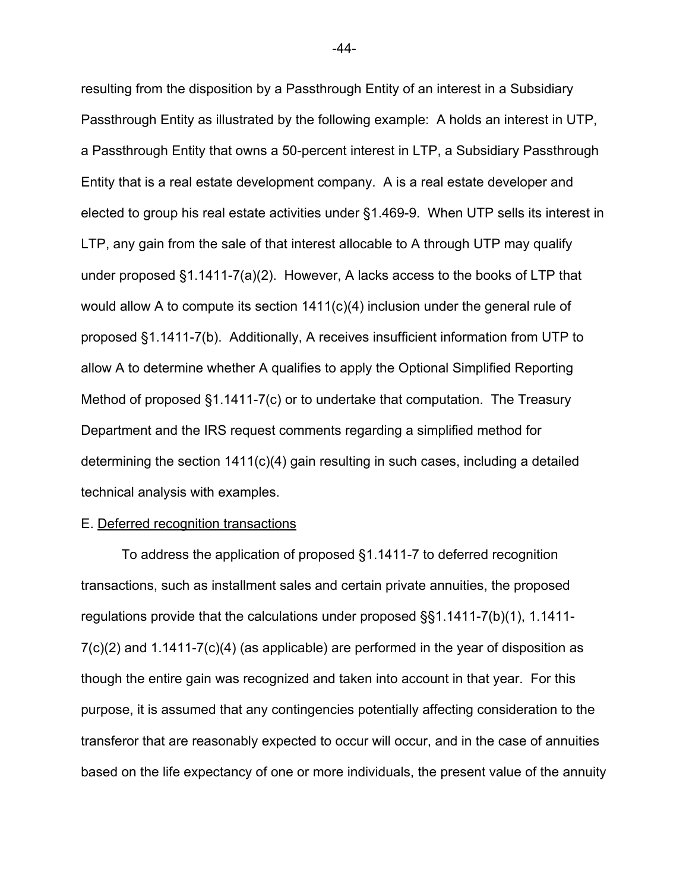resulting from the disposition by a Passthrough Entity of an interest in a Subsidiary Passthrough Entity as illustrated by the following example: A holds an interest in UTP, a Passthrough Entity that owns a 50-percent interest in LTP, a Subsidiary Passthrough Entity that is a real estate development company. A is a real estate developer and elected to group his real estate activities under §1.469-9. When UTP sells its interest in LTP, any gain from the sale of that interest allocable to A through UTP may qualify under proposed §1.1411-7(a)(2). However, A lacks access to the books of LTP that would allow A to compute its section 1411(c)(4) inclusion under the general rule of proposed §1.1411-7(b). Additionally, A receives insufficient information from UTP to allow A to determine whether A qualifies to apply the Optional Simplified Reporting Method of proposed §1.1411-7(c) or to undertake that computation. The Treasury Department and the IRS request comments regarding a simplified method for determining the section 1411(c)(4) gain resulting in such cases, including a detailed technical analysis with examples.

E. Deferred recognition transactions

To address the application of proposed §1.1411-7 to deferred recognition transactions, such as installment sales and certain private annuities, the proposed regulations provide that the calculations under proposed §§1.1411-7(b)(1), 1.1411-7(c)(2) and 1.1411-7(c)(4) (as applicable) are performed in the year of disposition as though the entire gain was recognized and taken into account in that year. For this purpose, it is assumed that any contingencies potentially affecting consideration to the transferor that are reasonably expected to occur will occur, and in the case of annuities based on the life expectancy of one or more individuals, the present value of the annuity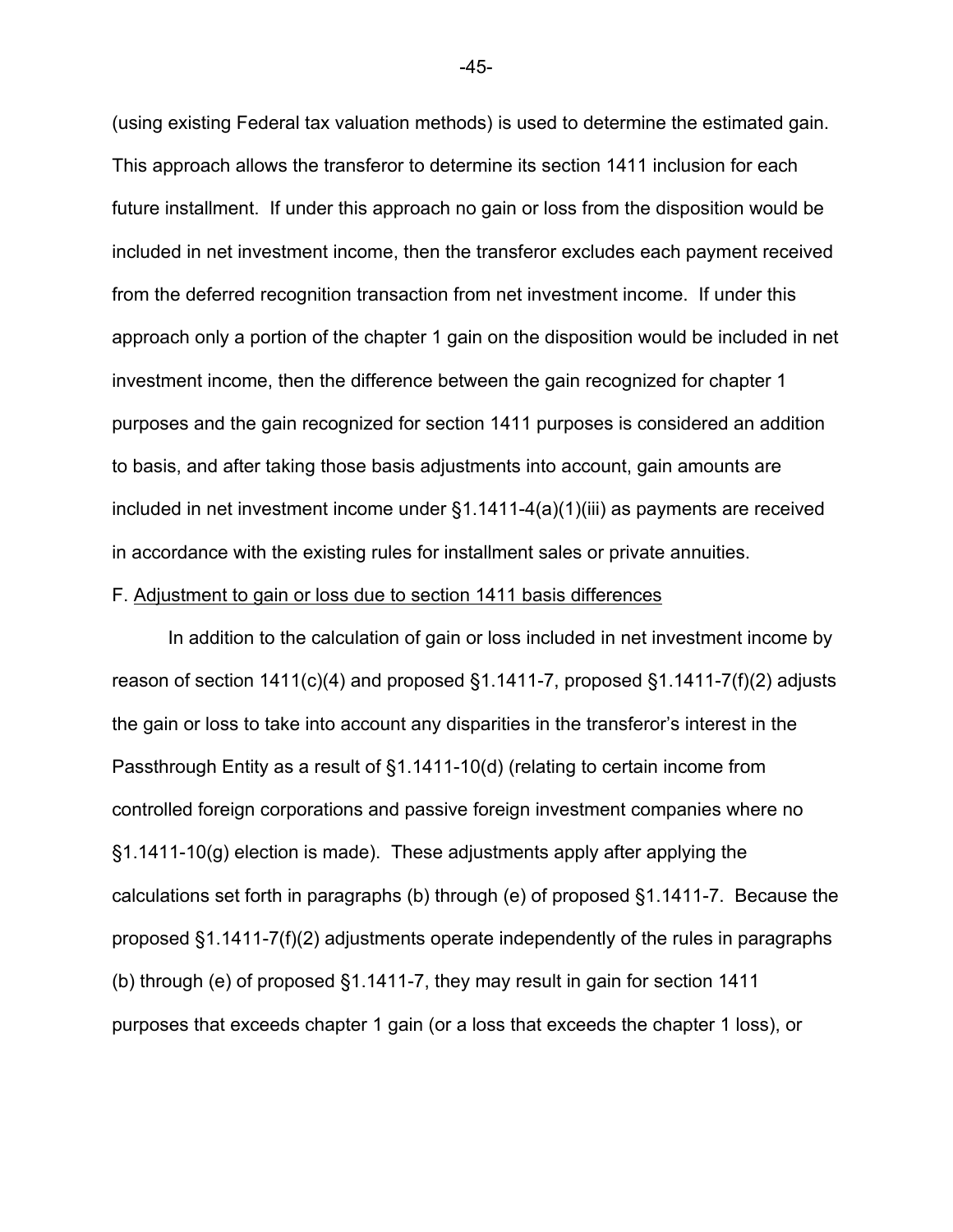(using existing Federal tax valuation methods) is used to determine the estimated gain. This approach allows the transferor to determine its section 1411 inclusion for each future installment. If under this approach no gain or loss from the disposition would be included in net investment income, then the transferor excludes each payment received from the deferred recognition transaction from net investment income. If under this approach only a portion of the chapter 1 gain on the disposition would be included in net investment income, then the difference between the gain recognized for chapter 1 purposes and the gain recognized for section 1411 purposes is considered an addition to basis, and after taking those basis adjustments into account, gain amounts are included in net investment income under §1.1411-4(a)(1)(iii) as payments are received in accordance with the existing rules for installment sales or private annuities.

F. Adjustment to gain or loss due to section 1411 basis differences

In addition to the calculation of gain or loss included in net investment income by reason of section 1411(c)(4) and proposed §1.1411-7, proposed §1.1411-7(f)(2) adjusts the gain or loss to take into account any disparities in the transferor's interest in the Passthrough Entity as a result of §1.1411-10(d) (relating to certain income from controlled foreign corporations and passive foreign investment companies where no §1.1411-10(g) election is made). These adjustments apply after applying the calculations set forth in paragraphs (b) through (e) of proposed §1.1411-7. Because the proposed §1.1411-7(f)(2) adjustments operate independently of the rules in paragraphs (b) through (e) of proposed §1.1411-7, they may result in gain for section 1411 purposes that exceeds chapter 1 gain (or a loss that exceeds the chapter 1 loss), or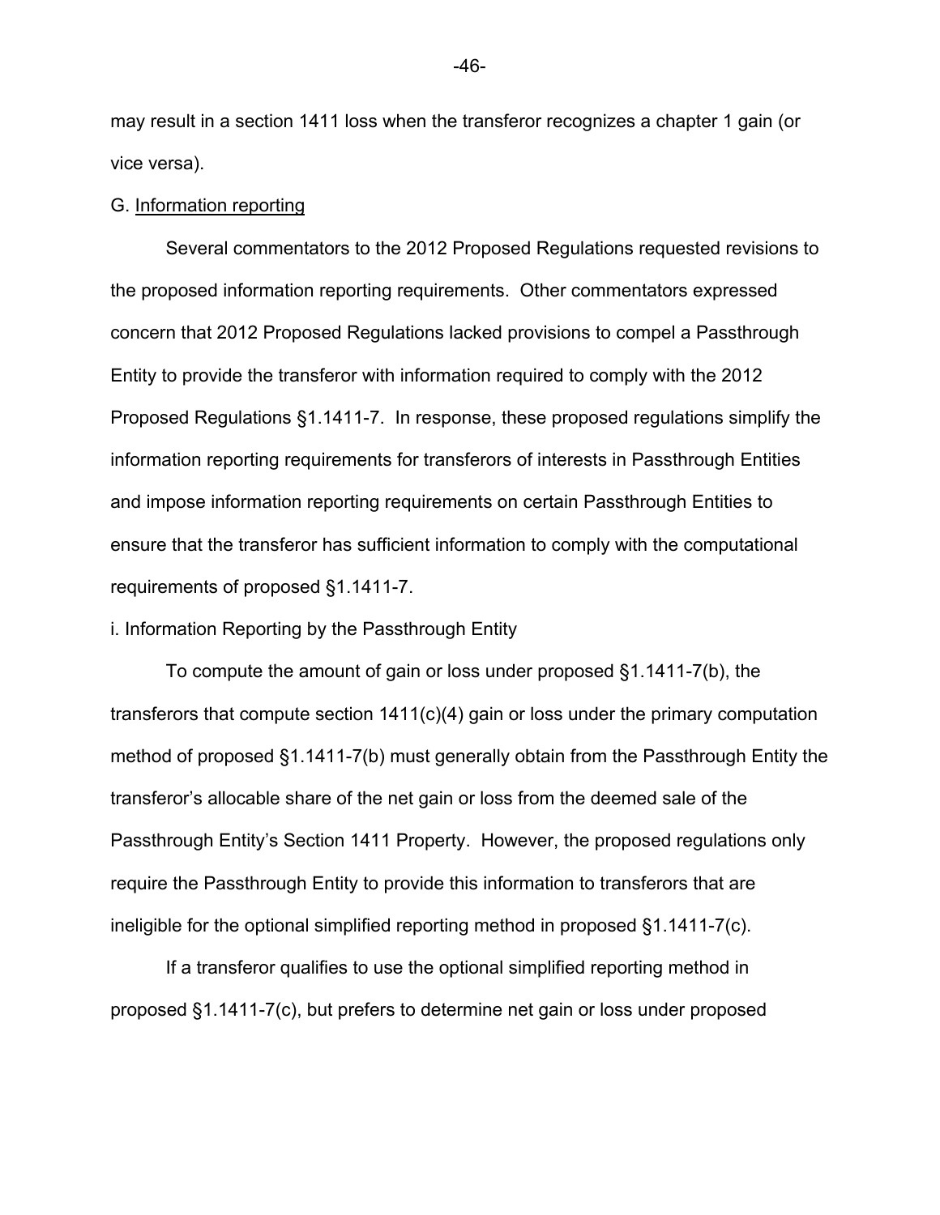may result in a section 1411 loss when the transferor recognizes a chapter 1 gain (or vice versa).

G. Information reporting

Several commentators to the 2012 Proposed Regulations requested revisions to the proposed information reporting requirements. Other commentators expressed concern that 2012 Proposed Regulations lacked provisions to compel a Passthrough Entity to provide the transferor with information required to comply with the 2012 Proposed Regulations §1.1411-7. In response, these proposed regulations simplify the information reporting requirements for transferors of interests in Passthrough Entities and impose information reporting requirements on certain Passthrough Entities to ensure that the transferor has sufficient information to comply with the computational requirements of proposed §1.1411-7.

i. Information Reporting by the Passthrough Entity

To compute the amount of gain or loss under proposed §1.1411-7(b), the transferors that compute section 1411(c)(4) gain or loss under the primary computation method of proposed §1.1411-7(b) must generally obtain from the Passthrough Entity the transferor's allocable share of the net gain or loss from the deemed sale of the Passthrough Entity's Section 1411 Property. However, the proposed regulations only require the Passthrough Entity to provide this information to transferors that are ineligible for the optional simplified reporting method in proposed §1.1411-7(c).

If a transferor qualifies to use the optional simplified reporting method in proposed §1.1411-7(c), but prefers to determine net gain or loss under proposed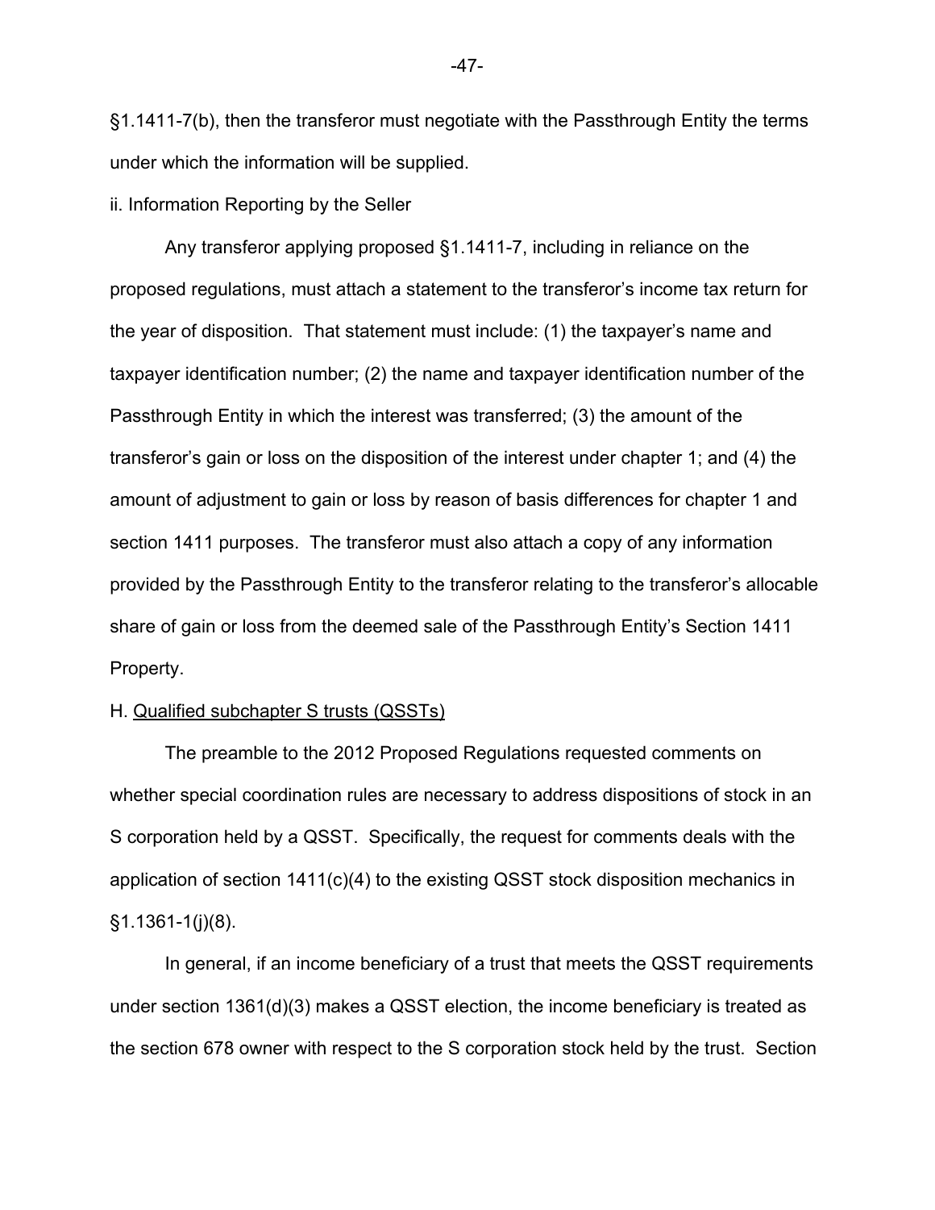§1.1411-7(b), then the transferor must negotiate with the Passthrough Entity the terms under which the information will be supplied.

ii. Information Reporting by the Seller

Any transferor applying proposed §1.1411-7, including in reliance on the proposed regulations, must attach a statement to the transferor's income tax return for the year of disposition. That statement must include: (1) the taxpayer's name and taxpayer identification number; (2) the name and taxpayer identification number of the Passthrough Entity in which the interest was transferred; (3) the amount of the transferor's gain or loss on the disposition of the interest under chapter 1; and (4) the amount of adjustment to gain or loss by reason of basis differences for chapter 1 and section 1411 purposes. The transferor must also attach a copy of any information provided by the Passthrough Entity to the transferor relating to the transferor's allocable share of gain or loss from the deemed sale of the Passthrough Entity's Section 1411 Property.

H. Qualified subchapter S trusts (QSSTs)

The preamble to the 2012 Proposed Regulations requested comments on whether special coordination rules are necessary to address dispositions of stock in an S corporation held by a QSST. Specifically, the request for comments deals with the application of section 1411(c)(4) to the existing QSST stock disposition mechanics in §1.1361-1(j)(8).

In general, if an income beneficiary of a trust that meets the QSST requirements under section 1361(d)(3) makes a QSST election, the income beneficiary is treated as the section 678 owner with respect to the S corporation stock held by the trust. Section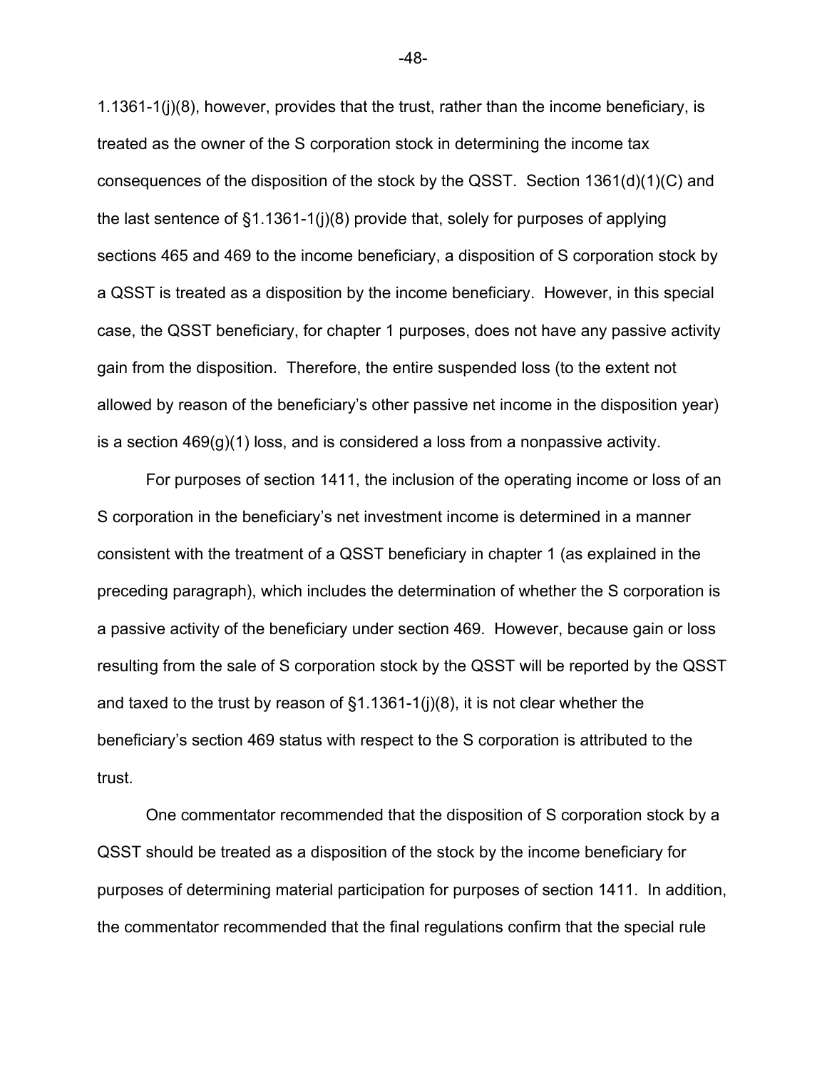1.1361-1(j)(8), however, provides that the trust, rather than the income beneficiary, is treated as the owner of the S corporation stock in determining the income tax consequences of the disposition of the stock by the QSST. Section 1361(d)(1)(C) and the last sentence of §1.1361-1(j)(8) provide that, solely for purposes of applying sections 465 and 469 to the income beneficiary, a disposition of S corporation stock by a QSST is treated as a disposition by the income beneficiary. However, in this special case, the QSST beneficiary, for chapter 1 purposes, does not have any passive activity gain from the disposition. Therefore, the entire suspended loss (to the extent not allowed by reason of the beneficiary's other passive net income in the disposition year) is a section 469(g)(1) loss, and is considered a loss from a nonpassive activity.

For purposes of section 1411, the inclusion of the operating income or loss of an S corporation in the beneficiary's net investment income is determined in a manner consistent with the treatment of a QSST beneficiary in chapter 1 (as explained in the preceding paragraph), which includes the determination of whether the S corporation is a passive activity of the beneficiary under section 469. However, because gain or loss resulting from the sale of S corporation stock by the QSST will be reported by the QSST and taxed to the trust by reason of §1.1361-1(j)(8), it is not clear whether the beneficiary's section 469 status with respect to the S corporation is attributed to the trust.

One commentator recommended that the disposition of S corporation stock by a QSST should be treated as a disposition of the stock by the income beneficiary for purposes of determining material participation for purposes of section 1411. In addition, the commentator recommended that the final regulations confirm that the special rule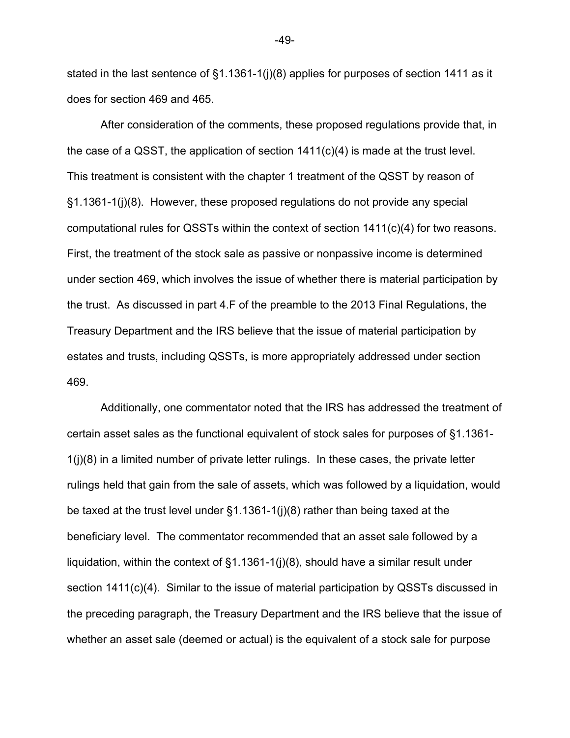stated in the last sentence of §1.1361-1(j)(8) applies for purposes of section 1411 as it does for section 469 and 465.

After consideration of the comments, these proposed regulations provide that, in the case of a QSST, the application of section 1411(c)(4) is made at the trust level. This treatment is consistent with the chapter 1 treatment of the QSST by reason of §1.1361-1(j)(8). However, these proposed regulations do not provide any special computational rules for QSSTs within the context of section 1411(c)(4) for two reasons. First, the treatment of the stock sale as passive or nonpassive income is determined under section 469, which involves the issue of whether there is material participation by the trust. As discussed in part 4.F of the preamble to the 2013 Final Regulations, the Treasury Department and the IRS believe that the issue of material participation by estates and trusts, including QSSTs, is more appropriately addressed under section 469.

Additionally, one commentator noted that the IRS has addressed the treatment of certain asset sales as the functional equivalent of stock sales for purposes of §1.1361-1(j)(8) in a limited number of private letter rulings. In these cases, the private letter rulings held that gain from the sale of assets, which was followed by a liquidation, would be taxed at the trust level under §1.1361-1(j)(8) rather than being taxed at the beneficiary level. The commentator recommended that an asset sale followed by a liquidation, within the context of §1.1361-1(j)(8), should have a similar result under section 1411(c)(4). Similar to the issue of material participation by QSSTs discussed in the preceding paragraph, the Treasury Department and the IRS believe that the issue of whether an asset sale (deemed or actual) is the equivalent of a stock sale for purpose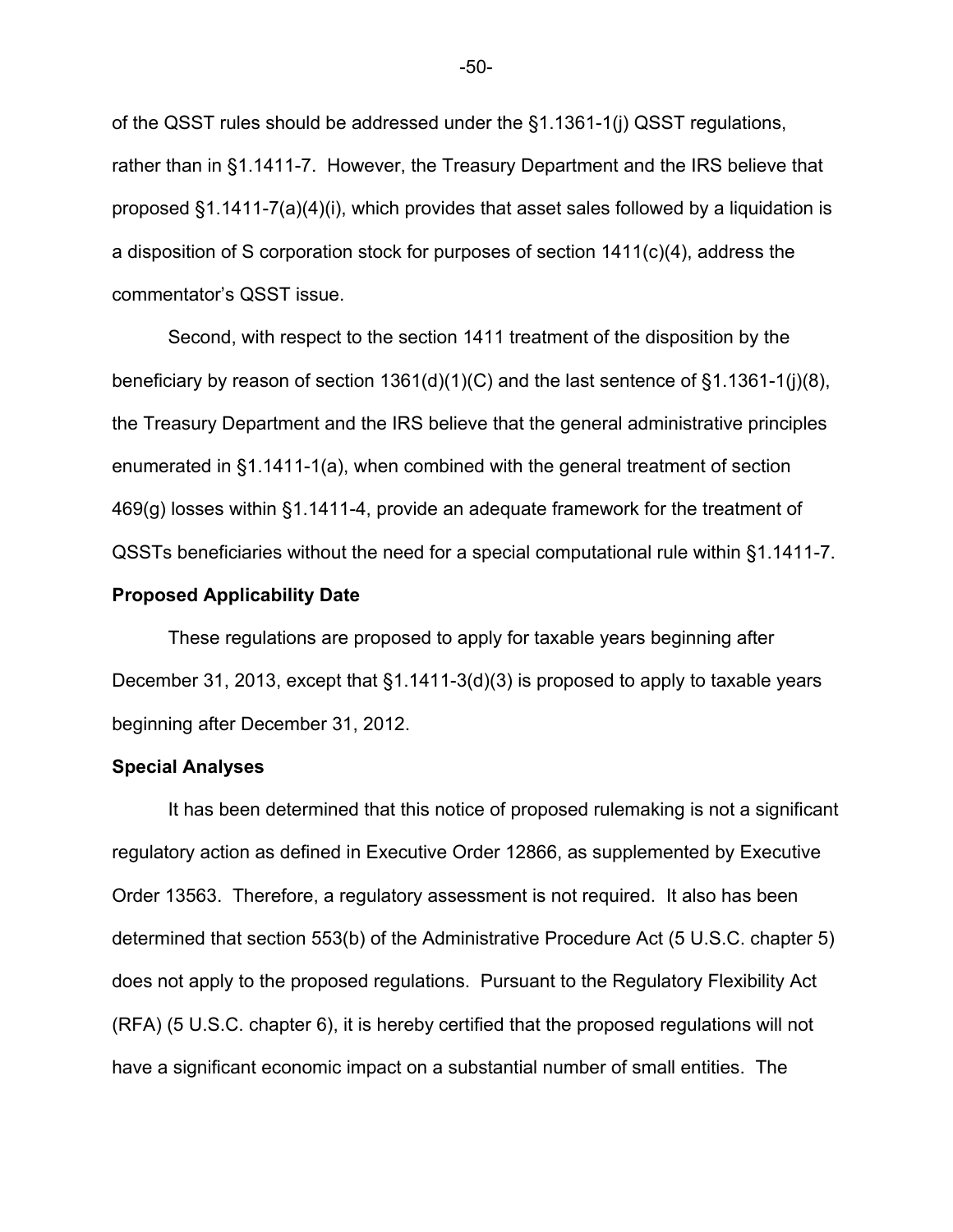of the QSST rules should be addressed under the §1.1361-1(j) QSST regulations, rather than in §1.1411-7. However, the Treasury Department and the IRS believe that proposed §1.1411-7(a)(4)(i), which provides that asset sales followed by a liquidation is a disposition of S corporation stock for purposes of section 1411(c)(4), address the commentator's QSST issue.

Second, with respect to the section 1411 treatment of the disposition by the beneficiary by reason of section 1361(d)(1)(C) and the last sentence of §1.1361-1(j)(8), the Treasury Department and the IRS believe that the general administrative principles enumerated in §1.1411-1(a), when combined with the general treatment of section 469(g) losses within §1.1411-4, provide an adequate framework for the treatment of QSSTs beneficiaries without the need for a special computational rule within §1.1411-7.

**Proposed Applicability Date**

These regulations are proposed to apply for taxable years beginning after December 31, 2013, except that §1.1411-3(d)(3) is proposed to apply to taxable years beginning after December 31, 2012.

**Special Analyses**

It has been determined that this notice of proposed rulemaking is not a significant regulatory action as defined in Executive Order 12866, as supplemented by Executive Order 13563. Therefore, a regulatory assessment is not required. It also has been determined that section 553(b) of the Administrative Procedure Act (5 U.S.C. chapter 5) does not apply to the proposed regulations. Pursuant to the Regulatory Flexibility Act (RFA) (5 U.S.C. chapter 6), it is hereby certified that the proposed regulations will not have a significant economic impact on a substantial number of small entities. The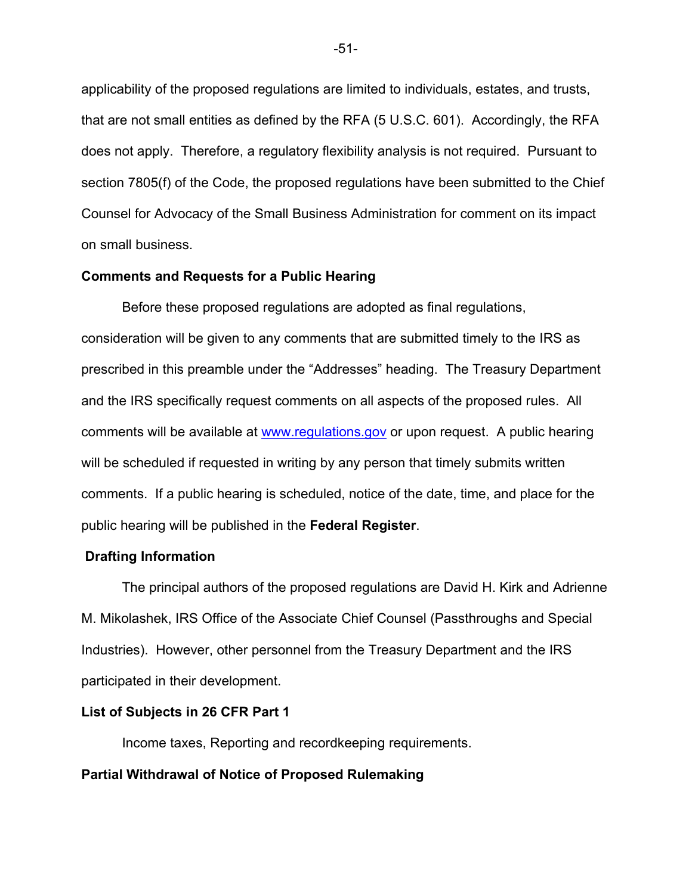applicability of the proposed regulations are limited to individuals, estates, and trusts, that are not small entities as defined by the RFA (5 U.S.C. 601). Accordingly, the RFA does not apply. Therefore, a regulatory flexibility analysis is not required. Pursuant to section 7805(f) of the Code, the proposed regulations have been submitted to the Chief Counsel for Advocacy of the Small Business Administration for comment on its impact on small business.

**Comments and Requests for a Public Hearing**

Before these proposed regulations are adopted as final regulations, consideration will be given to any comments that are submitted timely to the IRS as prescribed in this preamble under the "Addresses" heading. The Treasury Department and the IRS specifically request comments on all aspects of the proposed rules. All comments will be available at [www.regulations.gov](http://www.regulations.gov) or upon request. A public hearing will be scheduled if requested in writing by any person that timely submits written comments. If a public hearing is scheduled, notice of the date, time, and place for the public hearing will be published in the **Federal Register**.

**Drafting Information**

The principal authors of the proposed regulations are David H. Kirk and Adrienne M. Mikolashek, IRS Office of the Associate Chief Counsel (Passthroughs and Special Industries). However, other personnel from the Treasury Department and the IRS participated in their development.

**List of Subjects in 26 CFR Part 1**

Income taxes, Reporting and recordkeeping requirements.

**Partial Withdrawal of Notice of Proposed Rulemaking**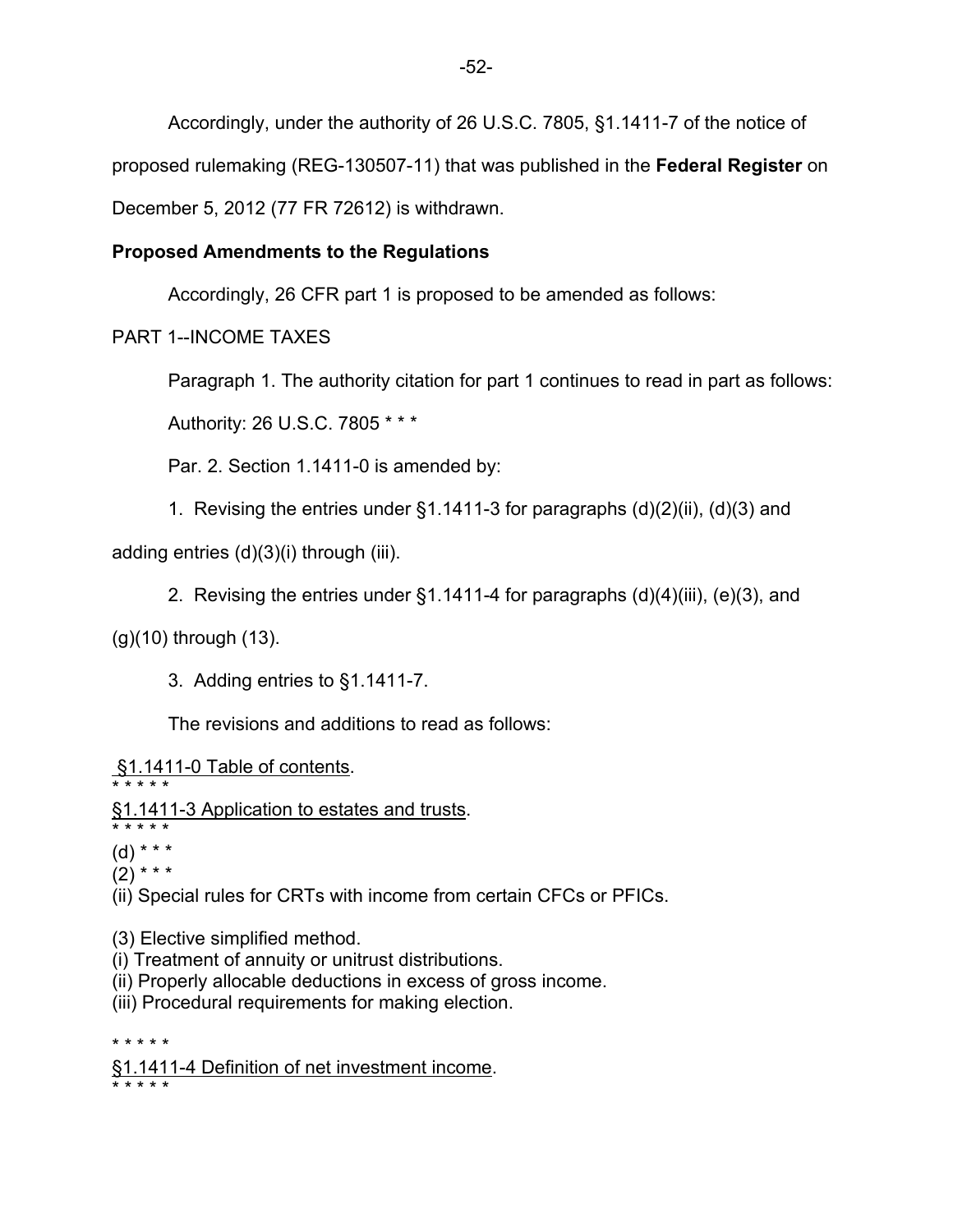Accordingly, under the authority of 26 U.S.C. 7805, §1.1411-7 of the notice of proposed rulemaking (REG-130507-11) that was published in the **Federal Register** on December 5, 2012 (77 FR 72612) is withdrawn.

**Proposed Amendments to the Regulations**

Accordingly, 26 CFR part 1 is proposed to be amended as follows:

PART 1--INCOME TAXES

Paragraph 1. The authority citation for part 1 continues to read in part as follows:

Authority: 26 U.S.C. 7805 * * *

Par. 2. Section 1.1411-0 is amended by:

1. Revising the entries under §1.1411-3 for paragraphs (d)(2)(ii), (d)(3) and adding entries (d)(3)(i) through (iii).

2. Revising the entries under §1.1411-4 for paragraphs (d)(4)(iii), (e)(3), and (g)(10) through (13).

3. Adding entries to §1.1411-7.

The revisions and additions to read as follows:

§1.1411-0 Table of contents.

* * * * *

§1.1411-3 Application to estates and trusts.

* * * * *

(d) * * *

(2) * * *

(ii) Special rules for CRTs with income from certain CFCs or PFICs.

(3) Elective simplified method.

(i) Treatment of annuity or unitrust distributions.

(ii) Properly allocable deductions in excess of gross income.

(iii) Procedural requirements for making election.

* * * * *

§1.1411-4 Definition of net investment income.

* * * * *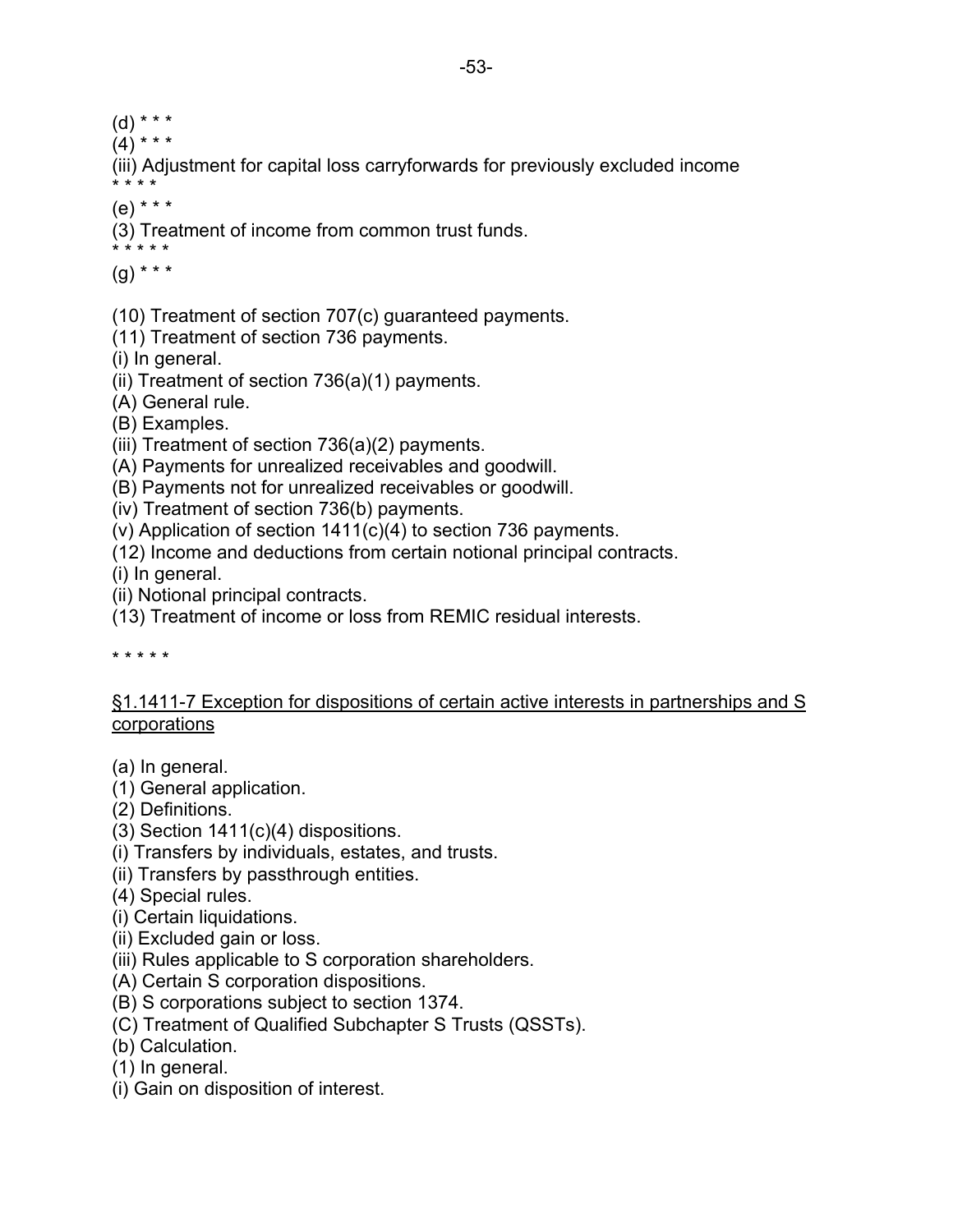(d) * * *

(4) * * *

(iii) Adjustment for capital loss carryforwards for previously excluded income

* * * *

(e) * * *

(3) Treatment of income from common trust funds.

* * * * *

(g) * * *

(10) Treatment of section 707(c) guaranteed payments.

(11) Treatment of section 736 payments.

(i) In general.

(ii) Treatment of section 736(a)(1) payments.

(A) General rule.

(B) Examples.

(iii) Treatment of section 736(a)(2) payments.

(A) Payments for unrealized receivables and goodwill.

(B) Payments not for unrealized receivables or goodwill.

(iv) Treatment of section 736(b) payments.

(v) Application of section 1411(c)(4) to section 736 payments.

(12) Income and deductions from certain notional principal contracts.

(i) In general.

(ii) Notional principal contracts.

(13) Treatment of income or loss from REMIC residual interests.

* * * * *

§1.1411-7 Exception for dispositions of certain active interests in partnerships and S corporations

(a) In general.

(1) General application.

(2) Definitions.

(3) Section 1411(c)(4) dispositions.

(i) Transfers by individuals, estates, and trusts.

(ii) Transfers by passthrough entities.

(4) Special rules.

(i) Certain liquidations.

(ii) Excluded gain or loss.

(iii) Rules applicable to S corporation shareholders.

(A) Certain S corporation dispositions.

(B) S corporations subject to section 1374.

(C) Treatment of Qualified Subchapter S Trusts (QSSTs).

(b) Calculation.

(1) In general.

(i) Gain on disposition of interest.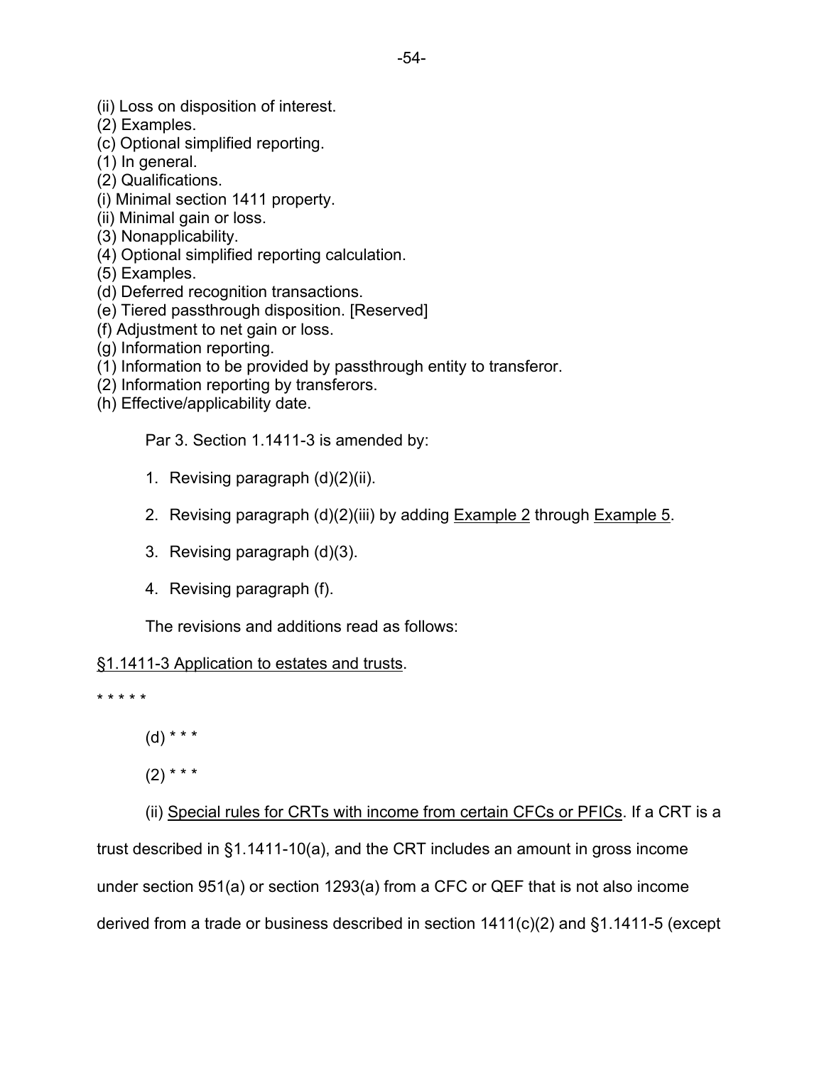(ii) Loss on disposition of interest.

(2) Examples.

(c) Optional simplified reporting.

(1) In general.

(2) Qualifications.

(i) Minimal section 1411 property.

(ii) Minimal gain or loss.

(3) Nonapplicability.

(4) Optional simplified reporting calculation.

(5) Examples.

(d) Deferred recognition transactions.

(e) Tiered passthrough disposition. [Reserved]

(f) Adjustment to net gain or loss.

(g) Information reporting.

(1) Information to be provided by passthrough entity to transferor.

(2) Information reporting by transferors.

(h) Effective/applicability date.

Par 3. Section 1.1411-3 is amended by:

1. Revising paragraph (d)(2)(ii).
2. Revising paragraph (d)(2)(iii) by adding Example 2 through Example 5.
3. Revising paragraph (d)(3).
4. Revising paragraph (f).

The revisions and additions read as follows:

§1.1411-3 Application to estates and trusts.

* * * * *

(d) * * *

(2) * * *

(ii) Special rules for CRTs with income from certain CFCs or PFICs. If a CRT is a trust described in §1.1411-10(a), and the CRT includes an amount in gross income under section 951(a) or section 1293(a) from a CFC or QEF that is not also income derived from a trade or business described in section 1411(c)(2) and §1.1411-5 (except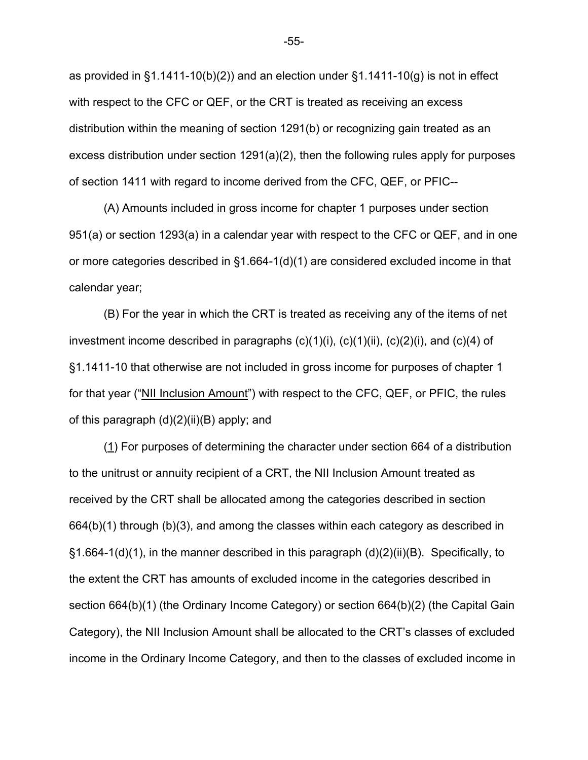as provided in §1.1411-10(b)(2)) and an election under §1.1411-10(g) is not in effect with respect to the CFC or QEF, or the CRT is treated as receiving an excess distribution within the meaning of section 1291(b) or recognizing gain treated as an excess distribution under section 1291(a)(2), then the following rules apply for purposes of section 1411 with regard to income derived from the CFC, QEF, or PFIC--

(A) Amounts included in gross income for chapter 1 purposes under section 951(a) or section 1293(a) in a calendar year with respect to the CFC or QEF, and in one or more categories described in §1.664-1(d)(1) are considered excluded income in that calendar year;

(B) For the year in which the CRT is treated as receiving any of the items of net investment income described in paragraphs (c)(1)(i), (c)(1)(ii), (c)(2)(i), and (c)(4) of §1.1411-10 that otherwise are not included in gross income for purposes of chapter 1 for that year ("NII Inclusion Amount") with respect to the CFC, QEF, or PFIC, the rules of this paragraph (d)(2)(ii)(B) apply; and

(1) For purposes of determining the character under section 664 of a distribution to the unitrust or annuity recipient of a CRT, the NII Inclusion Amount treated as received by the CRT shall be allocated among the categories described in section 664(b)(1) through (b)(3), and among the classes within each category as described in §1.664-1(d)(1), in the manner described in this paragraph (d)(2)(ii)(B). Specifically, to the extent the CRT has amounts of excluded income in the categories described in section 664(b)(1) (the Ordinary Income Category) or section 664(b)(2) (the Capital Gain Category), the NII Inclusion Amount shall be allocated to the CRT's classes of excluded income in the Ordinary Income Category, and then to the classes of excluded income in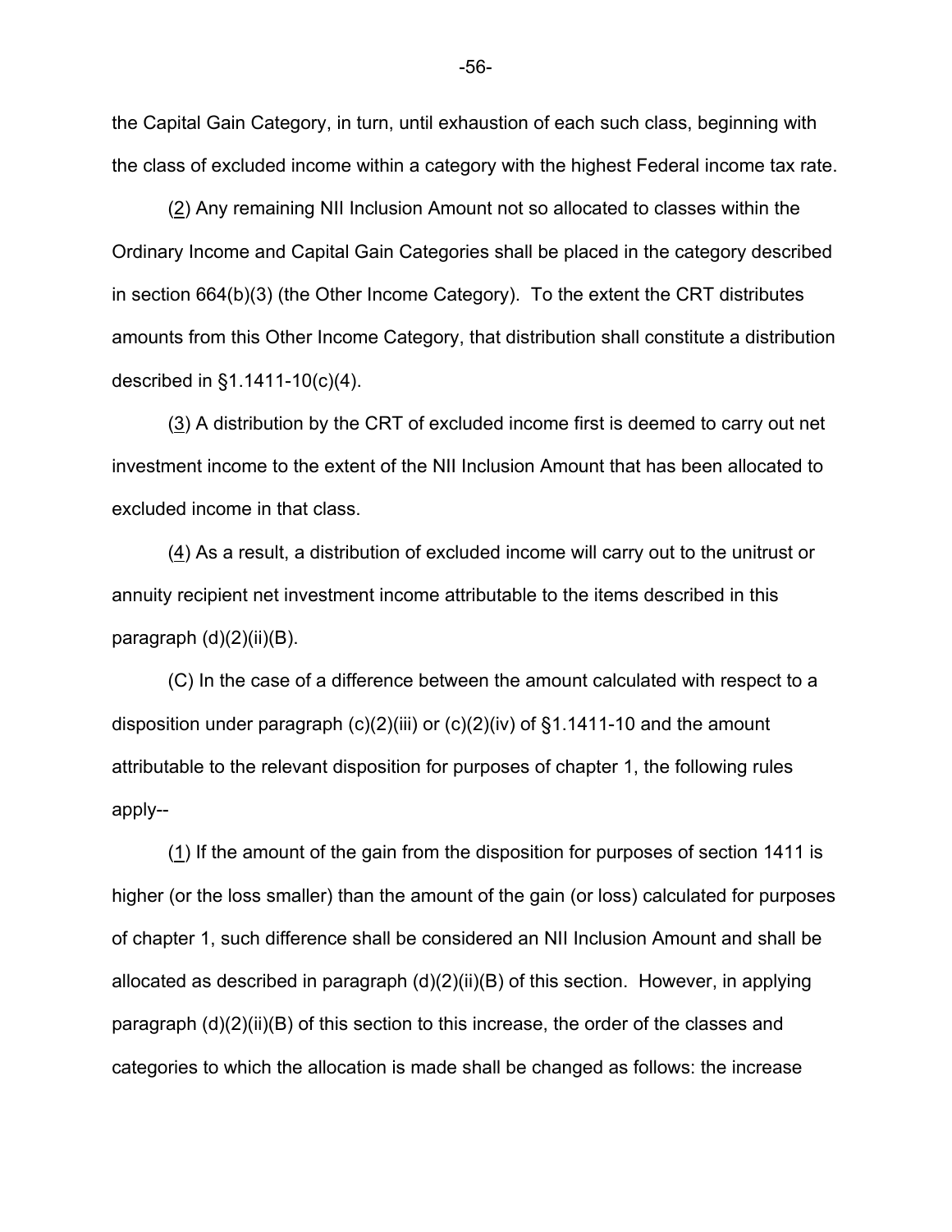the Capital Gain Category, in turn, until exhaustion of each such class, beginning with the class of excluded income within a category with the highest Federal income tax rate.

(2) Any remaining NII Inclusion Amount not so allocated to classes within the Ordinary Income and Capital Gain Categories shall be placed in the category described in section 664(b)(3) (the Other Income Category). To the extent the CRT distributes amounts from this Other Income Category, that distribution shall constitute a distribution described in §1.1411-10(c)(4).

(3) A distribution by the CRT of excluded income first is deemed to carry out net investment income to the extent of the NII Inclusion Amount that has been allocated to excluded income in that class.

(4) As a result, a distribution of excluded income will carry out to the unitrust or annuity recipient net investment income attributable to the items described in this paragraph (d)(2)(ii)(B).

(C) In the case of a difference between the amount calculated with respect to a disposition under paragraph (c)(2)(iii) or (c)(2)(iv) of §1.1411-10 and the amount attributable to the relevant disposition for purposes of chapter 1, the following rules apply--

(1) If the amount of the gain from the disposition for purposes of section 1411 is higher (or the loss smaller) than the amount of the gain (or loss) calculated for purposes of chapter 1, such difference shall be considered an NII Inclusion Amount and shall be allocated as described in paragraph (d)(2)(ii)(B) of this section. However, in applying paragraph (d)(2)(ii)(B) of this section to this increase, the order of the classes and categories to which the allocation is made shall be changed as follows: the increase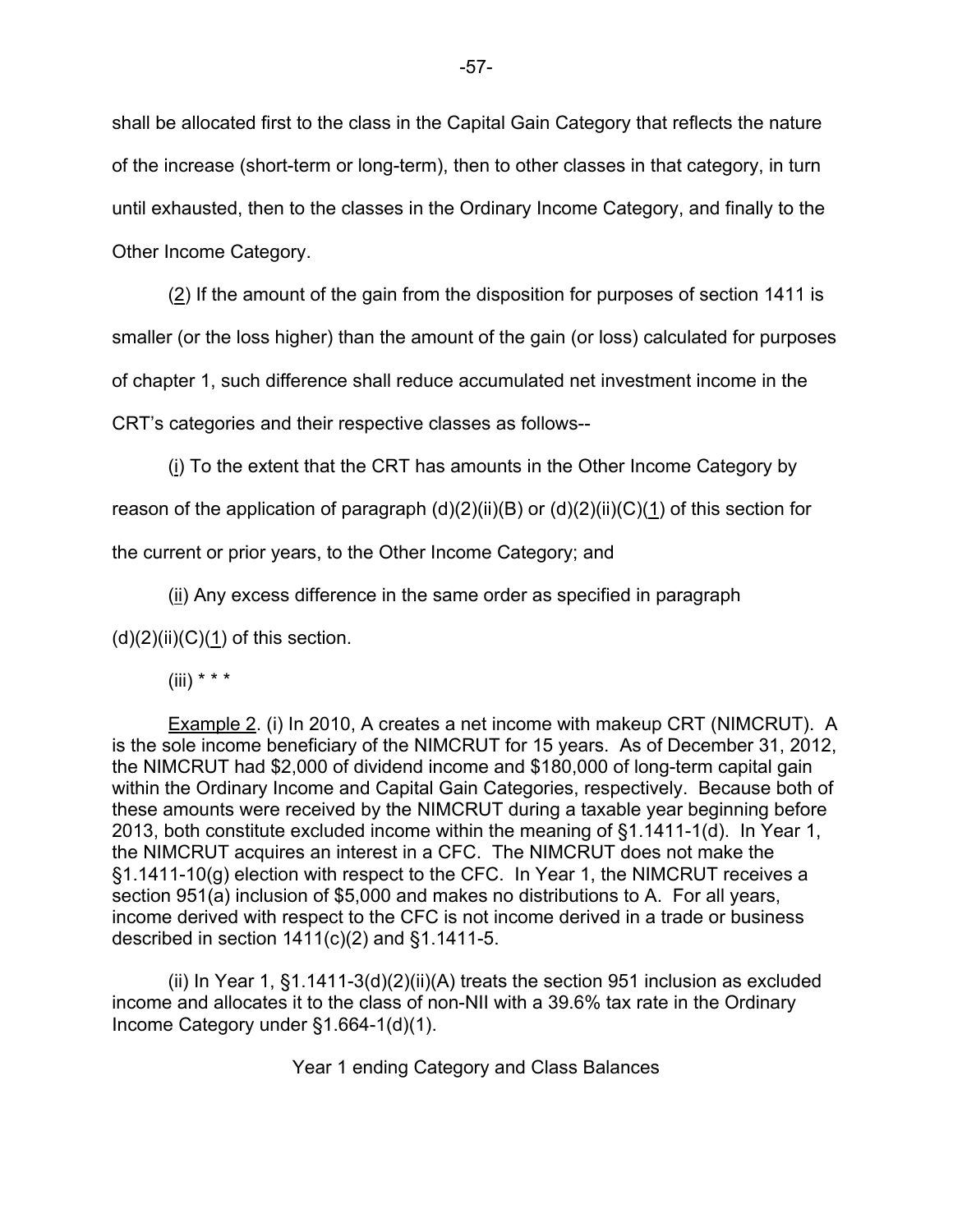shall be allocated first to the class in the Capital Gain Category that reflects the nature of the increase (short-term or long-term), then to other classes in that category, in turn until exhausted, then to the classes in the Ordinary Income Category, and finally to the Other Income Category.

(2) If the amount of the gain from the disposition for purposes of section 1411 is smaller (or the loss higher) than the amount of the gain (or loss) calculated for purposes of chapter 1, such difference shall reduce accumulated net investment income in the CRT's categories and their respective classes as follows--

(i) To the extent that the CRT has amounts in the Other Income Category by reason of the application of paragraph (d)(2)(ii)(B) or (d)(2)(ii)(C)(1) of this section for the current or prior years, to the Other Income Category; and

(ii) Any excess difference in the same order as specified in paragraph (d)(2)(ii)(C)(1) of this section.

(iii) * * *

Example 2. (i) In 2010, A creates a net income with makeup CRT (NIMCRUT). A is the sole income beneficiary of the NIMCRUT for 15 years. As of December 31, 2012, the NIMCRUT had $2,000 of dividend income and $180,000 of long-term capital gain within the Ordinary Income and Capital Gain Categories, respectively. Because both of these amounts were received by the NIMCRUT during a taxable year beginning before 2013, both constitute excluded income within the meaning of §1.1411-1(d). In Year 1, the NIMCRUT acquires an interest in a CFC. The NIMCRUT does not make the §1.1411-10(g) election with respect to the CFC. In Year 1, the NIMCRUT receives a section 951(a) inclusion of $5,000 and makes no distributions to A. For all years, income derived with respect to the CFC is not income derived in a trade or business described in section 1411(c)(2) and §1.1411-5.

(ii) In Year 1, §1.1411-3(d)(2)(ii)(A) treats the section 951 inclusion as excluded income and allocates it to the class of non-NII with a 39.6% tax rate in the Ordinary Income Category under §1.664-1(d)(1).

Year 1 ending Category and Class Balances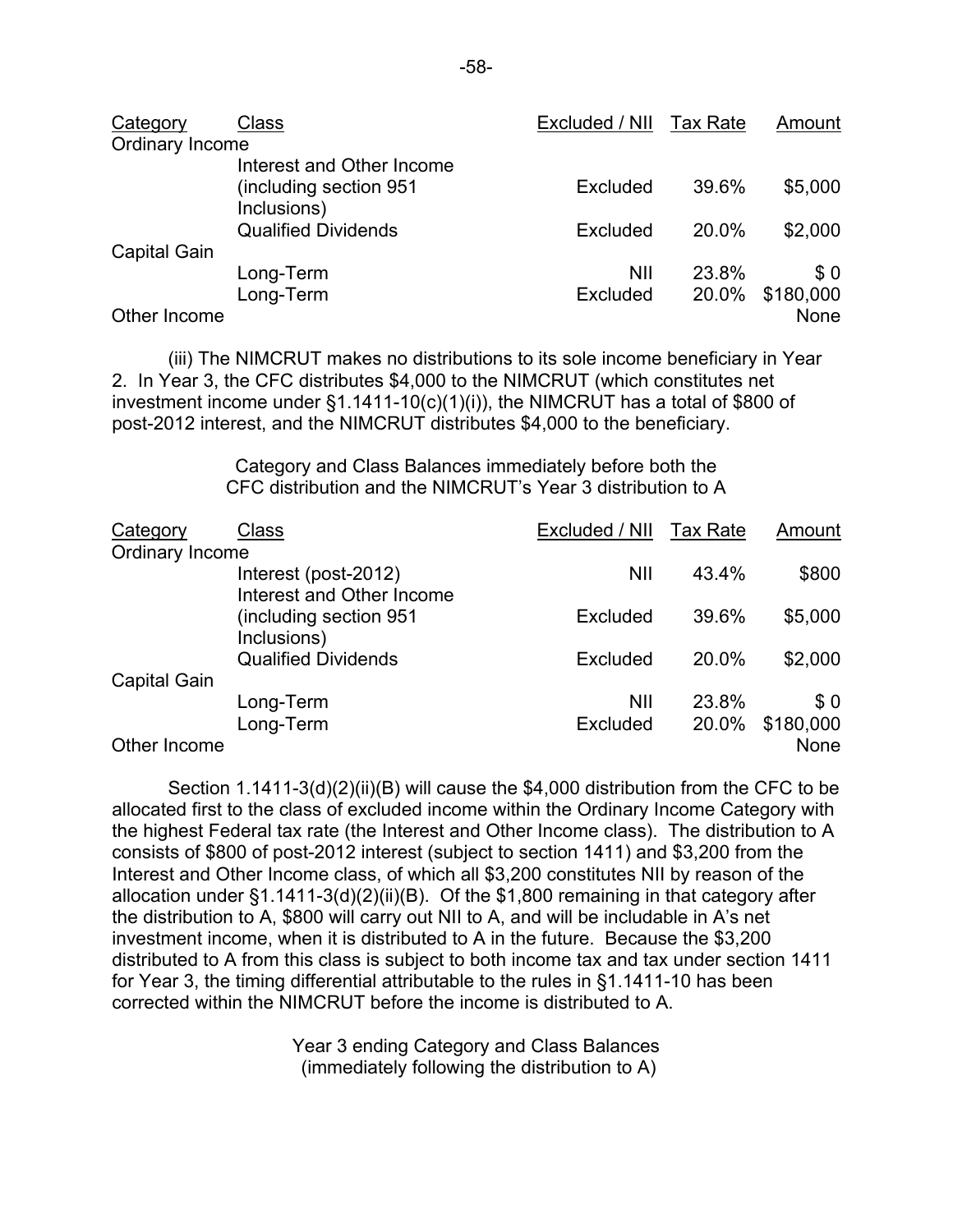| Category | Class | Excluded / NII | Tax Rate | Amount |
|---|---|---|---|---|
| Ordinary Income | | | | |
| | Interest and Other Income (including section 951 Inclusions) | Excluded | 39.6% | $5,000 |
| | Qualified Dividends | Excluded | 20.0% | $2,000 |
| Capital Gain | | | | |
| | Long-Term | NII | 23.8% | $ 0 |
| | Long-Term | Excluded | 20.0% | $180,000 |
| Other Income | | | | None |

(iii) The NIMCRUT makes no distributions to its sole income beneficiary in Year 2. In Year 3, the CFC distributes $4,000 to the NIMCRUT (which constitutes net investment income under §1.1411-10(c)(1)(i)), the NIMCRUT has a total of $800 of post-2012 interest, and the NIMCRUT distributes $4,000 to the beneficiary.

Category and Class Balances immediately before both the CFC distribution and the NIMCRUT's Year 3 distribution to A

| Category | Class | Excluded / NII | Tax Rate | Amount |
|---|---|---|---|---|
| Ordinary Income | | | | |
| | Interest (post-2012) | NII | 43.4% | $800 |
| | Interest and Other Income (including section 951 Inclusions) | Excluded | 39.6% | $5,000 |
| | Qualified Dividends | Excluded | 20.0% | $2,000 |
| Capital Gain | | | | |
| | Long-Term | NII | 23.8% | $ 0 |
| | Long-Term | Excluded | 20.0% | $180,000 |
| Other Income | | | | None |

Section 1.1411-3(d)(2)(ii)(B) will cause the $4,000 distribution from the CFC to be allocated first to the class of excluded income within the Ordinary Income Category with the highest Federal tax rate (the Interest and Other Income class). The distribution to A consists of $800 of post-2012 interest (subject to section 1411) and $3,200 from the Interest and Other Income class, of which all $3,200 constitutes NII by reason of the allocation under §1.1411-3(d)(2)(ii)(B). Of the $1,800 remaining in that category after the distribution to A, $800 will carry out NII to A, and will be includable in A's net investment income, when it is distributed to A in the future. Because the $3,200 distributed to A from this class is subject to both income tax and tax under section 1411 for Year 3, the timing differential attributable to the rules in §1.1411-10 has been corrected within the NIMCRUT before the income is distributed to A.

Year 3 ending Category and Class Balances (immediately following the distribution to A)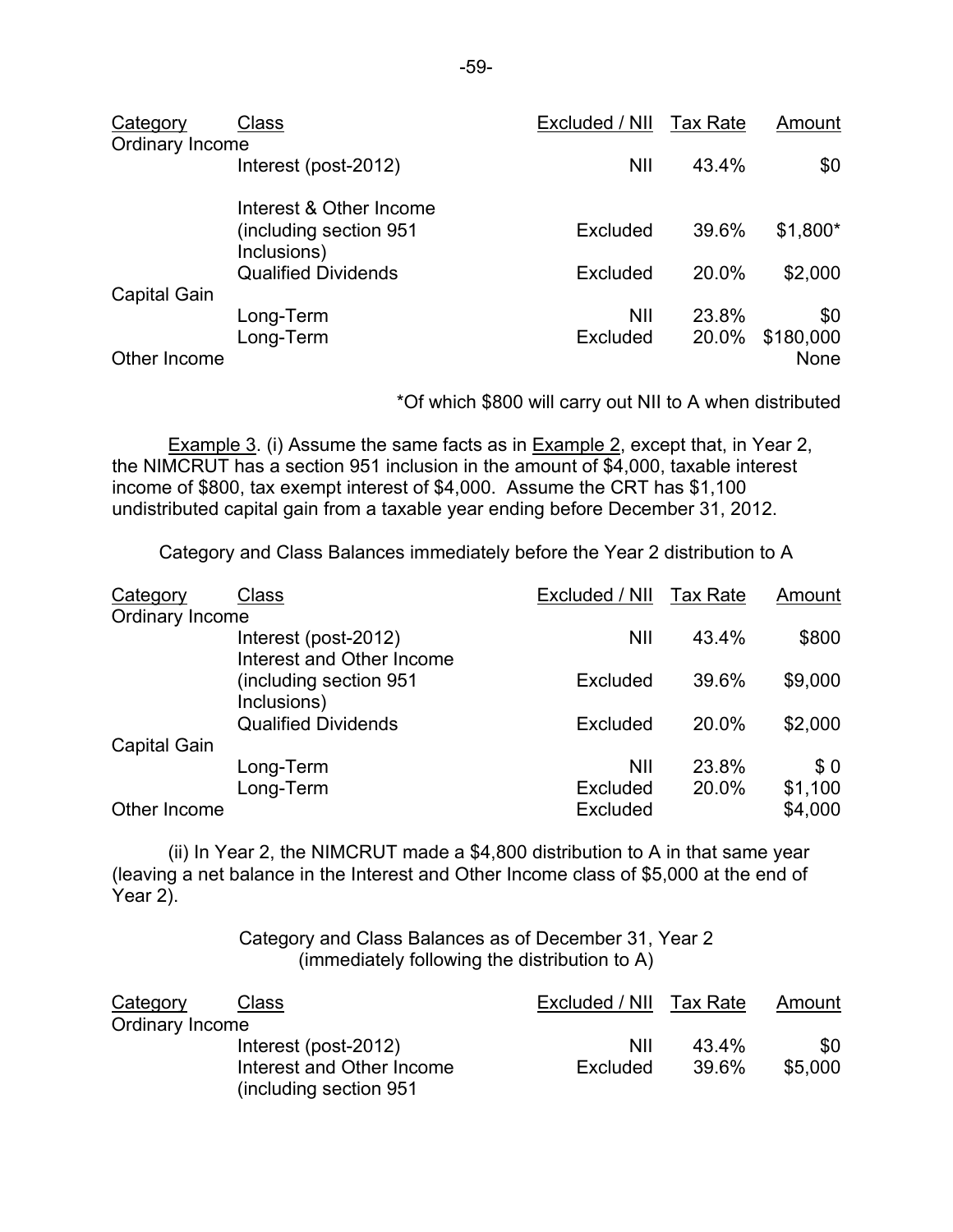| Category | Class | Excluded / NII | Tax Rate | Amount |
|---|---|---|---|---|
| Ordinary Income | | | | |
| | Interest (post-2012) | NII | 43.4% | $0 |
| | Interest & Other Income (including section 951 Inclusions) | Excluded | 39.6% | $1,800* |
| | Qualified Dividends | Excluded | 20.0% | $2,000 |
| Capital Gain | | | | |
| | Long-Term | NII | 23.8% | $0 |
| | Long-Term | Excluded | 20.0% | $180,000 |
| Other Income | | | | None |

*Of which $800 will carry out NII to A when distributed

Example 3. (i) Assume the same facts as in Example 2, except that, in Year 2, the NIMCRUT has a section 951 inclusion in the amount of $4,000, taxable interest income of $800, tax exempt interest of $4,000. Assume the CRT has $1,100 undistributed capital gain from a taxable year ending before December 31, 2012.

Category and Class Balances immediately before the Year 2 distribution to A

| Category | Class | Excluded / NII | Tax Rate | Amount |
|---|---|---|---|---|
| Ordinary Income | | | | |
| | Interest (post-2012) | NII | 43.4% | $800 |
| | Interest and Other Income (including section 951 Inclusions) | Excluded | 39.6% | $9,000 |
| | Qualified Dividends | Excluded | 20.0% | $2,000 |
| Capital Gain | | | | |
| | Long-Term | NII | 23.8% | $ 0 |
| | Long-Term | Excluded | 20.0% | $1,100 |
| Other Income | | Excluded | | $4,000 |

(ii) In Year 2, the NIMCRUT made a $4,800 distribution to A in that same year (leaving a net balance in the Interest and Other Income class of $5,000 at the end of Year 2).

Category and Class Balances as of December 31, Year 2 (immediately following the distribution to A)

| Category | Class | Excluded / NII | Tax Rate | Amount |
|---|---|---|---|---|
| Ordinary Income | | | | |
| | Interest (post-2012) | NII | 43.4% | $0 |
| | Interest and Other Income (including section 951 | Excluded | 39.6% | $5,000 |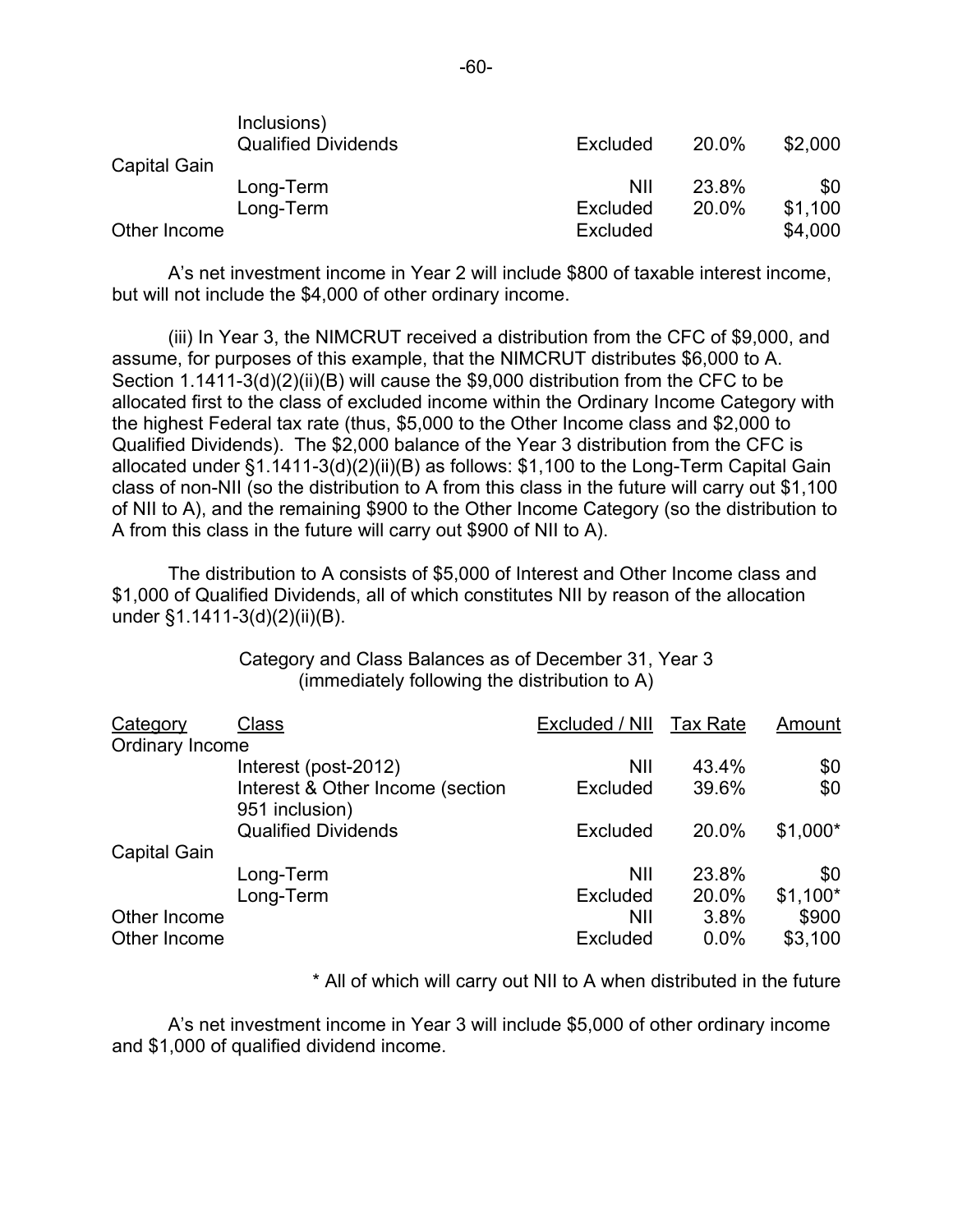| | | | | |
|---|---|---|---|---|
| | Inclusions) | | | |
| | Qualified Dividends | Excluded | 20.0% | $2,000 |
| Capital Gain | | | | |
| | Long-Term | NII | 23.8% | $0 |
| | Long-Term | Excluded | 20.0% | $1,100 |
| Other Income | | Excluded | | $4,000 |

A's net investment income in Year 2 will include $800 of taxable interest income, but will not include the $4,000 of other ordinary income.

(iii) In Year 3, the NIMCRUT received a distribution from the CFC of $9,000, and assume, for purposes of this example, that the NIMCRUT distributes $6,000 to A. Section 1.1411-3(d)(2)(ii)(B) will cause the $9,000 distribution from the CFC to be allocated first to the class of excluded income within the Ordinary Income Category with the highest Federal tax rate (thus, $5,000 to the Other Income class and $2,000 to Qualified Dividends). The $2,000 balance of the Year 3 distribution from the CFC is allocated under §1.1411-3(d)(2)(ii)(B) as follows: $1,100 to the Long-Term Capital Gain class of non-NII (so the distribution to A from this class in the future will carry out $1,100 of NII to A), and the remaining $900 to the Other Income Category (so the distribution to A from this class in the future will carry out $900 of NII to A).

The distribution to A consists of $5,000 of Interest and Other Income class and $1,000 of Qualified Dividends, all of which constitutes NII by reason of the allocation under §1.1411-3(d)(2)(ii)(B).

Category and Class Balances as of December 31, Year 3
(immediately following the distribution to A)

| Category | Class | Excluded / NII | Tax Rate | Amount |
|---|---|---|---|---|
| Ordinary Income | | | | |
| | Interest (post-2012) | NII | 43.4% | $0 |
| | Interest & Other Income (section 951 inclusion) | Excluded | 39.6% | $0 |
| | Qualified Dividends | Excluded | 20.0% | $1,000* |
| Capital Gain | | | | |
| | Long-Term | NII | 23.8% | $0 |
| | Long-Term | Excluded | 20.0% | $1,100* |
| Other Income | | NII | 3.8% | $900 |
| Other Income | | Excluded | 0.0% | $3,100 |

\* All of which will carry out NII to A when distributed in the future

A's net investment income in Year 3 will include $5,000 of other ordinary income and $1,000 of qualified dividend income.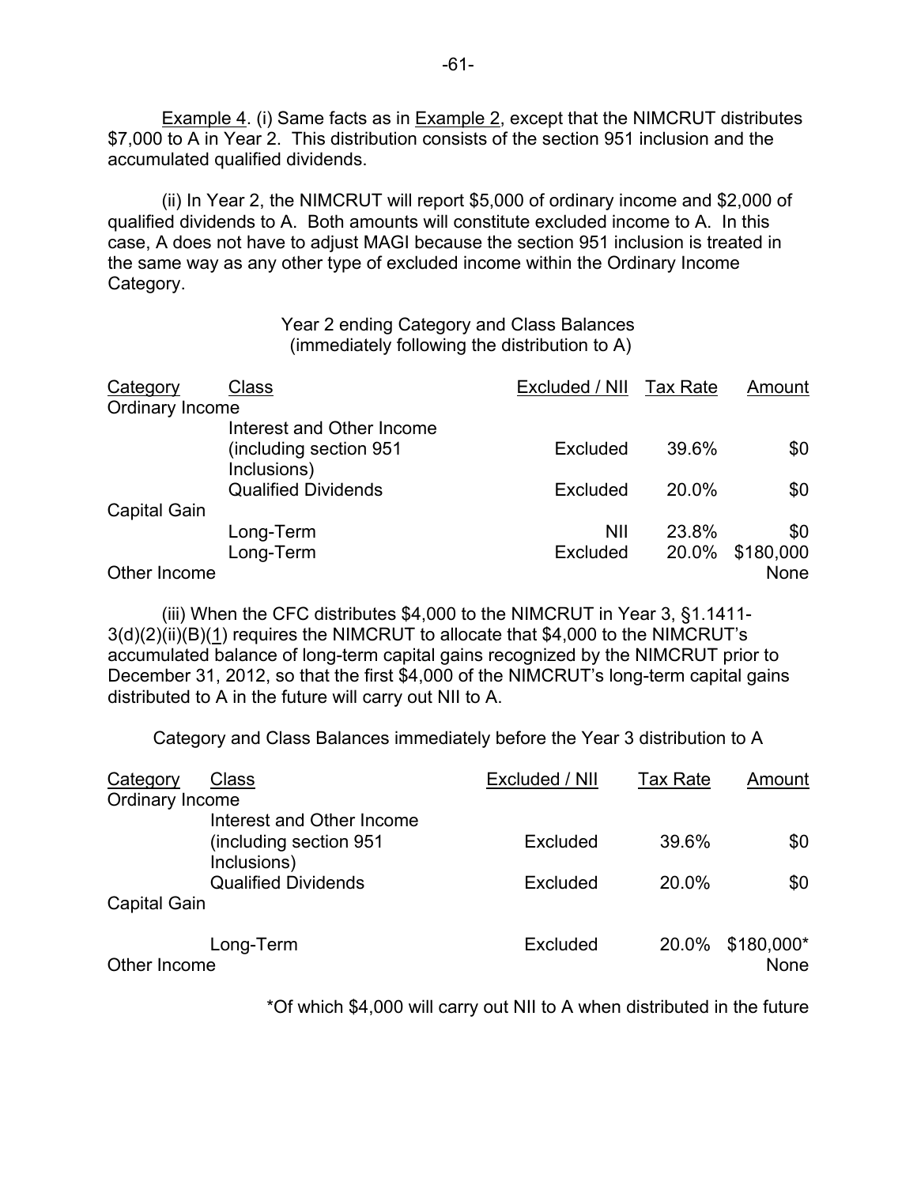Example 4. (i) Same facts as in Example 2, except that the NIMCRUT distributes \$7,000 to A in Year 2. This distribution consists of the section 951 inclusion and the accumulated qualified dividends.

(ii) In Year 2, the NIMCRUT will report \$5,000 of ordinary income and \$2,000 of qualified dividends to A. Both amounts will constitute excluded income to A. In this case, A does not have to adjust MAGI because the section 951 inclusion is treated in the same way as any other type of excluded income within the Ordinary Income Category.

Year 2 ending Category and Class Balances
(immediately following the distribution to A)

| Category | Class | Excluded / NII | Tax Rate | Amount |
|---|---|---|---|---|
| Ordinary Income | | | | |
| | Interest and Other Income (including section 951 Inclusions) | Excluded | 39.6% | \$0 |
| | Qualified Dividends | Excluded | 20.0% | \$0 |
| Capital Gain | | | | |
| | Long-Term | NII | 23.8% | \$0 |
| | Long-Term | Excluded | 20.0% | \$180,000 |
| Other Income | | | | None |

(iii) When the CFC distributes \$4,000 to the NIMCRUT in Year 3, §1.1411-3(d)(2)(ii)(B)(1) requires the NIMCRUT to allocate that \$4,000 to the NIMCRUT's accumulated balance of long-term capital gains recognized by the NIMCRUT prior to December 31, 2012, so that the first \$4,000 of the NIMCRUT's long-term capital gains distributed to A in the future will carry out NII to A.

Category and Class Balances immediately before the Year 3 distribution to A

| Category | Class | Excluded / NII | Tax Rate | Amount |
|---|---|---|---|---|
| Ordinary Income | | | | |
| | Interest and Other Income (including section 951 Inclusions) | Excluded | 39.6% | \$0 |
| | Qualified Dividends | Excluded | 20.0% | \$0 |
| Capital Gain | | | | |
| | Long-Term | Excluded | 20.0% | \$180,000* |
| Other Income | | | | None |

*Of which \$4,000 will carry out NII to A when distributed in the future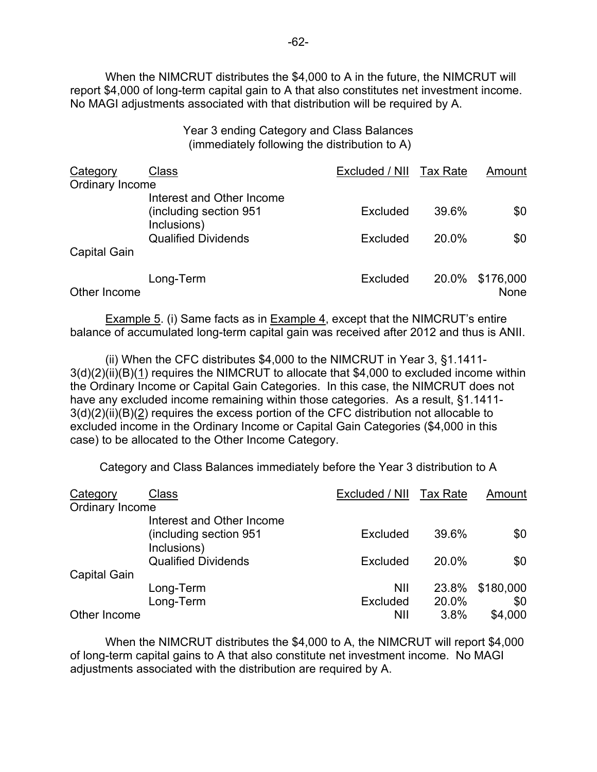When the NIMCRUT distributes the $4,000 to A in the future, the NIMCRUT will report $4,000 of long-term capital gain to A that also constitutes net investment income. No MAGI adjustments associated with that distribution will be required by A.

Year 3 ending Category and Class Balances
(immediately following the distribution to A)

| Category | Class | Excluded / NII | Tax Rate | Amount |
|---|---|---|---|---|
| Ordinary Income | | | | |
| | Interest and Other Income (including section 951 Inclusions) | Excluded | 39.6% | $0 |
| | Qualified Dividends | Excluded | 20.0% | $0 |
| Capital Gain | | | | |
| | Long-Term | Excluded | 20.0% | $176,000 |
| Other Income | | | | None |

Example 5. (i) Same facts as in Example 4, except that the NIMCRUT's entire balance of accumulated long-term capital gain was received after 2012 and thus is ANII.

(ii) When the CFC distributes $4,000 to the NIMCRUT in Year 3, §1.1411-3(d)(2)(ii)(B)(1) requires the NIMCRUT to allocate that $4,000 to excluded income within the Ordinary Income or Capital Gain Categories. In this case, the NIMCRUT does not have any excluded income remaining within those categories. As a result, §1.1411-3(d)(2)(ii)(B)(2) requires the excess portion of the CFC distribution not allocable to excluded income in the Ordinary Income or Capital Gain Categories ($4,000 in this case) to be allocated to the Other Income Category.

Category and Class Balances immediately before the Year 3 distribution to A

| Category | Class | Excluded / NII | Tax Rate | Amount |
|---|---|---|---|---|
| Ordinary Income | | | | |
| | Interest and Other Income (including section 951 Inclusions) | Excluded | 39.6% | $0 |
| | Qualified Dividends | Excluded | 20.0% | $0 |
| Capital Gain | | | | |
| | Long-Term | NII | 23.8% | $180,000 |
| | Long-Term | Excluded | 20.0% | $0 |
| Other Income | | NII | 3.8% | $4,000 |

When the NIMCRUT distributes the $4,000 to A, the NIMCRUT will report $4,000 of long-term capital gains to A that also constitute net investment income. No MAGI adjustments associated with the distribution are required by A.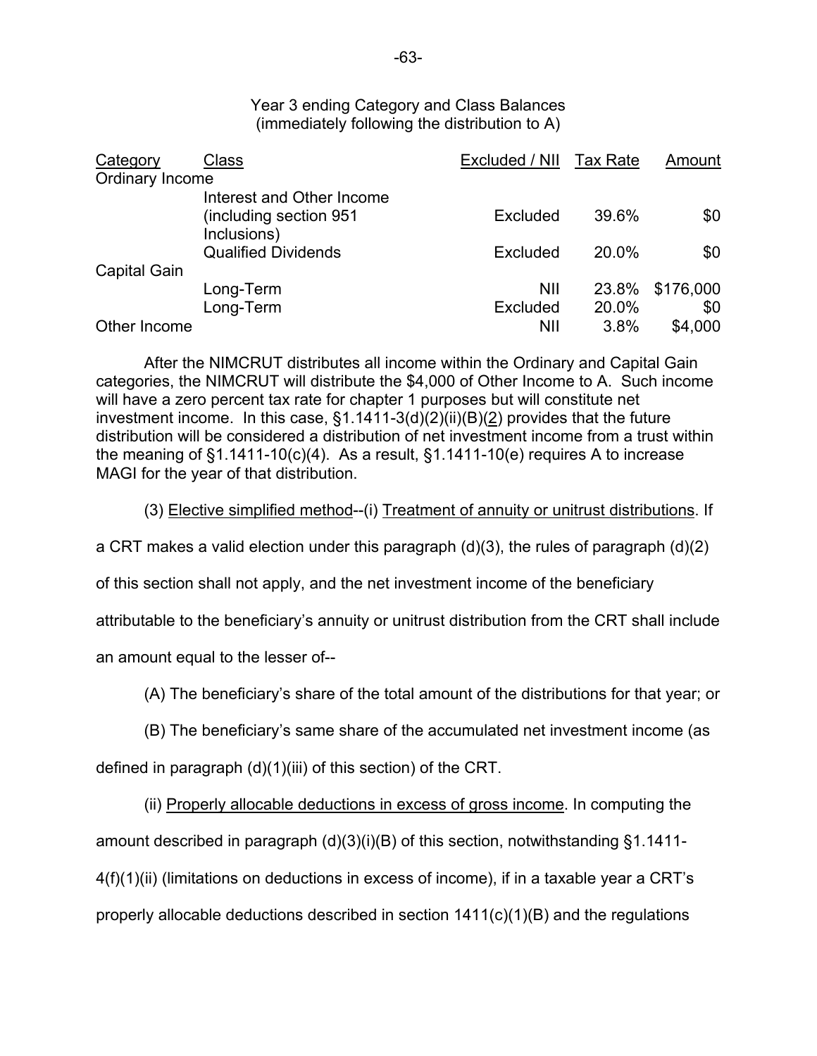Year 3 ending Category and Class Balances
(immediately following the distribution to A)

| Category | Class | Excluded / NII | Tax Rate | Amount |
|---|---|---|---|---|
| Ordinary Income | | | | |
| | Interest and Other Income (including section 951 Inclusions) | Excluded | 39.6% | $0 |
| | Qualified Dividends | Excluded | 20.0% | $0 |
| Capital Gain | | | | |
| | Long-Term | NII | 23.8% | $176,000 |
| | Long-Term | Excluded | 20.0% | $0 |
| Other Income | | NII | 3.8% | $4,000 |

After the NIMCRUT distributes all income within the Ordinary and Capital Gain categories, the NIMCRUT will distribute the $4,000 of Other Income to A. Such income will have a zero percent tax rate for chapter 1 purposes but will constitute net investment income. In this case, §1.1411-3(d)(2)(ii)(B)(2) provides that the future distribution will be considered a distribution of net investment income from a trust within the meaning of §1.1411-10(c)(4). As a result, §1.1411-10(e) requires A to increase MAGI for the year of that distribution.

(3) Elective simplified method--(i) Treatment of annuity or unitrust distributions. If a CRT makes a valid election under this paragraph (d)(3), the rules of paragraph (d)(2) of this section shall not apply, and the net investment income of the beneficiary attributable to the beneficiary's annuity or unitrust distribution from the CRT shall include an amount equal to the lesser of--

(A) The beneficiary's share of the total amount of the distributions for that year; or

(B) The beneficiary's same share of the accumulated net investment income (as defined in paragraph (d)(1)(iii) of this section) of the CRT.

(ii) Properly allocable deductions in excess of gross income. In computing the amount described in paragraph (d)(3)(i)(B) of this section, notwithstanding §1.1411-4(f)(1)(ii) (limitations on deductions in excess of income), if in a taxable year a CRT's properly allocable deductions described in section 1411(c)(1)(B) and the regulations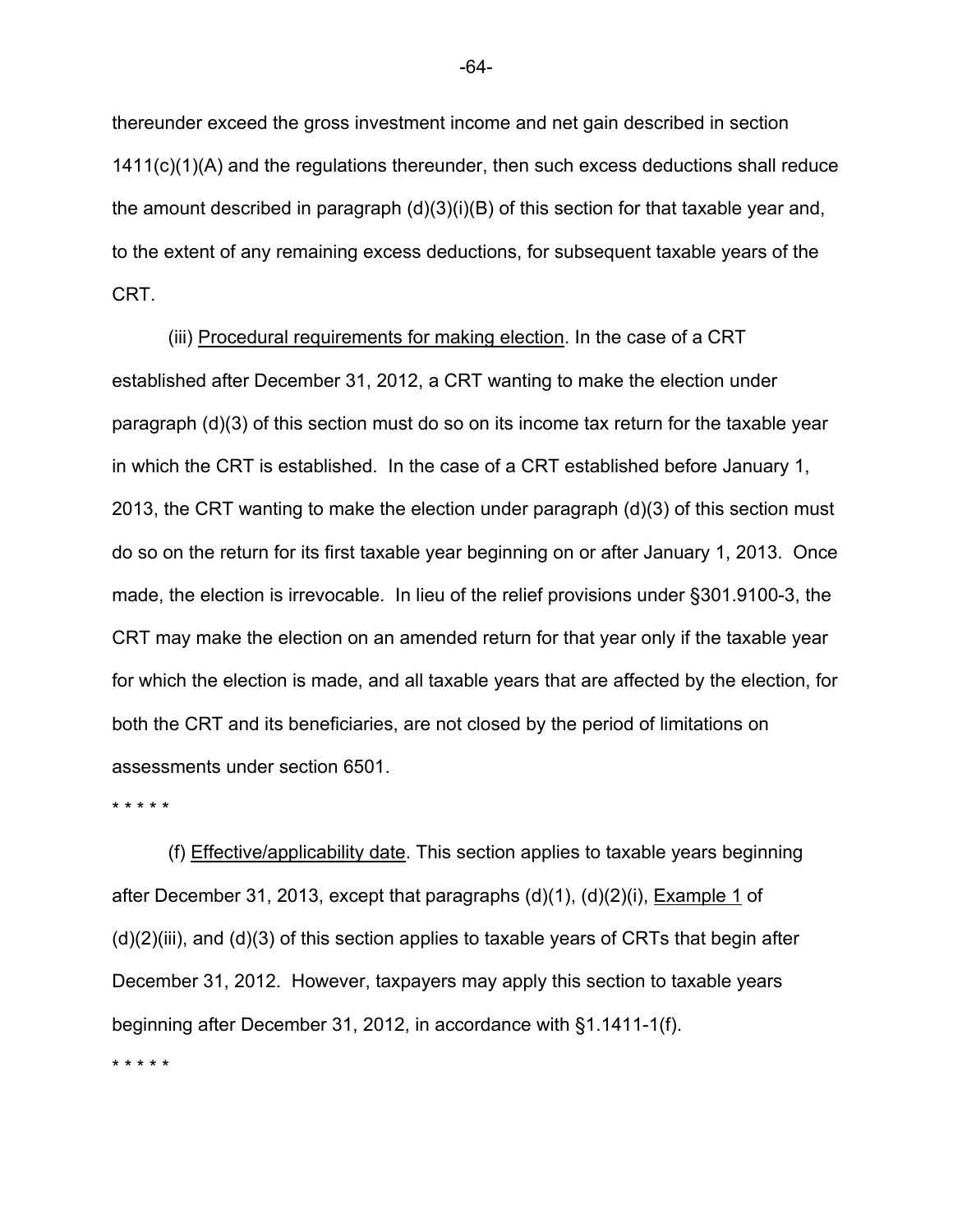thereunder exceed the gross investment income and net gain described in section 1411(c)(1)(A) and the regulations thereunder, then such excess deductions shall reduce the amount described in paragraph (d)(3)(i)(B) of this section for that taxable year and, to the extent of any remaining excess deductions, for subsequent taxable years of the CRT.

(iii) Procedural requirements for making election. In the case of a CRT established after December 31, 2012, a CRT wanting to make the election under paragraph (d)(3) of this section must do so on its income tax return for the taxable year in which the CRT is established. In the case of a CRT established before January 1, 2013, the CRT wanting to make the election under paragraph (d)(3) of this section must do so on the return for its first taxable year beginning on or after January 1, 2013. Once made, the election is irrevocable. In lieu of the relief provisions under §301.9100-3, the CRT may make the election on an amended return for that year only if the taxable year for which the election is made, and all taxable years that are affected by the election, for both the CRT and its beneficiaries, are not closed by the period of limitations on assessments under section 6501.

\* \* \* \* \*

(f) Effective/applicability date. This section applies to taxable years beginning after December 31, 2013, except that paragraphs (d)(1), (d)(2)(i), Example 1 of (d)(2)(iii), and (d)(3) of this section applies to taxable years of CRTs that begin after December 31, 2012. However, taxpayers may apply this section to taxable years beginning after December 31, 2012, in accordance with §1.1411-1(f).

\* \* \* \* \*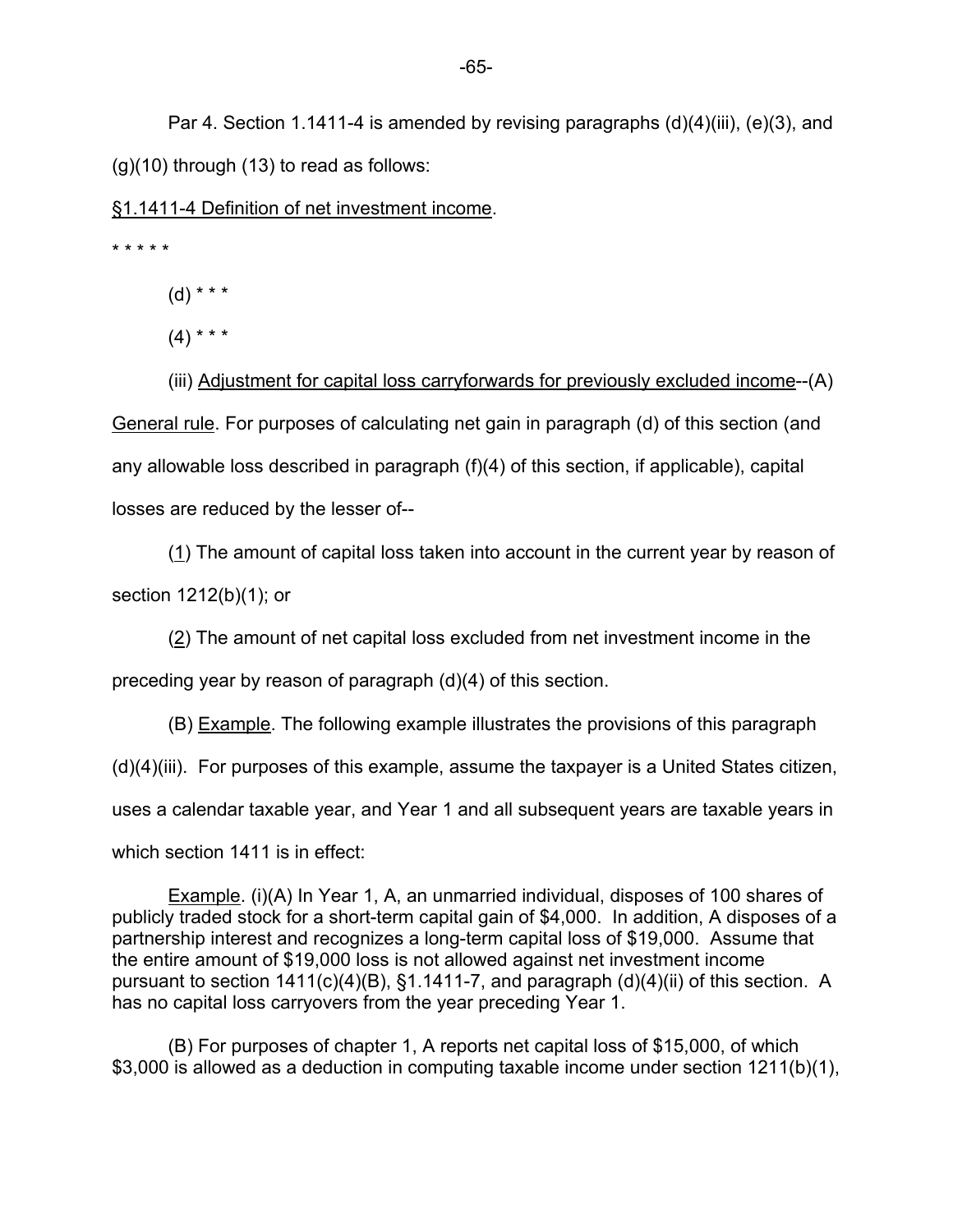Par 4. Section 1.1411-4 is amended by revising paragraphs (d)(4)(iii), (e)(3), and (g)(10) through (13) to read as follows:

§1.1411-4 Definition of net investment income.

\* \* \* \* \*

(d) \* \* \*

(4) \* \* \*

(iii) Adjustment for capital loss carryforwards for previously excluded income--(A) General rule. For purposes of calculating net gain in paragraph (d) of this section (and any allowable loss described in paragraph (f)(4) of this section, if applicable), capital losses are reduced by the lesser of--

(1) The amount of capital loss taken into account in the current year by reason of section 1212(b)(1); or

(2) The amount of net capital loss excluded from net investment income in the preceding year by reason of paragraph (d)(4) of this section.

(B) Example. The following example illustrates the provisions of this paragraph (d)(4)(iii). For purposes of this example, assume the taxpayer is a United States citizen, uses a calendar taxable year, and Year 1 and all subsequent years are taxable years in which section 1411 is in effect:

Example. (i)(A) In Year 1, A, an unmarried individual, disposes of 100 shares of publicly traded stock for a short-term capital gain of $4,000. In addition, A disposes of a partnership interest and recognizes a long-term capital loss of $19,000. Assume that the entire amount of $19,000 loss is not allowed against net investment income pursuant to section 1411(c)(4)(B), §1.1411-7, and paragraph (d)(4)(ii) of this section. A has no capital loss carryovers from the year preceding Year 1.

(B) For purposes of chapter 1, A reports net capital loss of $15,000, of which $3,000 is allowed as a deduction in computing taxable income under section 1211(b)(1),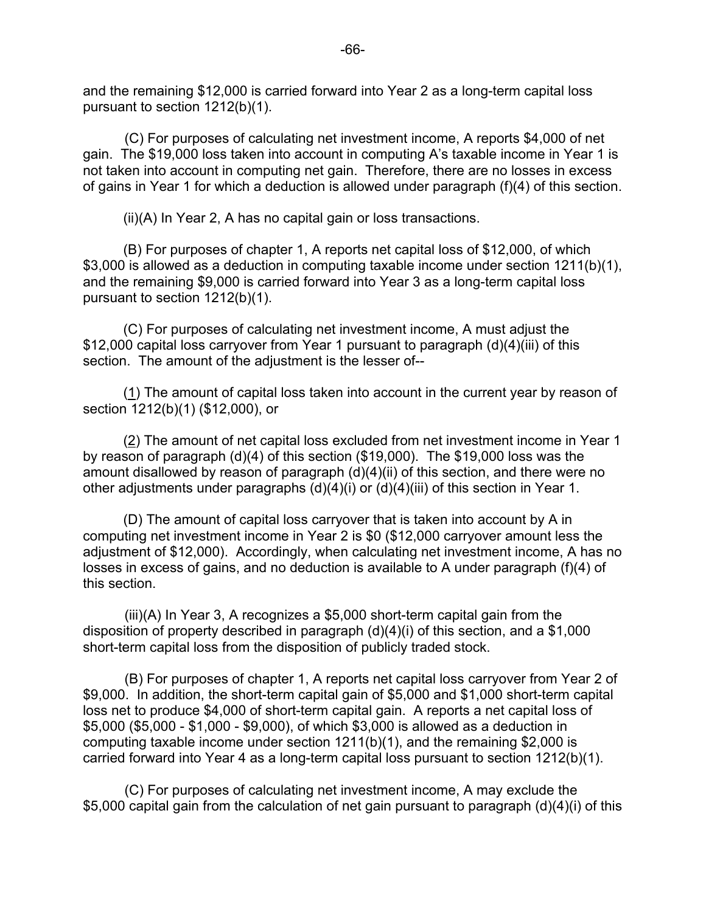and the remaining $12,000 is carried forward into Year 2 as a long-term capital loss pursuant to section 1212(b)(1).

(C) For purposes of calculating net investment income, A reports $4,000 of net gain. The $19,000 loss taken into account in computing A's taxable income in Year 1 is not taken into account in computing net gain. Therefore, there are no losses in excess of gains in Year 1 for which a deduction is allowed under paragraph (f)(4) of this section.

(ii)(A) In Year 2, A has no capital gain or loss transactions.

(B) For purposes of chapter 1, A reports net capital loss of $12,000, of which $3,000 is allowed as a deduction in computing taxable income under section 1211(b)(1), and the remaining $9,000 is carried forward into Year 3 as a long-term capital loss pursuant to section 1212(b)(1).

(C) For purposes of calculating net investment income, A must adjust the $12,000 capital loss carryover from Year 1 pursuant to paragraph (d)(4)(iii) of this section. The amount of the adjustment is the lesser of--

(1) The amount of capital loss taken into account in the current year by reason of section 1212(b)(1) ($12,000), or

(2) The amount of net capital loss excluded from net investment income in Year 1 by reason of paragraph (d)(4) of this section ($19,000). The $19,000 loss was the amount disallowed by reason of paragraph (d)(4)(ii) of this section, and there were no other adjustments under paragraphs (d)(4)(i) or (d)(4)(iii) of this section in Year 1.

(D) The amount of capital loss carryover that is taken into account by A in computing net investment income in Year 2 is $0 ($12,000 carryover amount less the adjustment of $12,000). Accordingly, when calculating net investment income, A has no losses in excess of gains, and no deduction is available to A under paragraph (f)(4) of this section.

(iii)(A) In Year 3, A recognizes a $5,000 short-term capital gain from the disposition of property described in paragraph (d)(4)(i) of this section, and a $1,000 short-term capital loss from the disposition of publicly traded stock.

(B) For purposes of chapter 1, A reports net capital loss carryover from Year 2 of $9,000. In addition, the short-term capital gain of $5,000 and $1,000 short-term capital loss net to produce $4,000 of short-term capital gain. A reports a net capital loss of $5,000 ($5,000 - $1,000 - $9,000), of which $3,000 is allowed as a deduction in computing taxable income under section 1211(b)(1), and the remaining $2,000 is carried forward into Year 4 as a long-term capital loss pursuant to section 1212(b)(1).

(C) For purposes of calculating net investment income, A may exclude the $5,000 capital gain from the calculation of net gain pursuant to paragraph (d)(4)(i) of this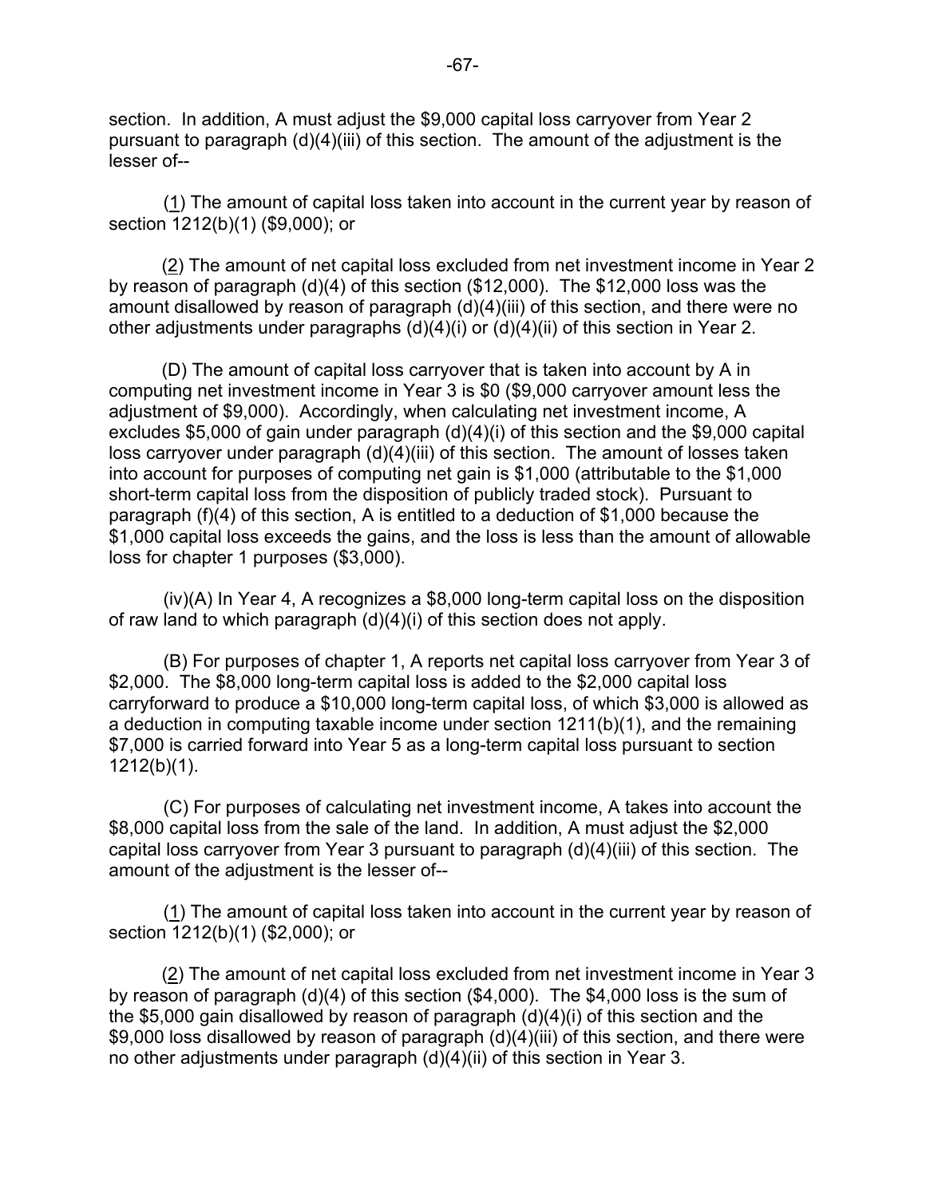section. In addition, A must adjust the $9,000 capital loss carryover from Year 2 pursuant to paragraph (d)(4)(iii) of this section. The amount of the adjustment is the lesser of--

(1) The amount of capital loss taken into account in the current year by reason of section 1212(b)(1) ($9,000); or

(2) The amount of net capital loss excluded from net investment income in Year 2 by reason of paragraph (d)(4) of this section ($12,000). The $12,000 loss was the amount disallowed by reason of paragraph (d)(4)(iii) of this section, and there were no other adjustments under paragraphs (d)(4)(i) or (d)(4)(ii) of this section in Year 2.

(D) The amount of capital loss carryover that is taken into account by A in computing net investment income in Year 3 is $0 ($9,000 carryover amount less the adjustment of $9,000). Accordingly, when calculating net investment income, A excludes $5,000 of gain under paragraph (d)(4)(i) of this section and the $9,000 capital loss carryover under paragraph (d)(4)(iii) of this section. The amount of losses taken into account for purposes of computing net gain is $1,000 (attributable to the $1,000 short-term capital loss from the disposition of publicly traded stock). Pursuant to paragraph (f)(4) of this section, A is entitled to a deduction of $1,000 because the $1,000 capital loss exceeds the gains, and the loss is less than the amount of allowable loss for chapter 1 purposes ($3,000).

(iv)(A) In Year 4, A recognizes a $8,000 long-term capital loss on the disposition of raw land to which paragraph (d)(4)(i) of this section does not apply.

(B) For purposes of chapter 1, A reports net capital loss carryover from Year 3 of $2,000. The $8,000 long-term capital loss is added to the $2,000 capital loss carryforward to produce a $10,000 long-term capital loss, of which $3,000 is allowed as a deduction in computing taxable income under section 1211(b)(1), and the remaining $7,000 is carried forward into Year 5 as a long-term capital loss pursuant to section 1212(b)(1).

(C) For purposes of calculating net investment income, A takes into account the $8,000 capital loss from the sale of the land. In addition, A must adjust the $2,000 capital loss carryover from Year 3 pursuant to paragraph (d)(4)(iii) of this section. The amount of the adjustment is the lesser of--

(1) The amount of capital loss taken into account in the current year by reason of section 1212(b)(1) ($2,000); or

(2) The amount of net capital loss excluded from net investment income in Year 3 by reason of paragraph (d)(4) of this section ($4,000). The $4,000 loss is the sum of the $5,000 gain disallowed by reason of paragraph (d)(4)(i) of this section and the $9,000 loss disallowed by reason of paragraph (d)(4)(iii) of this section, and there were no other adjustments under paragraph (d)(4)(ii) of this section in Year 3.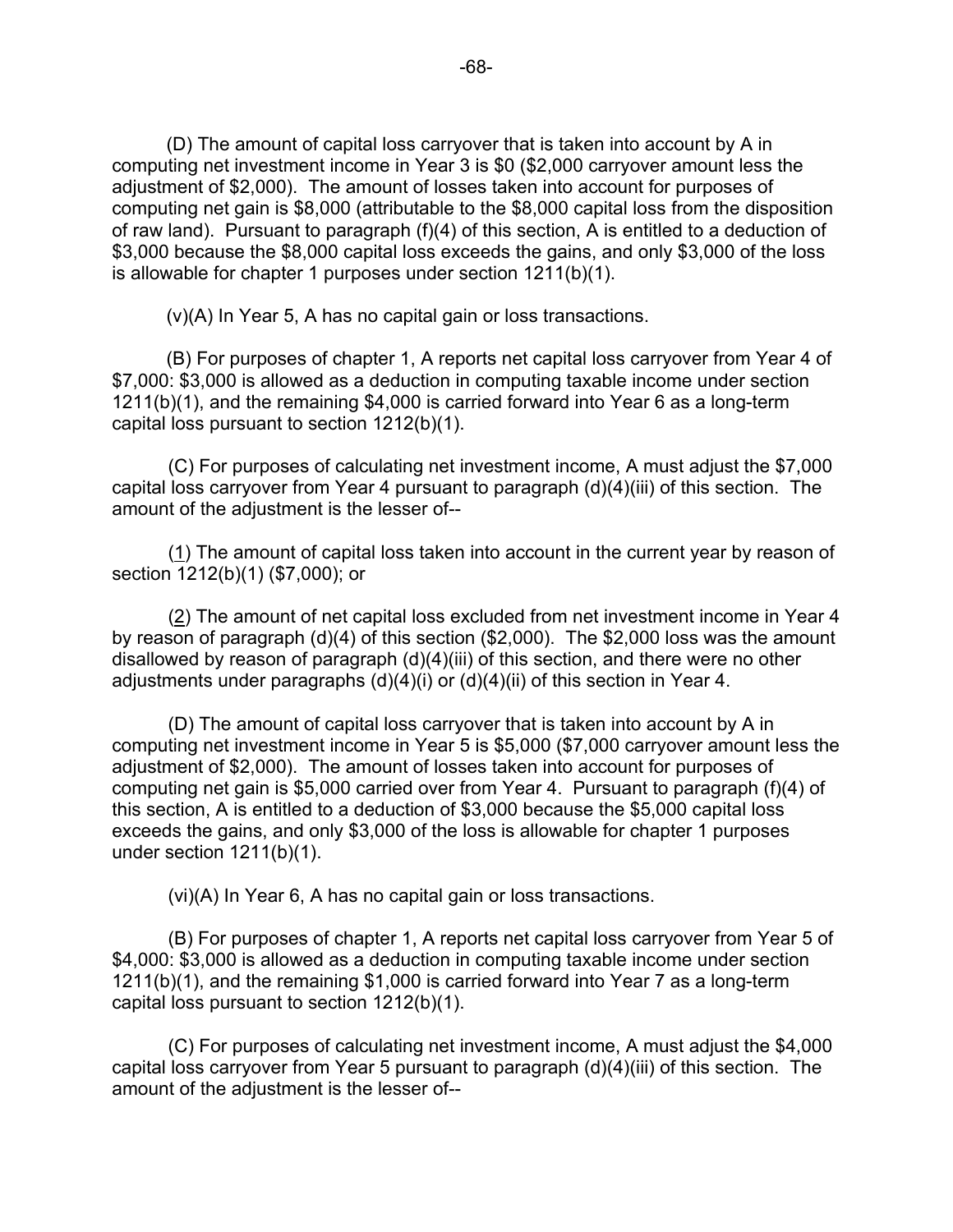(D) The amount of capital loss carryover that is taken into account by A in computing net investment income in Year 3 is $0 ($2,000 carryover amount less the adjustment of $2,000). The amount of losses taken into account for purposes of computing net gain is $8,000 (attributable to the $8,000 capital loss from the disposition of raw land). Pursuant to paragraph (f)(4) of this section, A is entitled to a deduction of $3,000 because the $8,000 capital loss exceeds the gains, and only $3,000 of the loss is allowable for chapter 1 purposes under section 1211(b)(1).

(v)(A) In Year 5, A has no capital gain or loss transactions.

(B) For purposes of chapter 1, A reports net capital loss carryover from Year 4 of $7,000: $3,000 is allowed as a deduction in computing taxable income under section 1211(b)(1), and the remaining $4,000 is carried forward into Year 6 as a long-term capital loss pursuant to section 1212(b)(1).

(C) For purposes of calculating net investment income, A must adjust the $7,000 capital loss carryover from Year 4 pursuant to paragraph (d)(4)(iii) of this section. The amount of the adjustment is the lesser of--

(1) The amount of capital loss taken into account in the current year by reason of section 1212(b)(1) ($7,000); or

(2) The amount of net capital loss excluded from net investment income in Year 4 by reason of paragraph (d)(4) of this section ($2,000). The $2,000 loss was the amount disallowed by reason of paragraph (d)(4)(iii) of this section, and there were no other adjustments under paragraphs (d)(4)(i) or (d)(4)(ii) of this section in Year 4.

(D) The amount of capital loss carryover that is taken into account by A in computing net investment income in Year 5 is $5,000 ($7,000 carryover amount less the adjustment of $2,000). The amount of losses taken into account for purposes of computing net gain is $5,000 carried over from Year 4. Pursuant to paragraph (f)(4) of this section, A is entitled to a deduction of $3,000 because the $5,000 capital loss exceeds the gains, and only $3,000 of the loss is allowable for chapter 1 purposes under section 1211(b)(1).

(vi)(A) In Year 6, A has no capital gain or loss transactions.

(B) For purposes of chapter 1, A reports net capital loss carryover from Year 5 of $4,000: $3,000 is allowed as a deduction in computing taxable income under section 1211(b)(1), and the remaining $1,000 is carried forward into Year 7 as a long-term capital loss pursuant to section 1212(b)(1).

(C) For purposes of calculating net investment income, A must adjust the $4,000 capital loss carryover from Year 5 pursuant to paragraph (d)(4)(iii) of this section. The amount of the adjustment is the lesser of--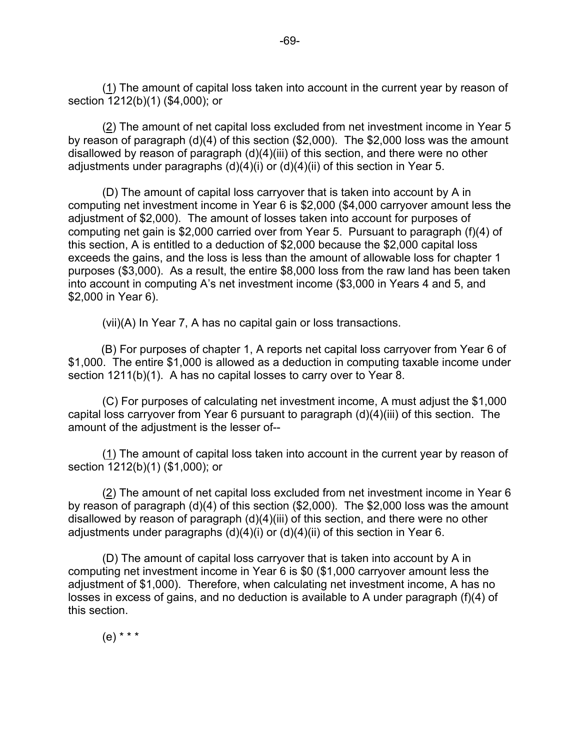(1) The amount of capital loss taken into account in the current year by reason of section 1212(b)(1) ($4,000); or

(2) The amount of net capital loss excluded from net investment income in Year 5 by reason of paragraph (d)(4) of this section ($2,000). The $2,000 loss was the amount disallowed by reason of paragraph (d)(4)(iii) of this section, and there were no other adjustments under paragraphs (d)(4)(i) or (d)(4)(ii) of this section in Year 5.

(D) The amount of capital loss carryover that is taken into account by A in computing net investment income in Year 6 is $2,000 ($4,000 carryover amount less the adjustment of $2,000). The amount of losses taken into account for purposes of computing net gain is $2,000 carried over from Year 5. Pursuant to paragraph (f)(4) of this section, A is entitled to a deduction of $2,000 because the $2,000 capital loss exceeds the gains, and the loss is less than the amount of allowable loss for chapter 1 purposes ($3,000). As a result, the entire $8,000 loss from the raw land has been taken into account in computing A's net investment income ($3,000 in Years 4 and 5, and $2,000 in Year 6).

(vii)(A) In Year 7, A has no capital gain or loss transactions.

(B) For purposes of chapter 1, A reports net capital loss carryover from Year 6 of $1,000. The entire $1,000 is allowed as a deduction in computing taxable income under section 1211(b)(1). A has no capital losses to carry over to Year 8.

(C) For purposes of calculating net investment income, A must adjust the $1,000 capital loss carryover from Year 6 pursuant to paragraph (d)(4)(iii) of this section. The amount of the adjustment is the lesser of--

(1) The amount of capital loss taken into account in the current year by reason of section 1212(b)(1) ($1,000); or

(2) The amount of net capital loss excluded from net investment income in Year 6 by reason of paragraph (d)(4) of this section ($2,000). The $2,000 loss was the amount disallowed by reason of paragraph (d)(4)(iii) of this section, and there were no other adjustments under paragraphs (d)(4)(i) or (d)(4)(ii) of this section in Year 6.

(D) The amount of capital loss carryover that is taken into account by A in computing net investment income in Year 6 is $0 ($1,000 carryover amount less the adjustment of $1,000). Therefore, when calculating net investment income, A has no losses in excess of gains, and no deduction is available to A under paragraph (f)(4) of this section.

(e) * * *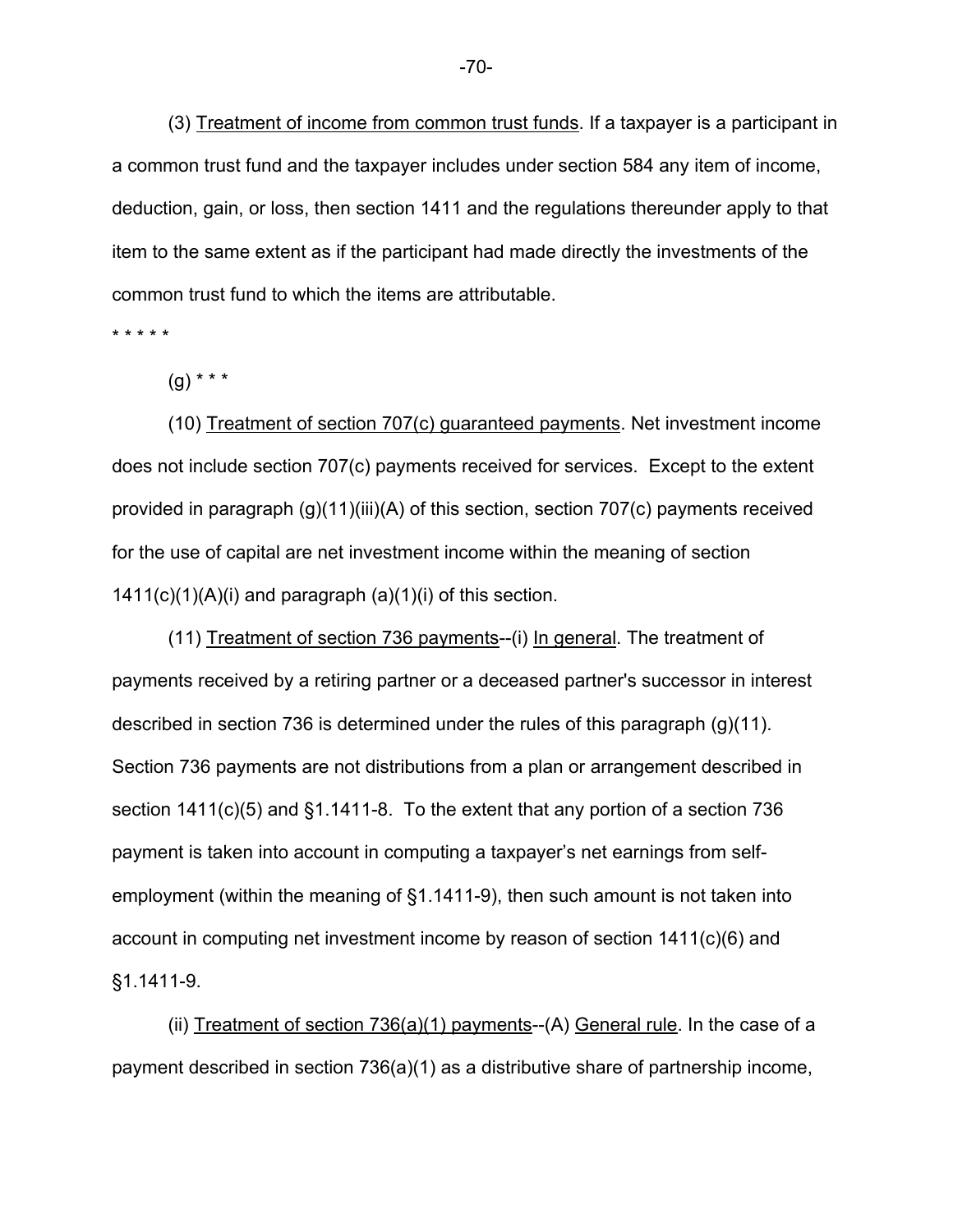(3) Treatment of income from common trust funds. If a taxpayer is a participant in a common trust fund and the taxpayer includes under section 584 any item of income, deduction, gain, or loss, then section 1411 and the regulations thereunder apply to that item to the same extent as if the participant had made directly the investments of the common trust fund to which the items are attributable.

* * * * *

(g) * * *

(10) Treatment of section 707(c) guaranteed payments. Net investment income does not include section 707(c) payments received for services. Except to the extent provided in paragraph (g)(11)(iii)(A) of this section, section 707(c) payments received for the use of capital are net investment income within the meaning of section 1411(c)(1)(A)(i) and paragraph (a)(1)(i) of this section.

(11) Treatment of section 736 payments--(i) In general. The treatment of payments received by a retiring partner or a deceased partner's successor in interest described in section 736 is determined under the rules of this paragraph (g)(11). Section 736 payments are not distributions from a plan or arrangement described in section 1411(c)(5) and §1.1411-8. To the extent that any portion of a section 736 payment is taken into account in computing a taxpayer's net earnings from self-employment (within the meaning of §1.1411-9), then such amount is not taken into account in computing net investment income by reason of section 1411(c)(6) and §1.1411-9.

(ii) Treatment of section 736(a)(1) payments--(A) General rule. In the case of a payment described in section 736(a)(1) as a distributive share of partnership income,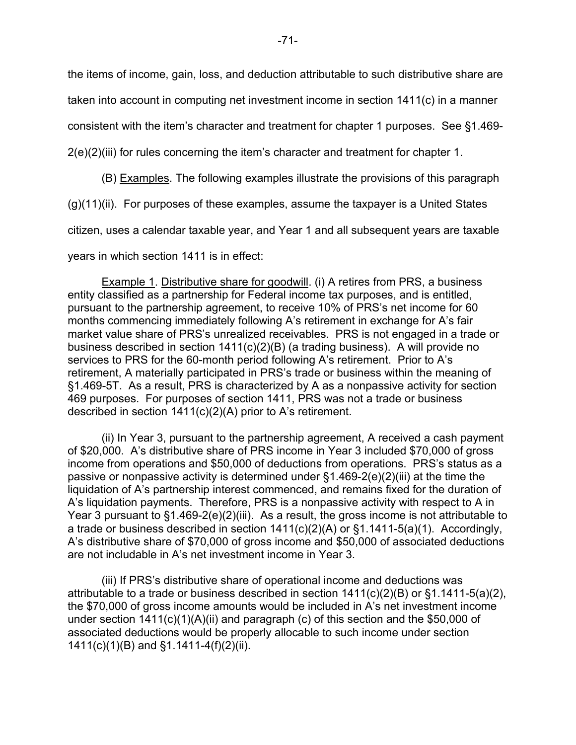the items of income, gain, loss, and deduction attributable to such distributive share are taken into account in computing net investment income in section 1411(c) in a manner consistent with the item's character and treatment for chapter 1 purposes. See §1.469-2(e)(2)(iii) for rules concerning the item's character and treatment for chapter 1.

(B) Examples. The following examples illustrate the provisions of this paragraph (g)(11)(ii). For purposes of these examples, assume the taxpayer is a United States citizen, uses a calendar taxable year, and Year 1 and all subsequent years are taxable years in which section 1411 is in effect:

Example 1. Distributive share for goodwill. (i) A retires from PRS, a business entity classified as a partnership for Federal income tax purposes, and is entitled, pursuant to the partnership agreement, to receive 10% of PRS's net income for 60 months commencing immediately following A's retirement in exchange for A's fair market value share of PRS's unrealized receivables. PRS is not engaged in a trade or business described in section 1411(c)(2)(B) (a trading business). A will provide no services to PRS for the 60-month period following A's retirement. Prior to A's retirement, A materially participated in PRS's trade or business within the meaning of §1.469-5T. As a result, PRS is characterized by A as a nonpassive activity for section 469 purposes. For purposes of section 1411, PRS was not a trade or business described in section 1411(c)(2)(A) prior to A's retirement.

(ii) In Year 3, pursuant to the partnership agreement, A received a cash payment of $20,000. A's distributive share of PRS income in Year 3 included $70,000 of gross income from operations and $50,000 of deductions from operations. PRS's status as a passive or nonpassive activity is determined under §1.469-2(e)(2)(iii) at the time the liquidation of A's partnership interest commenced, and remains fixed for the duration of A's liquidation payments. Therefore, PRS is a nonpassive activity with respect to A in Year 3 pursuant to §1.469-2(e)(2)(iii). As a result, the gross income is not attributable to a trade or business described in section 1411(c)(2)(A) or §1.1411-5(a)(1). Accordingly, A's distributive share of $70,000 of gross income and $50,000 of associated deductions are not includable in A's net investment income in Year 3.

(iii) If PRS's distributive share of operational income and deductions was attributable to a trade or business described in section 1411(c)(2)(B) or §1.1411-5(a)(2), the $70,000 of gross income amounts would be included in A's net investment income under section 1411(c)(1)(A)(ii) and paragraph (c) of this section and the $50,000 of associated deductions would be properly allocable to such income under section 1411(c)(1)(B) and §1.1411-4(f)(2)(ii).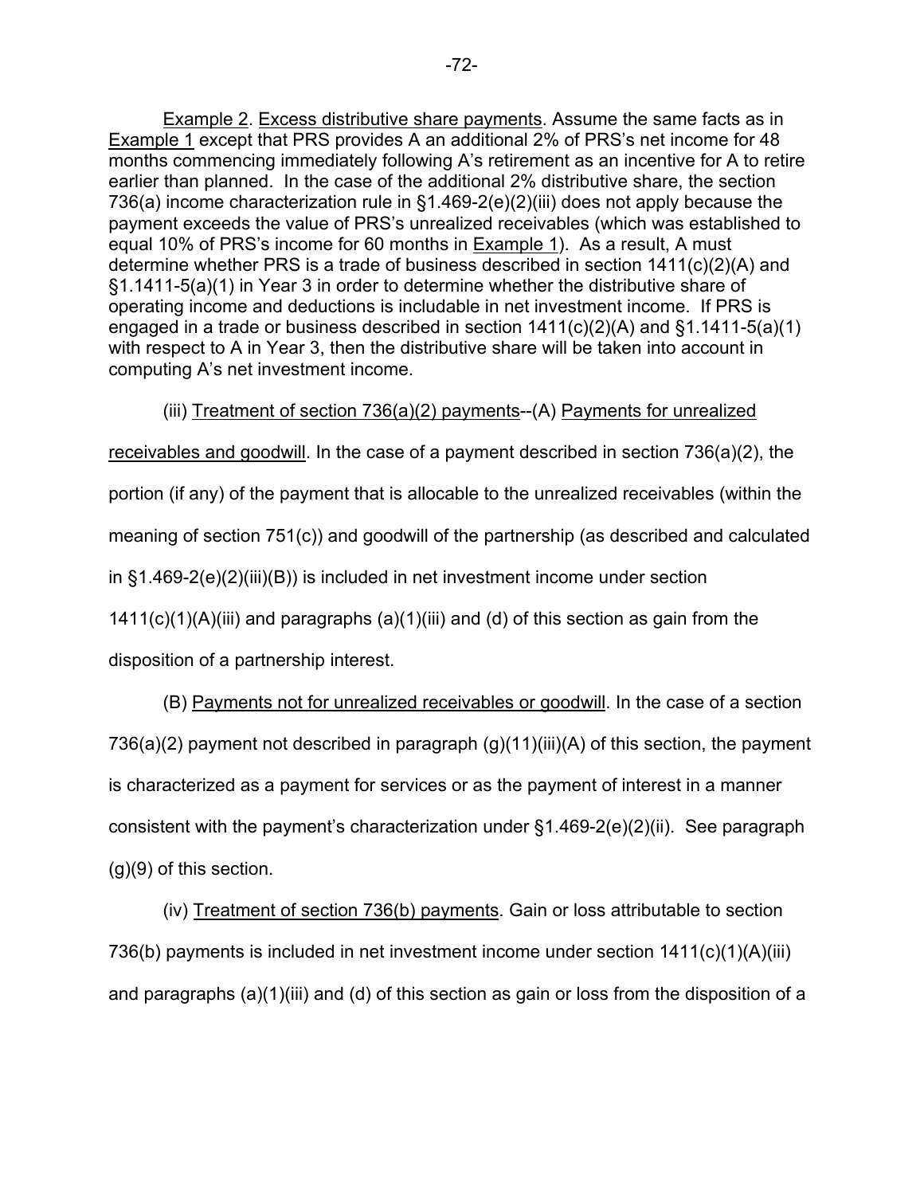Example 2. Excess distributive share payments. Assume the same facts as in Example 1 except that PRS provides A an additional 2% of PRS's net income for 48 months commencing immediately following A's retirement as an incentive for A to retire earlier than planned. In the case of the additional 2% distributive share, the section 736(a) income characterization rule in §1.469-2(e)(2)(iii) does not apply because the payment exceeds the value of PRS's unrealized receivables (which was established to equal 10% of PRS's income for 60 months in Example 1). As a result, A must determine whether PRS is a trade of business described in section 1411(c)(2)(A) and §1.1411-5(a)(1) in Year 3 in order to determine whether the distributive share of operating income and deductions is includable in net investment income. If PRS is engaged in a trade or business described in section 1411(c)(2)(A) and §1.1411-5(a)(1) with respect to A in Year 3, then the distributive share will be taken into account in computing A's net investment income.

(iii) Treatment of section 736(a)(2) payments--(A) Payments for unrealized receivables and goodwill. In the case of a payment described in section 736(a)(2), the portion (if any) of the payment that is allocable to the unrealized receivables (within the meaning of section 751(c)) and goodwill of the partnership (as described and calculated in §1.469-2(e)(2)(iii)(B)) is included in net investment income under section 1411(c)(1)(A)(iii) and paragraphs (a)(1)(iii) and (d) of this section as gain from the disposition of a partnership interest.

(B) Payments not for unrealized receivables or goodwill. In the case of a section 736(a)(2) payment not described in paragraph (g)(11)(iii)(A) of this section, the payment is characterized as a payment for services or as the payment of interest in a manner consistent with the payment's characterization under §1.469-2(e)(2)(ii). See paragraph (g)(9) of this section.

(iv) Treatment of section 736(b) payments. Gain or loss attributable to section 736(b) payments is included in net investment income under section 1411(c)(1)(A)(iii) and paragraphs (a)(1)(iii) and (d) of this section as gain or loss from the disposition of a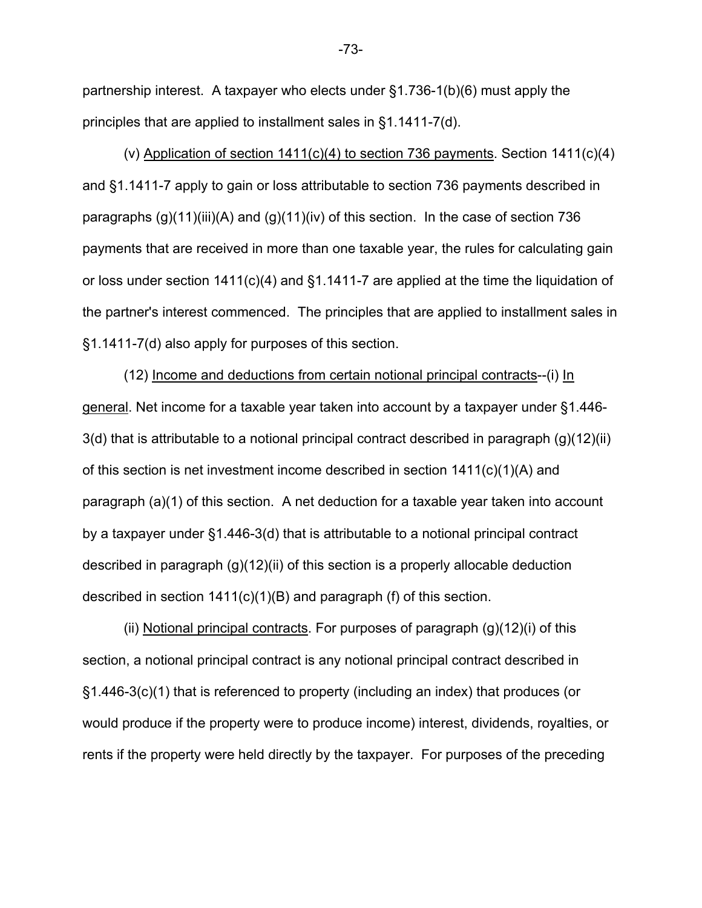partnership interest. A taxpayer who elects under §1.736-1(b)(6) must apply the principles that are applied to installment sales in §1.1411-7(d).

(v) Application of section 1411(c)(4) to section 736 payments. Section 1411(c)(4) and §1.1411-7 apply to gain or loss attributable to section 736 payments described in paragraphs (g)(11)(iii)(A) and (g)(11)(iv) of this section. In the case of section 736 payments that are received in more than one taxable year, the rules for calculating gain or loss under section 1411(c)(4) and §1.1411-7 are applied at the time the liquidation of the partner's interest commenced. The principles that are applied to installment sales in §1.1411-7(d) also apply for purposes of this section.

(12) Income and deductions from certain notional principal contracts--(i) In general. Net income for a taxable year taken into account by a taxpayer under §1.446-3(d) that is attributable to a notional principal contract described in paragraph (g)(12)(ii) of this section is net investment income described in section 1411(c)(1)(A) and paragraph (a)(1) of this section. A net deduction for a taxable year taken into account by a taxpayer under §1.446-3(d) that is attributable to a notional principal contract described in paragraph (g)(12)(ii) of this section is a properly allocable deduction described in section 1411(c)(1)(B) and paragraph (f) of this section.

(ii) Notional principal contracts. For purposes of paragraph (g)(12)(i) of this section, a notional principal contract is any notional principal contract described in §1.446-3(c)(1) that is referenced to property (including an index) that produces (or would produce if the property were to produce income) interest, dividends, royalties, or rents if the property were held directly by the taxpayer. For purposes of the preceding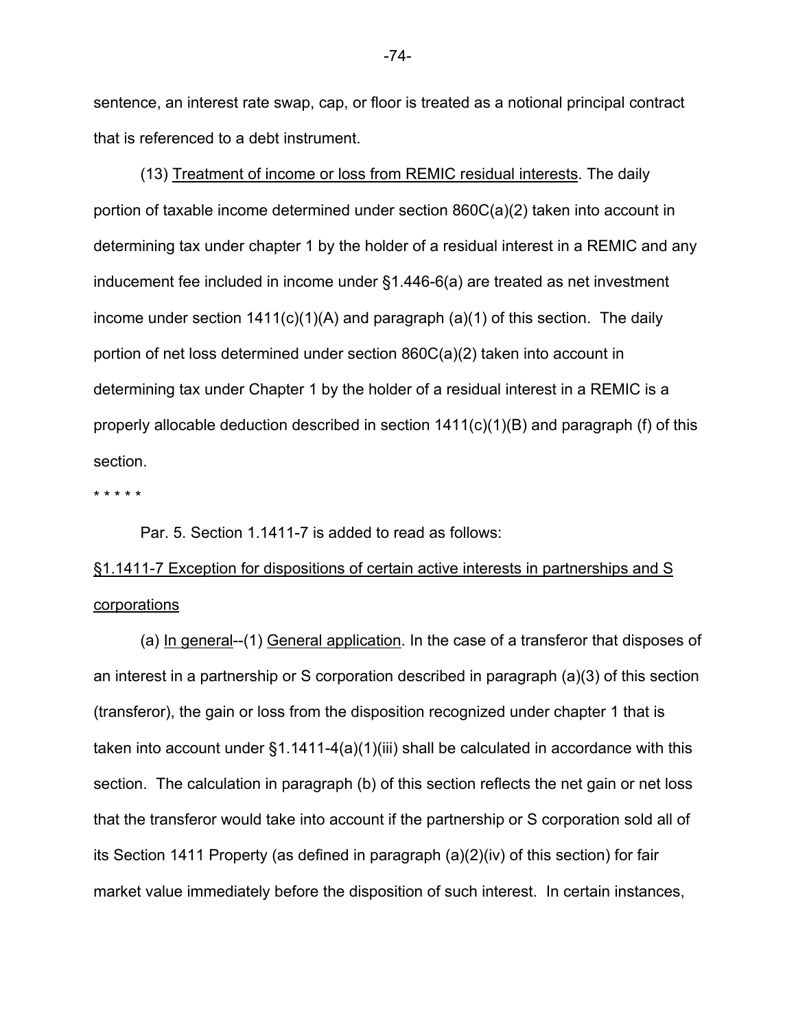sentence, an interest rate swap, cap, or floor is treated as a notional principal contract that is referenced to a debt instrument.

(13) Treatment of income or loss from REMIC residual interests. The daily portion of taxable income determined under section 860C(a)(2) taken into account in determining tax under chapter 1 by the holder of a residual interest in a REMIC and any inducement fee included in income under §1.446-6(a) are treated as net investment income under section 1411(c)(1)(A) and paragraph (a)(1) of this section. The daily portion of net loss determined under section 860C(a)(2) taken into account in determining tax under Chapter 1 by the holder of a residual interest in a REMIC is a properly allocable deduction described in section 1411(c)(1)(B) and paragraph (f) of this section.

* * * * *

Par. 5. Section 1.1411-7 is added to read as follows:

§1.1411-7 Exception for dispositions of certain active interests in partnerships and S corporations

(a) In general--(1) General application. In the case of a transferor that disposes of an interest in a partnership or S corporation described in paragraph (a)(3) of this section (transferor), the gain or loss from the disposition recognized under chapter 1 that is taken into account under §1.1411-4(a)(1)(iii) shall be calculated in accordance with this section. The calculation in paragraph (b) of this section reflects the net gain or net loss that the transferor would take into account if the partnership or S corporation sold all of its Section 1411 Property (as defined in paragraph (a)(2)(iv) of this section) for fair market value immediately before the disposition of such interest. In certain instances,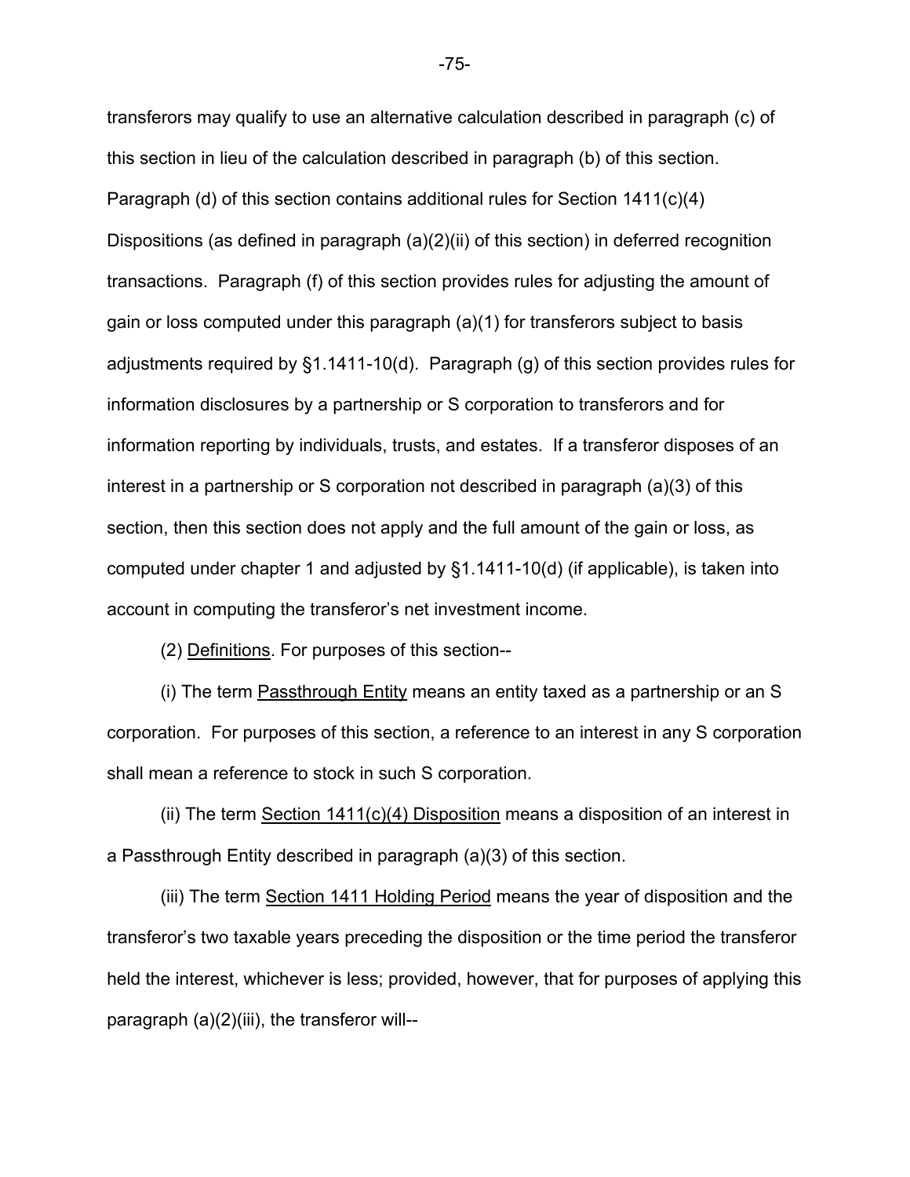transferors may qualify to use an alternative calculation described in paragraph (c) of this section in lieu of the calculation described in paragraph (b) of this section. Paragraph (d) of this section contains additional rules for Section 1411(c)(4) Dispositions (as defined in paragraph (a)(2)(ii) of this section) in deferred recognition transactions. Paragraph (f) of this section provides rules for adjusting the amount of gain or loss computed under this paragraph (a)(1) for transferors subject to basis adjustments required by §1.1411-10(d). Paragraph (g) of this section provides rules for information disclosures by a partnership or S corporation to transferors and for information reporting by individuals, trusts, and estates. If a transferor disposes of an interest in a partnership or S corporation not described in paragraph (a)(3) of this section, then this section does not apply and the full amount of the gain or loss, as computed under chapter 1 and adjusted by §1.1411-10(d) (if applicable), is taken into account in computing the transferor's net investment income.

(2) Definitions. For purposes of this section--

(i) The term Passthrough Entity means an entity taxed as a partnership or an S corporation. For purposes of this section, a reference to an interest in any S corporation shall mean a reference to stock in such S corporation.

(ii) The term Section 1411(c)(4) Disposition means a disposition of an interest in a Passthrough Entity described in paragraph (a)(3) of this section.

(iii) The term Section 1411 Holding Period means the year of disposition and the transferor's two taxable years preceding the disposition or the time period the transferor held the interest, whichever is less; provided, however, that for purposes of applying this paragraph (a)(2)(iii), the transferor will--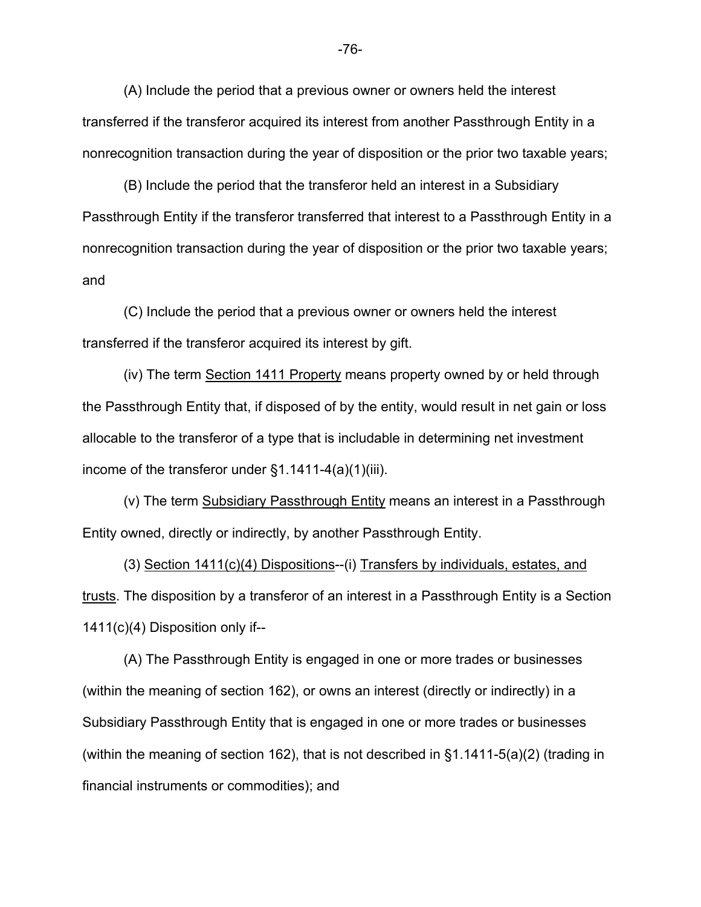(A) Include the period that a previous owner or owners held the interest transferred if the transferor acquired its interest from another Passthrough Entity in a nonrecognition transaction during the year of disposition or the prior two taxable years;

(B) Include the period that the transferor held an interest in a Subsidiary Passthrough Entity if the transferor transferred that interest to a Passthrough Entity in a nonrecognition transaction during the year of disposition or the prior two taxable years; and

(C) Include the period that a previous owner or owners held the interest transferred if the transferor acquired its interest by gift.

(iv) The term <u>Section 1411 Property</u> means property owned by or held through the Passthrough Entity that, if disposed of by the entity, would result in net gain or loss allocable to the transferor of a type that is includable in determining net investment income of the transferor under §1.1411-4(a)(1)(iii).

(v) The term <u>Subsidiary Passthrough Entity</u> means an interest in a Passthrough Entity owned, directly or indirectly, by another Passthrough Entity.

(3) <u>Section 1411(c)(4) Dispositions</u>--(i) <u>Transfers by individuals, estates, and trusts</u>. The disposition by a transferor of an interest in a Passthrough Entity is a Section 1411(c)(4) Disposition only if--

(A) The Passthrough Entity is engaged in one or more trades or businesses (within the meaning of section 162), or owns an interest (directly or indirectly) in a Subsidiary Passthrough Entity that is engaged in one or more trades or businesses (within the meaning of section 162), that is not described in §1.1411-5(a)(2) (trading in financial instruments or commodities); and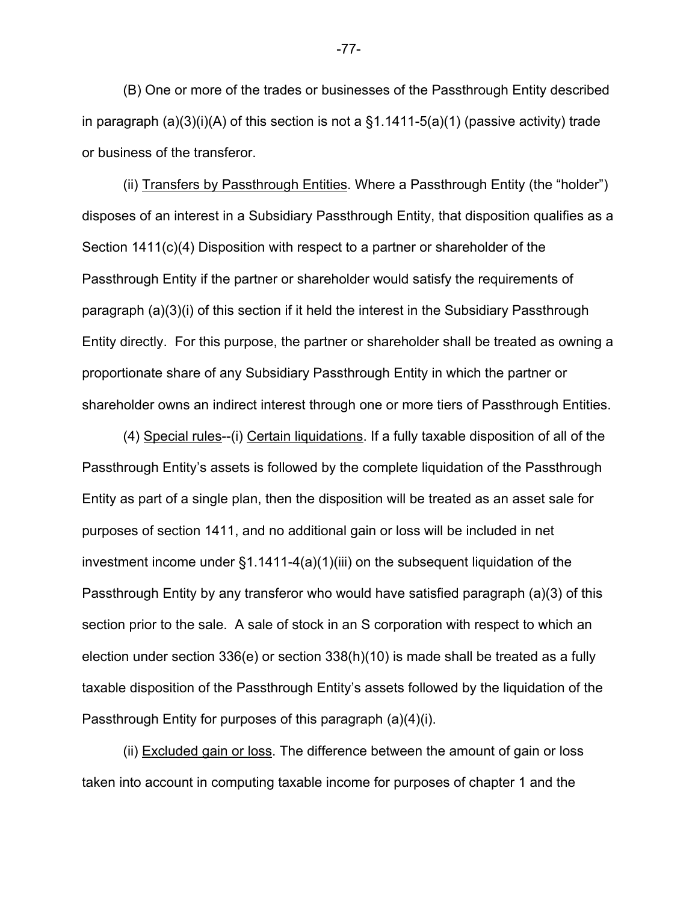(B) One or more of the trades or businesses of the Passthrough Entity described in paragraph (a)(3)(i)(A) of this section is not a §1.1411-5(a)(1) (passive activity) trade or business of the transferor.

(ii) Transfers by Passthrough Entities. Where a Passthrough Entity (the "holder") disposes of an interest in a Subsidiary Passthrough Entity, that disposition qualifies as a Section 1411(c)(4) Disposition with respect to a partner or shareholder of the Passthrough Entity if the partner or shareholder would satisfy the requirements of paragraph (a)(3)(i) of this section if it held the interest in the Subsidiary Passthrough Entity directly. For this purpose, the partner or shareholder shall be treated as owning a proportionate share of any Subsidiary Passthrough Entity in which the partner or shareholder owns an indirect interest through one or more tiers of Passthrough Entities.

(4) Special rules--(i) Certain liquidations. If a fully taxable disposition of all of the Passthrough Entity's assets is followed by the complete liquidation of the Passthrough Entity as part of a single plan, then the disposition will be treated as an asset sale for purposes of section 1411, and no additional gain or loss will be included in net investment income under §1.1411-4(a)(1)(iii) on the subsequent liquidation of the Passthrough Entity by any transferor who would have satisfied paragraph (a)(3) of this section prior to the sale. A sale of stock in an S corporation with respect to which an election under section 336(e) or section 338(h)(10) is made shall be treated as a fully taxable disposition of the Passthrough Entity's assets followed by the liquidation of the Passthrough Entity for purposes of this paragraph (a)(4)(i).

(ii) Excluded gain or loss. The difference between the amount of gain or loss taken into account in computing taxable income for purposes of chapter 1 and the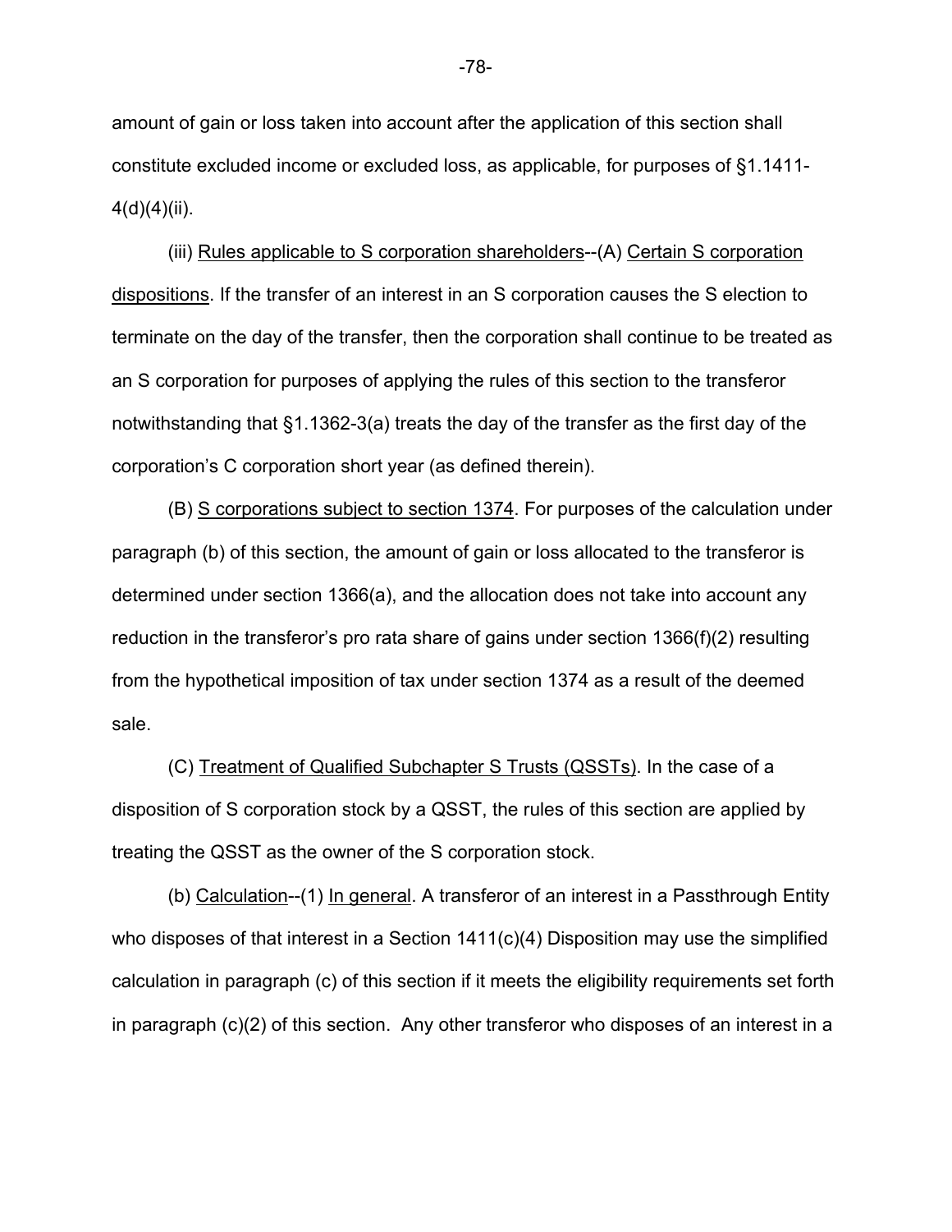amount of gain or loss taken into account after the application of this section shall constitute excluded income or excluded loss, as applicable, for purposes of §1.1411-4(d)(4)(ii).

(iii) Rules applicable to S corporation shareholders--(A) Certain S corporation dispositions. If the transfer of an interest in an S corporation causes the S election to terminate on the day of the transfer, then the corporation shall continue to be treated as an S corporation for purposes of applying the rules of this section to the transferor notwithstanding that §1.1362-3(a) treats the day of the transfer as the first day of the corporation's C corporation short year (as defined therein).

(B) S corporations subject to section 1374. For purposes of the calculation under paragraph (b) of this section, the amount of gain or loss allocated to the transferor is determined under section 1366(a), and the allocation does not take into account any reduction in the transferor's pro rata share of gains under section 1366(f)(2) resulting from the hypothetical imposition of tax under section 1374 as a result of the deemed sale.

(C) Treatment of Qualified Subchapter S Trusts (QSSTs). In the case of a disposition of S corporation stock by a QSST, the rules of this section are applied by treating the QSST as the owner of the S corporation stock.

(b) Calculation--(1) In general. A transferor of an interest in a Passthrough Entity who disposes of that interest in a Section 1411(c)(4) Disposition may use the simplified calculation in paragraph (c) of this section if it meets the eligibility requirements set forth in paragraph (c)(2) of this section. Any other transferor who disposes of an interest in a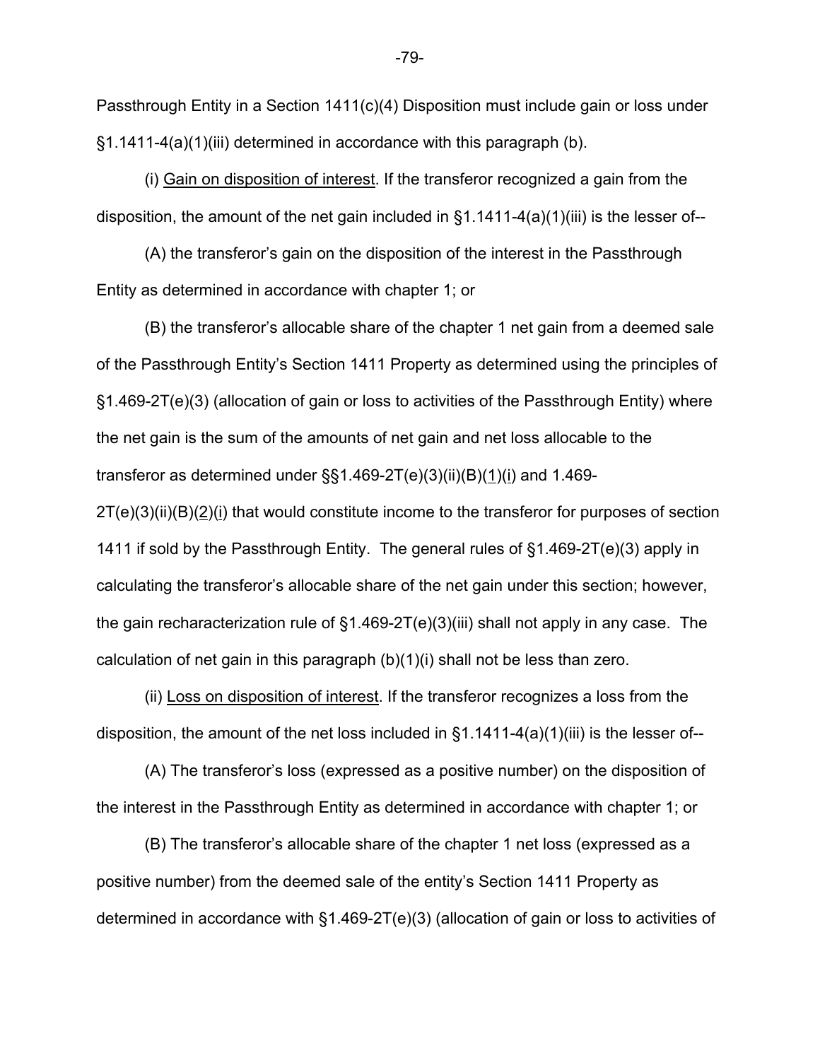Passthrough Entity in a Section 1411(c)(4) Disposition must include gain or loss under §1.1411-4(a)(1)(iii) determined in accordance with this paragraph (b).

(i) Gain on disposition of interest. If the transferor recognized a gain from the disposition, the amount of the net gain included in §1.1411-4(a)(1)(iii) is the lesser of--

(A) the transferor's gain on the disposition of the interest in the Passthrough Entity as determined in accordance with chapter 1; or

(B) the transferor's allocable share of the chapter 1 net gain from a deemed sale of the Passthrough Entity's Section 1411 Property as determined using the principles of §1.469-2T(e)(3) (allocation of gain or loss to activities of the Passthrough Entity) where the net gain is the sum of the amounts of net gain and net loss allocable to the transferor as determined under §§1.469-2T(e)(3)(ii)(B)(1)(i) and 1.469-2T(e)(3)(ii)(B)(2)(i) that would constitute income to the transferor for purposes of section 1411 if sold by the Passthrough Entity. The general rules of §1.469-2T(e)(3) apply in calculating the transferor's allocable share of the net gain under this section; however, the gain recharacterization rule of §1.469-2T(e)(3)(iii) shall not apply in any case. The calculation of net gain in this paragraph (b)(1)(i) shall not be less than zero.

(ii) Loss on disposition of interest. If the transferor recognizes a loss from the disposition, the amount of the net loss included in §1.1411-4(a)(1)(iii) is the lesser of--

(A) The transferor's loss (expressed as a positive number) on the disposition of the interest in the Passthrough Entity as determined in accordance with chapter 1; or

(B) The transferor's allocable share of the chapter 1 net loss (expressed as a positive number) from the deemed sale of the entity's Section 1411 Property as determined in accordance with §1.469-2T(e)(3) (allocation of gain or loss to activities of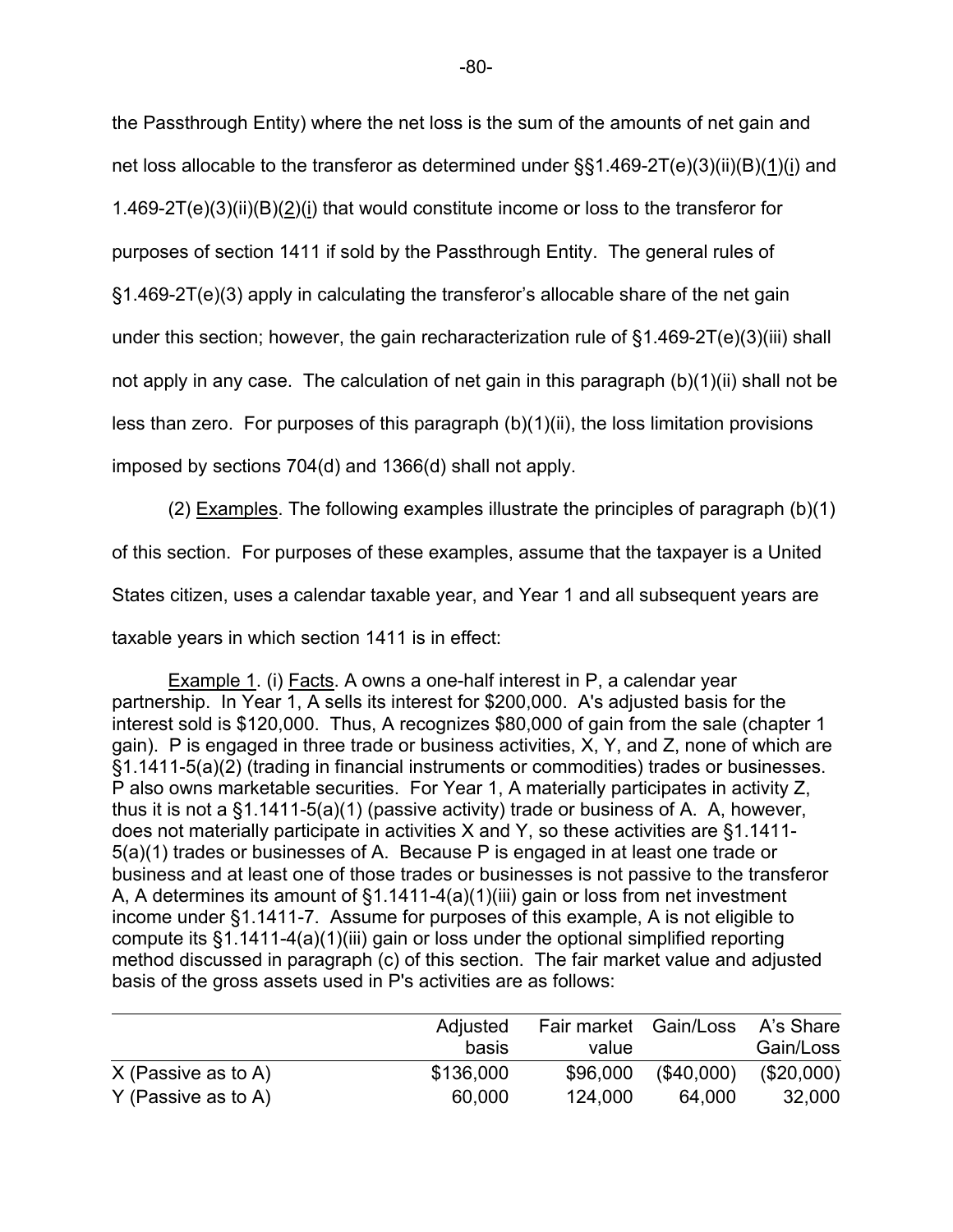the Passthrough Entity) where the net loss is the sum of the amounts of net gain and net loss allocable to the transferor as determined under §§1.469-2T(e)(3)(ii)(B)(1)(i) and 1.469-2T(e)(3)(ii)(B)(2)(i) that would constitute income or loss to the transferor for purposes of section 1411 if sold by the Passthrough Entity. The general rules of §1.469-2T(e)(3) apply in calculating the transferor's allocable share of the net gain under this section; however, the gain recharacterization rule of §1.469-2T(e)(3)(iii) shall not apply in any case. The calculation of net gain in this paragraph (b)(1)(ii) shall not be less than zero. For purposes of this paragraph (b)(1)(ii), the loss limitation provisions imposed by sections 704(d) and 1366(d) shall not apply.

(2) Examples. The following examples illustrate the principles of paragraph (b)(1) of this section. For purposes of these examples, assume that the taxpayer is a United States citizen, uses a calendar taxable year, and Year 1 and all subsequent years are taxable years in which section 1411 is in effect:

Example 1. (i) Facts. A owns a one-half interest in P, a calendar year partnership. In Year 1, A sells its interest for $200,000. A's adjusted basis for the interest sold is $120,000. Thus, A recognizes $80,000 of gain from the sale (chapter 1 gain). P is engaged in three trade or business activities, X, Y, and Z, none of which are §1.1411-5(a)(2) (trading in financial instruments or commodities) trades or businesses. P also owns marketable securities. For Year 1, A materially participates in activity Z, thus it is not a §1.1411-5(a)(1) (passive activity) trade or business of A. A, however, does not materially participate in activities X and Y, so these activities are §1.1411-5(a)(1) trades or businesses of A. Because P is engaged in at least one trade or business and at least one of those trades or businesses is not passive to the transferor A, A determines its amount of §1.1411-4(a)(1)(iii) gain or loss from net investment income under §1.1411-7. Assume for purposes of this example, A is not eligible to compute its §1.1411-4(a)(1)(iii) gain or loss under the optional simplified reporting method discussed in paragraph (c) of this section. The fair market value and adjusted basis of the gross assets used in P's activities are as follows:

| | Adjusted basis | Fair market value | Gain/Loss | A's Share Gain/Loss |
|---|---|---|---|---|
| X (Passive as to A) | $136,000 | $96,000 | ($40,000) | ($20,000) |
| Y (Passive as to A) | 60,000 | 124,000 | 64,000 | 32,000 |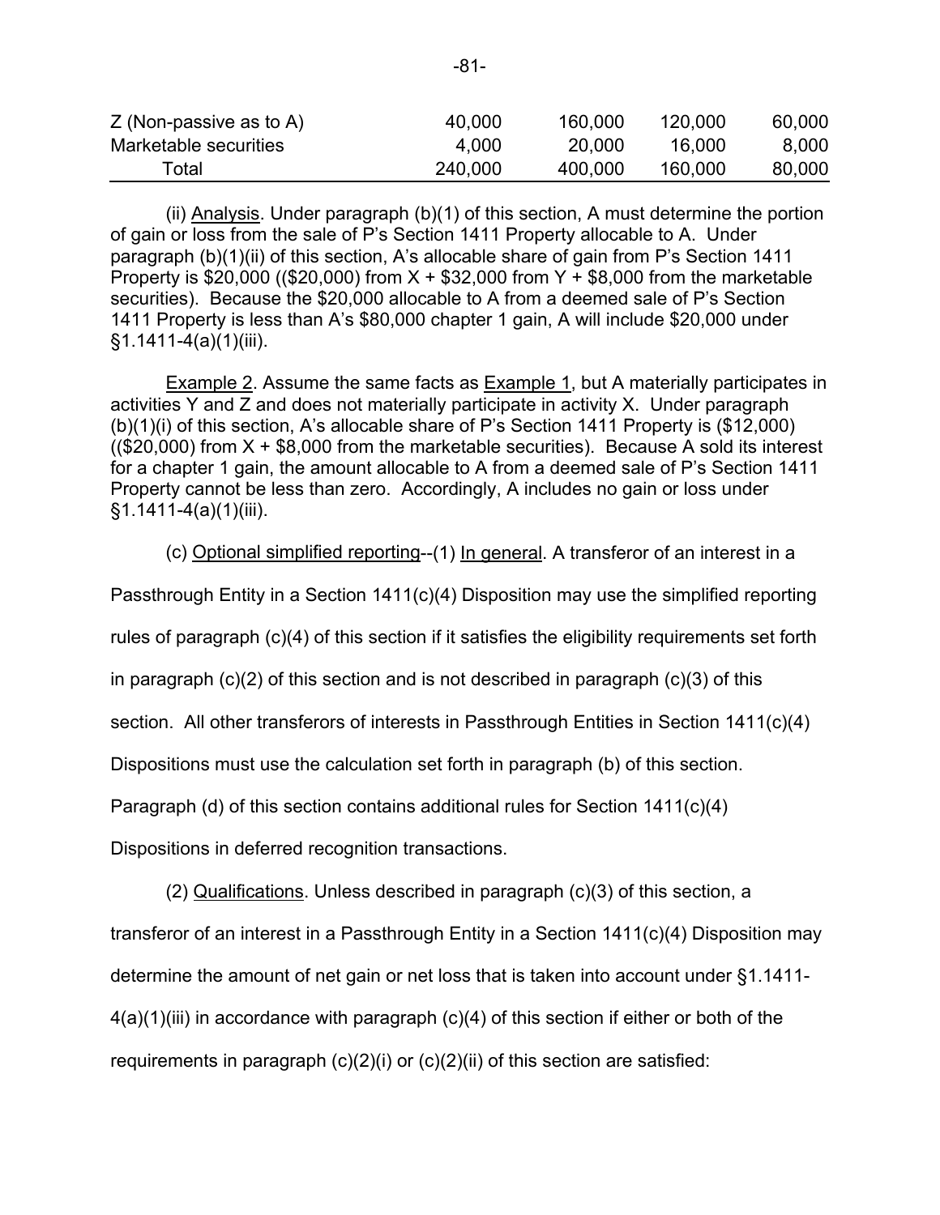| | | | | |
|---|---|---|---|---|
| Z (Non-passive as to A) | 40,000 | 160,000 | 120,000 | 60,000 |
| Marketable securities | 4,000 | 20,000 | 16,000 | 8,000 |
| Total | 240,000 | 400,000 | 160,000 | 80,000 |

(ii) Analysis. Under paragraph (b)(1) of this section, A must determine the portion of gain or loss from the sale of P's Section 1411 Property allocable to A. Under paragraph (b)(1)(ii) of this section, A's allocable share of gain from P's Section 1411 Property is $20,000 (($20,000) from X + $32,000 from Y + $8,000 from the marketable securities). Because the $20,000 allocable to A from a deemed sale of P's Section 1411 Property is less than A's $80,000 chapter 1 gain, A will include $20,000 under §1.1411-4(a)(1)(iii).

Example 2. Assume the same facts as Example 1, but A materially participates in activities Y and Z and does not materially participate in activity X. Under paragraph (b)(1)(i) of this section, A's allocable share of P's Section 1411 Property is ($12,000) (($20,000) from X + $8,000 from the marketable securities). Because A sold its interest for a chapter 1 gain, the amount allocable to A from a deemed sale of P's Section 1411 Property cannot be less than zero. Accordingly, A includes no gain or loss under §1.1411-4(a)(1)(iii).

(c) Optional simplified reporting--(1) In general. A transferor of an interest in a Passthrough Entity in a Section 1411(c)(4) Disposition may use the simplified reporting rules of paragraph (c)(4) of this section if it satisfies the eligibility requirements set forth in paragraph (c)(2) of this section and is not described in paragraph (c)(3) of this section. All other transferors of interests in Passthrough Entities in Section 1411(c)(4) Dispositions must use the calculation set forth in paragraph (b) of this section. Paragraph (d) of this section contains additional rules for Section 1411(c)(4) Dispositions in deferred recognition transactions.

(2) Qualifications. Unless described in paragraph (c)(3) of this section, a transferor of an interest in a Passthrough Entity in a Section 1411(c)(4) Disposition may determine the amount of net gain or net loss that is taken into account under §1.1411-4(a)(1)(iii) in accordance with paragraph (c)(4) of this section if either or both of the requirements in paragraph (c)(2)(i) or (c)(2)(ii) of this section are satisfied: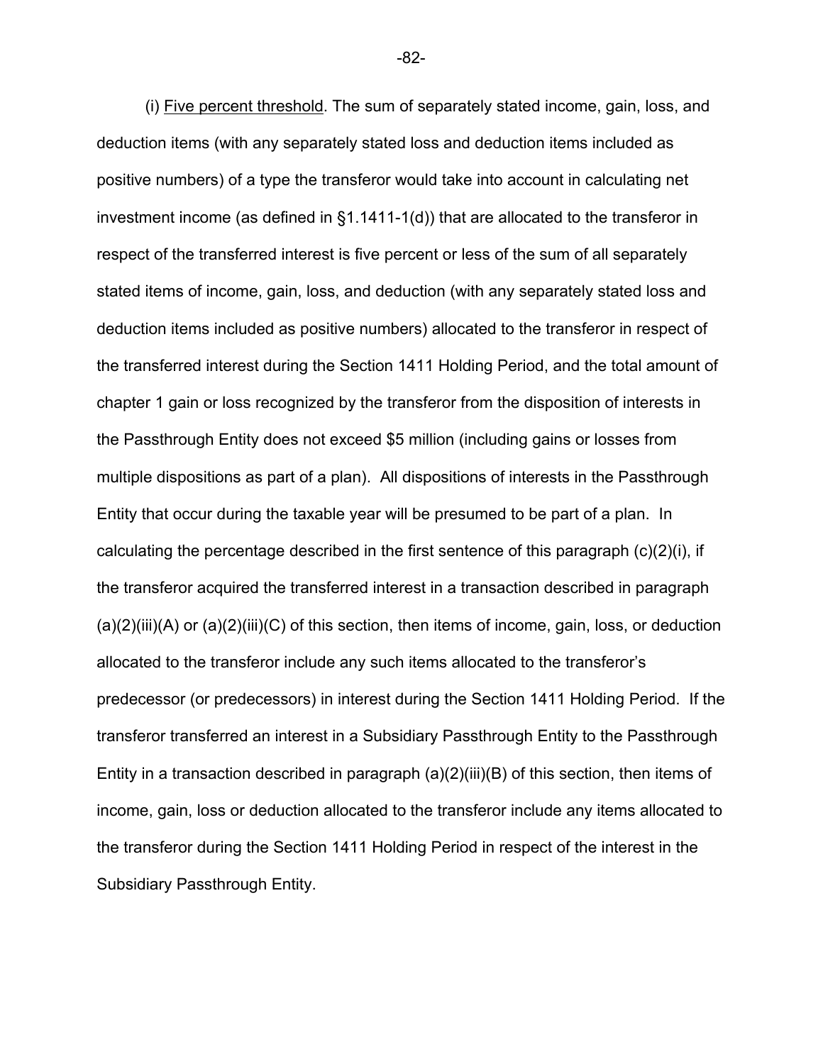(i) Five percent threshold. The sum of separately stated income, gain, loss, and deduction items (with any separately stated loss and deduction items included as positive numbers) of a type the transferor would take into account in calculating net investment income (as defined in §1.1411-1(d)) that are allocated to the transferor in respect of the transferred interest is five percent or less of the sum of all separately stated items of income, gain, loss, and deduction (with any separately stated loss and deduction items included as positive numbers) allocated to the transferor in respect of the transferred interest during the Section 1411 Holding Period, and the total amount of chapter 1 gain or loss recognized by the transferor from the disposition of interests in the Passthrough Entity does not exceed $5 million (including gains or losses from multiple dispositions as part of a plan). All dispositions of interests in the Passthrough Entity that occur during the taxable year will be presumed to be part of a plan. In calculating the percentage described in the first sentence of this paragraph (c)(2)(i), if the transferor acquired the transferred interest in a transaction described in paragraph (a)(2)(iii)(A) or (a)(2)(iii)(C) of this section, then items of income, gain, loss, or deduction allocated to the transferor include any such items allocated to the transferor's predecessor (or predecessors) in interest during the Section 1411 Holding Period. If the transferor transferred an interest in a Subsidiary Passthrough Entity to the Passthrough Entity in a transaction described in paragraph (a)(2)(iii)(B) of this section, then items of income, gain, loss or deduction allocated to the transferor include any items allocated to the transferor during the Section 1411 Holding Period in respect of the interest in the Subsidiary Passthrough Entity.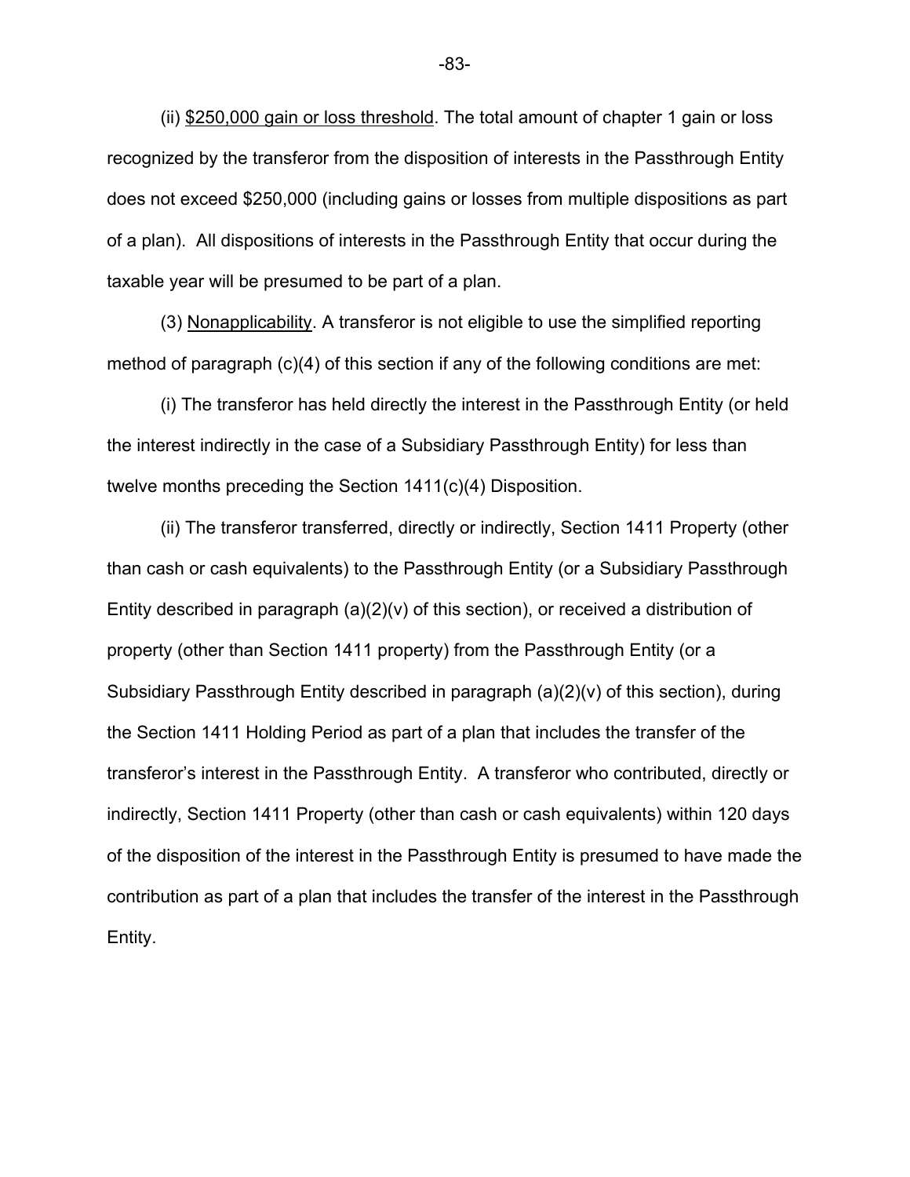(ii) <u>$250,000 gain or loss threshold</u>. The total amount of chapter 1 gain or loss recognized by the transferor from the disposition of interests in the Passthrough Entity does not exceed $250,000 (including gains or losses from multiple dispositions as part of a plan). All dispositions of interests in the Passthrough Entity that occur during the taxable year will be presumed to be part of a plan.

(3) <u>Nonapplicability</u>. A transferor is not eligible to use the simplified reporting method of paragraph (c)(4) of this section if any of the following conditions are met:

(i) The transferor has held directly the interest in the Passthrough Entity (or held the interest indirectly in the case of a Subsidiary Passthrough Entity) for less than twelve months preceding the Section 1411(c)(4) Disposition.

(ii) The transferor transferred, directly or indirectly, Section 1411 Property (other than cash or cash equivalents) to the Passthrough Entity (or a Subsidiary Passthrough Entity described in paragraph (a)(2)(v) of this section), or received a distribution of property (other than Section 1411 property) from the Passthrough Entity (or a Subsidiary Passthrough Entity described in paragraph (a)(2)(v) of this section), during the Section 1411 Holding Period as part of a plan that includes the transfer of the transferor's interest in the Passthrough Entity. A transferor who contributed, directly or indirectly, Section 1411 Property (other than cash or cash equivalents) within 120 days of the disposition of the interest in the Passthrough Entity is presumed to have made the contribution as part of a plan that includes the transfer of the interest in the Passthrough Entity.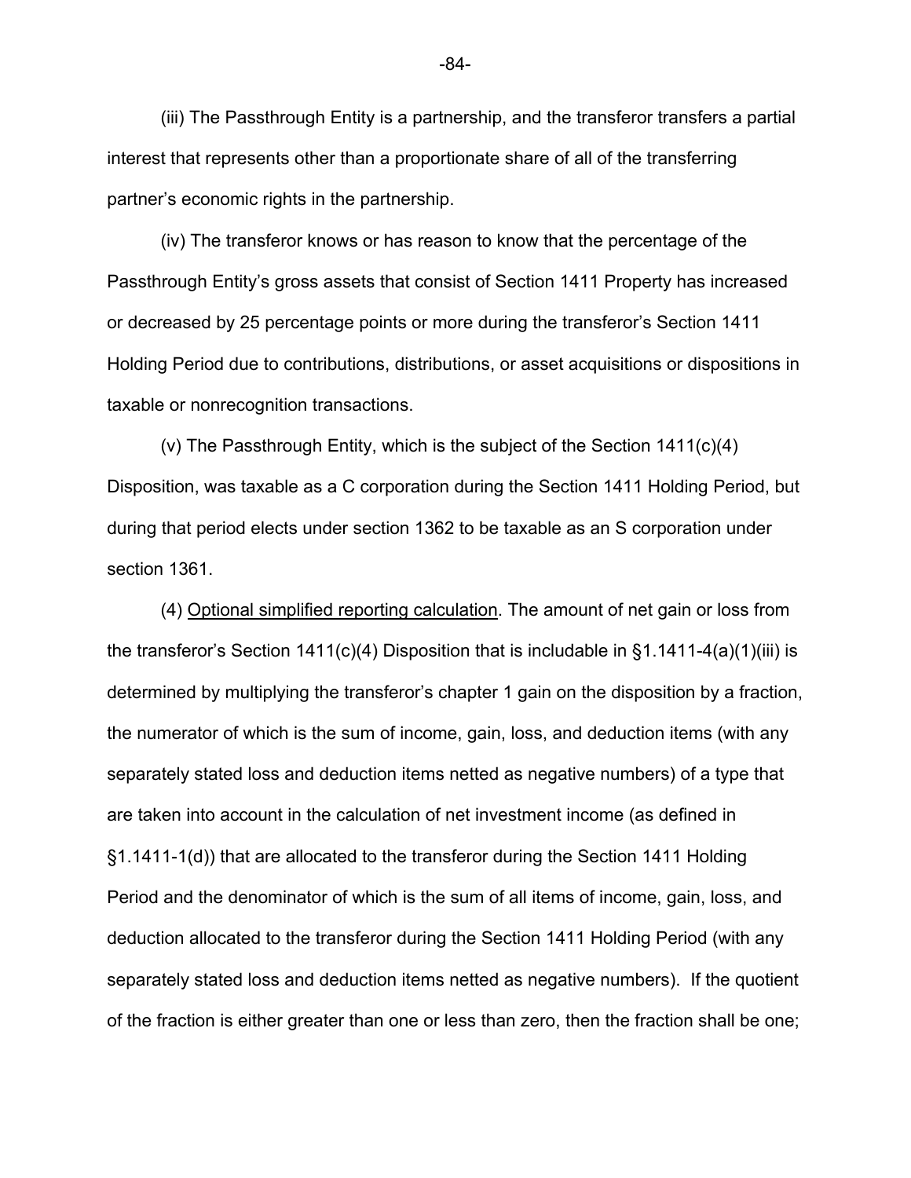(iii) The Passthrough Entity is a partnership, and the transferor transfers a partial interest that represents other than a proportionate share of all of the transferring partner's economic rights in the partnership.

(iv) The transferor knows or has reason to know that the percentage of the Passthrough Entity's gross assets that consist of Section 1411 Property has increased or decreased by 25 percentage points or more during the transferor's Section 1411 Holding Period due to contributions, distributions, or asset acquisitions or dispositions in taxable or nonrecognition transactions.

(v) The Passthrough Entity, which is the subject of the Section 1411(c)(4) Disposition, was taxable as a C corporation during the Section 1411 Holding Period, but during that period elects under section 1362 to be taxable as an S corporation under section 1361.

(4) Optional simplified reporting calculation. The amount of net gain or loss from the transferor's Section 1411(c)(4) Disposition that is includable in §1.1411-4(a)(1)(iii) is determined by multiplying the transferor's chapter 1 gain on the disposition by a fraction, the numerator of which is the sum of income, gain, loss, and deduction items (with any separately stated loss and deduction items netted as negative numbers) of a type that are taken into account in the calculation of net investment income (as defined in §1.1411-1(d)) that are allocated to the transferor during the Section 1411 Holding Period and the denominator of which is the sum of all items of income, gain, loss, and deduction allocated to the transferor during the Section 1411 Holding Period (with any separately stated loss and deduction items netted as negative numbers). If the quotient of the fraction is either greater than one or less than zero, then the fraction shall be one;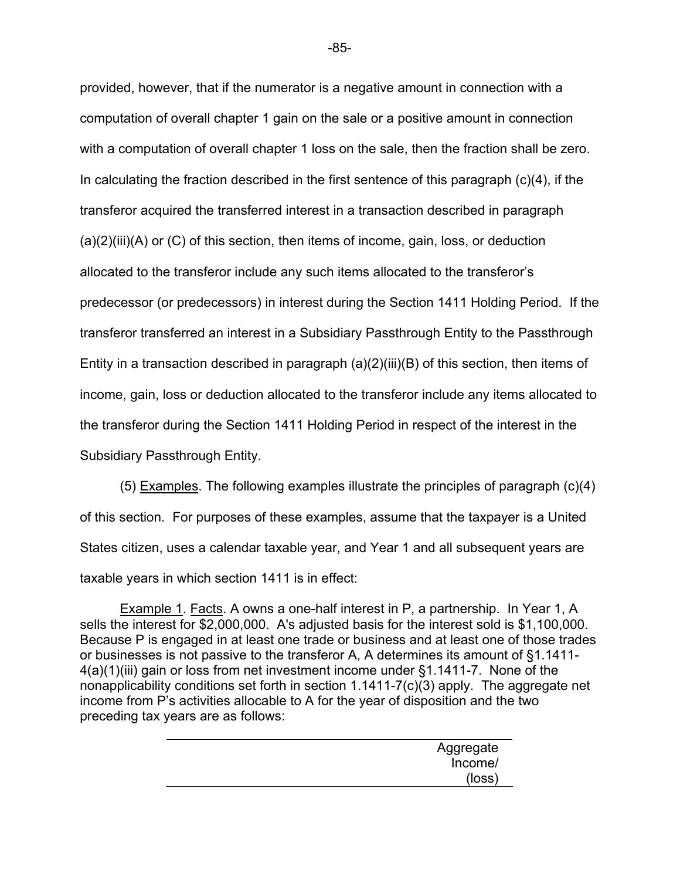provided, however, that if the numerator is a negative amount in connection with a computation of overall chapter 1 gain on the sale or a positive amount in connection with a computation of overall chapter 1 loss on the sale, then the fraction shall be zero. In calculating the fraction described in the first sentence of this paragraph (c)(4), if the transferor acquired the transferred interest in a transaction described in paragraph (a)(2)(iii)(A) or (C) of this section, then items of income, gain, loss, or deduction allocated to the transferor include any such items allocated to the transferor's predecessor (or predecessors) in interest during the Section 1411 Holding Period. If the transferor transferred an interest in a Subsidiary Passthrough Entity to the Passthrough Entity in a transaction described in paragraph (a)(2)(iii)(B) of this section, then items of income, gain, loss or deduction allocated to the transferor include any items allocated to the transferor during the Section 1411 Holding Period in respect of the interest in the Subsidiary Passthrough Entity.

(5) Examples. The following examples illustrate the principles of paragraph (c)(4) of this section. For purposes of these examples, assume that the taxpayer is a United States citizen, uses a calendar taxable year, and Year 1 and all subsequent years are taxable years in which section 1411 is in effect:

Example 1. Facts. A owns a one-half interest in P, a partnership. In Year 1, A sells the interest for $2,000,000. A's adjusted basis for the interest sold is $1,100,000. Because P is engaged in at least one trade or business and at least one of those trades or businesses is not passive to the transferor A, A determines its amount of §1.1411-4(a)(1)(iii) gain or loss from net investment income under §1.1411-7. None of the nonapplicability conditions set forth in section 1.1411-7(c)(3) apply. The aggregate net income from P's activities allocable to A for the year of disposition and the two preceding tax years are as follows:

| | Aggregate Income/ (loss) |
|---|---|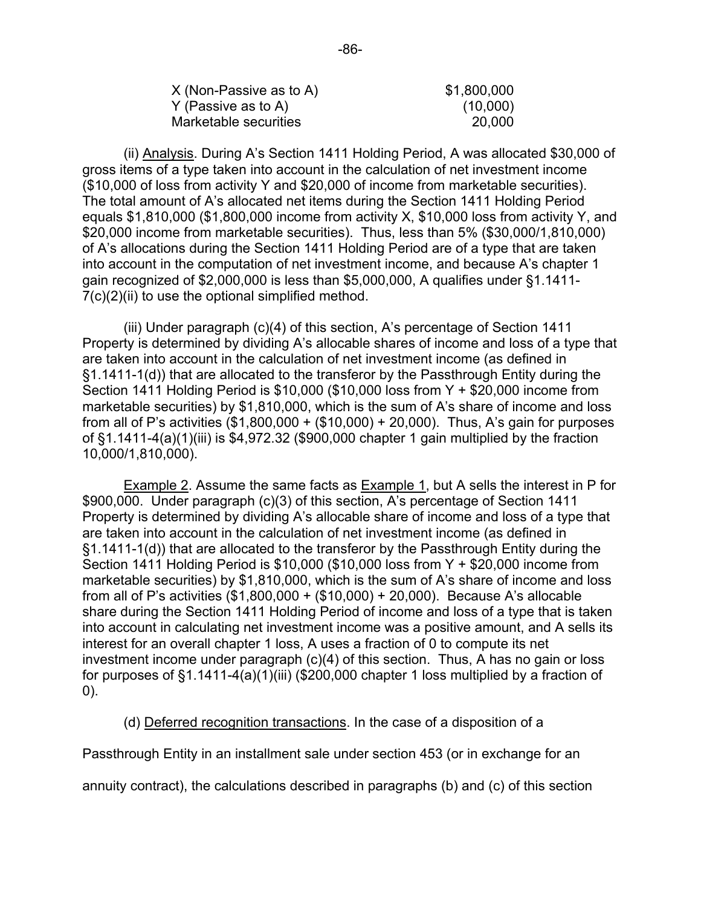| | |
|---|---|
| X (Non-Passive as to A) | $1,800,000 |
| Y (Passive as to A) | (10,000) |
| Marketable securities | 20,000 |

(ii) Analysis. During A's Section 1411 Holding Period, A was allocated $30,000 of gross items of a type taken into account in the calculation of net investment income ($10,000 of loss from activity Y and $20,000 of income from marketable securities). The total amount of A's allocated net items during the Section 1411 Holding Period equals $1,810,000 ($1,800,000 income from activity X, $10,000 loss from activity Y, and $20,000 income from marketable securities). Thus, less than 5% ($30,000/1,810,000) of A's allocations during the Section 1411 Holding Period are of a type that are taken into account in the computation of net investment income, and because A's chapter 1 gain recognized of $2,000,000 is less than $5,000,000, A qualifies under §1.1411-7(c)(2)(ii) to use the optional simplified method.

(iii) Under paragraph (c)(4) of this section, A's percentage of Section 1411 Property is determined by dividing A's allocable shares of income and loss of a type that are taken into account in the calculation of net investment income (as defined in §1.1411-1(d)) that are allocated to the transferor by the Passthrough Entity during the Section 1411 Holding Period is $10,000 ($10,000 loss from Y + $20,000 income from marketable securities) by $1,810,000, which is the sum of A's share of income and loss from all of P's activities ($1,800,000 + ($10,000) + 20,000). Thus, A's gain for purposes of §1.1411-4(a)(1)(iii) is $4,972.32 ($900,000 chapter 1 gain multiplied by the fraction 10,000/1,810,000).

Example 2. Assume the same facts as Example 1, but A sells the interest in P for $900,000. Under paragraph (c)(3) of this section, A's percentage of Section 1411 Property is determined by dividing A's allocable share of income and loss of a type that are taken into account in the calculation of net investment income (as defined in §1.1411-1(d)) that are allocated to the transferor by the Passthrough Entity during the Section 1411 Holding Period is $10,000 ($10,000 loss from Y + $20,000 income from marketable securities) by $1,810,000, which is the sum of A's share of income and loss from all of P's activities ($1,800,000 + ($10,000) + 20,000). Because A's allocable share during the Section 1411 Holding Period of income and loss of a type that is taken into account in calculating net investment income was a positive amount, and A sells its interest for an overall chapter 1 loss, A uses a fraction of 0 to compute its net investment income under paragraph (c)(4) of this section. Thus, A has no gain or loss for purposes of §1.1411-4(a)(1)(iii) ($200,000 chapter 1 loss multiplied by a fraction of 0).

(d) Deferred recognition transactions. In the case of a disposition of a Passthrough Entity in an installment sale under section 453 (or in exchange for an annuity contract), the calculations described in paragraphs (b) and (c) of this section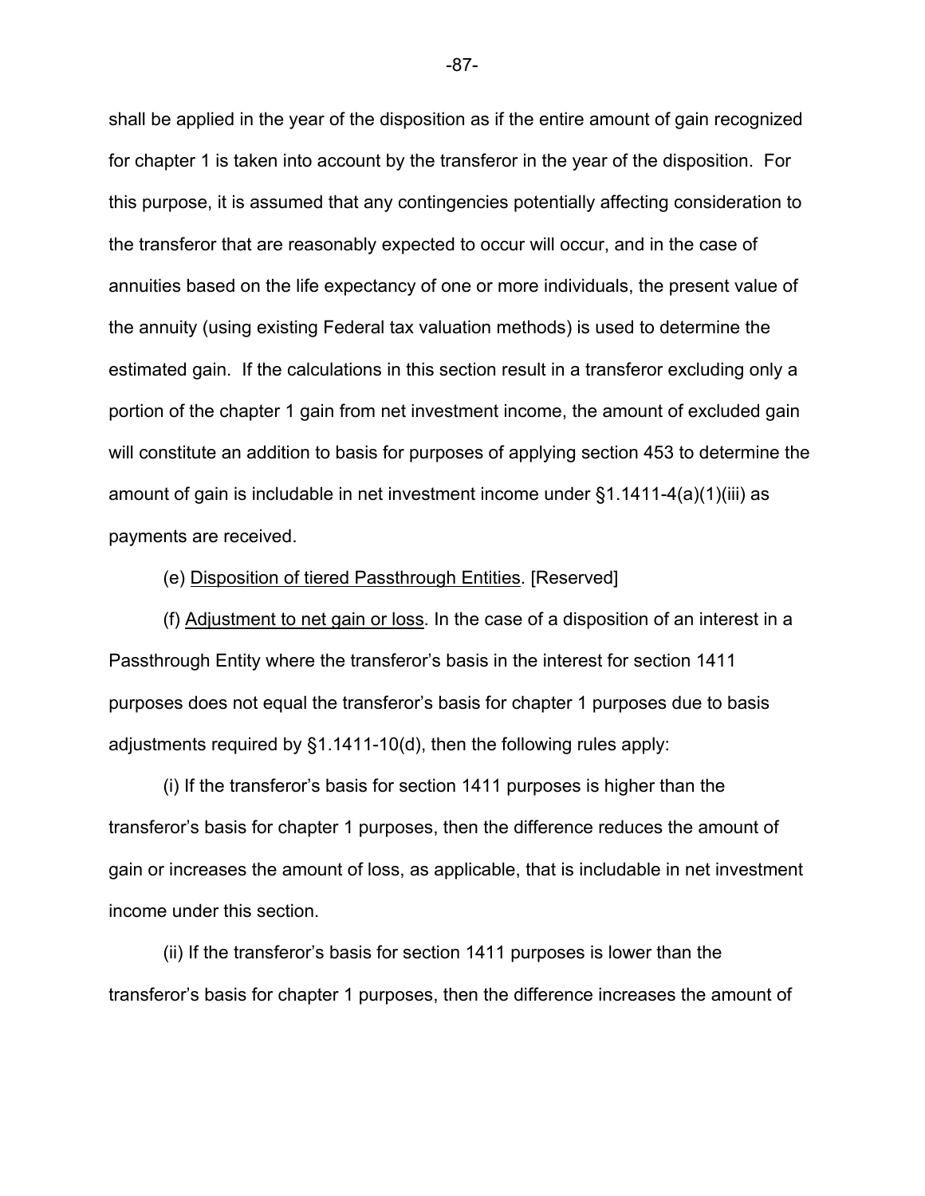shall be applied in the year of the disposition as if the entire amount of gain recognized for chapter 1 is taken into account by the transferor in the year of the disposition. For this purpose, it is assumed that any contingencies potentially affecting consideration to the transferor that are reasonably expected to occur will occur, and in the case of annuities based on the life expectancy of one or more individuals, the present value of the annuity (using existing Federal tax valuation methods) is used to determine the estimated gain. If the calculations in this section result in a transferor excluding only a portion of the chapter 1 gain from net investment income, the amount of excluded gain will constitute an addition to basis for purposes of applying section 453 to determine the amount of gain is includable in net investment income under §1.1411-4(a)(1)(iii) as payments are received.

(e) Disposition of tiered Passthrough Entities. [Reserved]

(f) Adjustment to net gain or loss. In the case of a disposition of an interest in a Passthrough Entity where the transferor's basis in the interest for section 1411 purposes does not equal the transferor's basis for chapter 1 purposes due to basis adjustments required by §1.1411-10(d), then the following rules apply:

(i) If the transferor's basis for section 1411 purposes is higher than the transferor's basis for chapter 1 purposes, then the difference reduces the amount of gain or increases the amount of loss, as applicable, that is includable in net investment income under this section.

(ii) If the transferor's basis for section 1411 purposes is lower than the transferor's basis for chapter 1 purposes, then the difference increases the amount of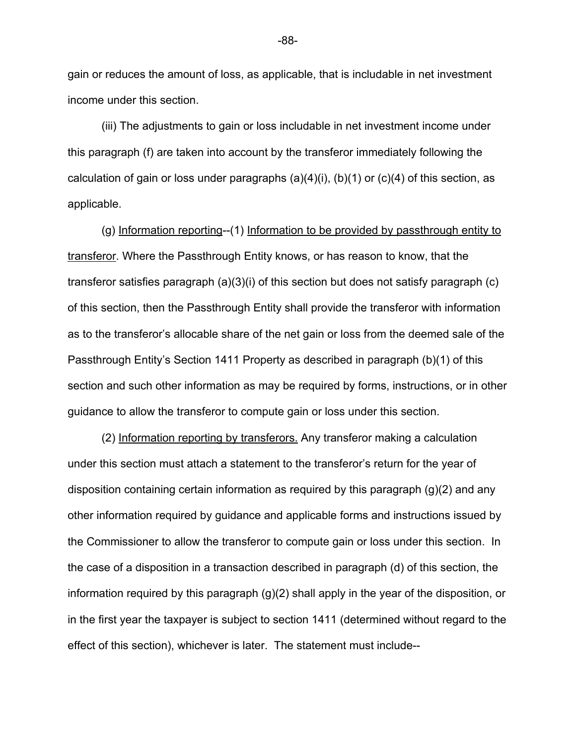gain or reduces the amount of loss, as applicable, that is includable in net investment income under this section.

(iii) The adjustments to gain or loss includable in net investment income under this paragraph (f) are taken into account by the transferor immediately following the calculation of gain or loss under paragraphs (a)(4)(i), (b)(1) or (c)(4) of this section, as applicable.

(g) Information reporting--(1) Information to be provided by passthrough entity to transferor. Where the Passthrough Entity knows, or has reason to know, that the transferor satisfies paragraph (a)(3)(i) of this section but does not satisfy paragraph (c) of this section, then the Passthrough Entity shall provide the transferor with information as to the transferor's allocable share of the net gain or loss from the deemed sale of the Passthrough Entity's Section 1411 Property as described in paragraph (b)(1) of this section and such other information as may be required by forms, instructions, or in other guidance to allow the transferor to compute gain or loss under this section.

(2) Information reporting by transferors. Any transferor making a calculation under this section must attach a statement to the transferor's return for the year of disposition containing certain information as required by this paragraph (g)(2) and any other information required by guidance and applicable forms and instructions issued by the Commissioner to allow the transferor to compute gain or loss under this section. In the case of a disposition in a transaction described in paragraph (d) of this section, the information required by this paragraph (g)(2) shall apply in the year of the disposition, or in the first year the taxpayer is subject to section 1411 (determined without regard to the effect of this section), whichever is later. The statement must include--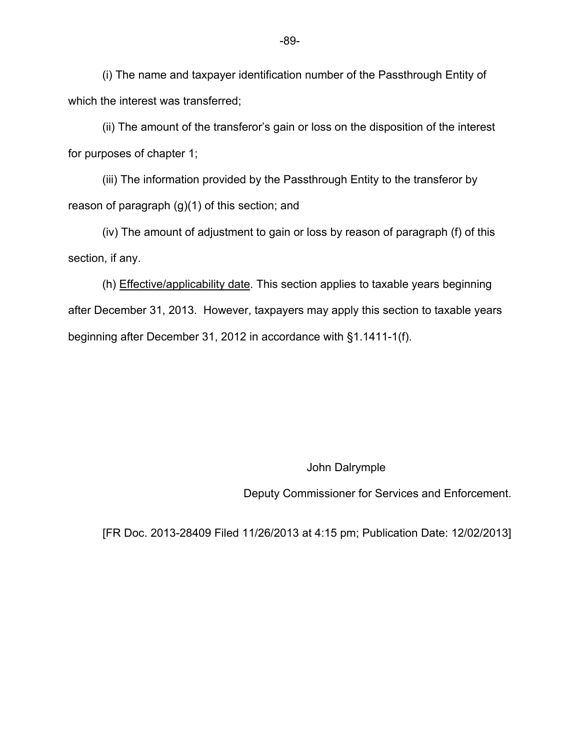(i) The name and taxpayer identification number of the Passthrough Entity of which the interest was transferred;

(ii) The amount of the transferor's gain or loss on the disposition of the interest for purposes of chapter 1;

(iii) The information provided by the Passthrough Entity to the transferor by reason of paragraph (g)(1) of this section; and

(iv) The amount of adjustment to gain or loss by reason of paragraph (f) of this section, if any.

(h) Effective/applicability date. This section applies to taxable years beginning after December 31, 2013. However, taxpayers may apply this section to taxable years beginning after December 31, 2012 in accordance with §1.1411-1(f).

John Dalrymple

Deputy Commissioner for Services and Enforcement.

[FR Doc. 2013-28409 Filed 11/26/2013 at 4:15 pm; Publication Date: 12/02/2013]